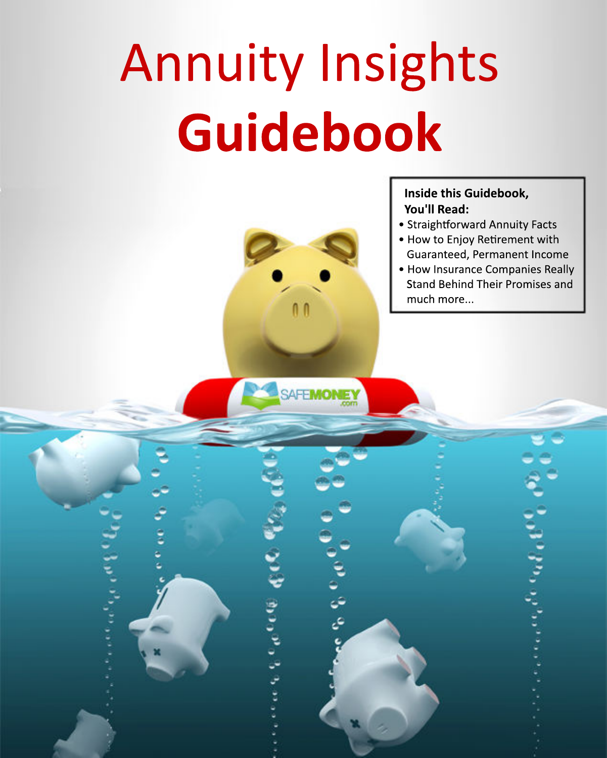# Annuity Insights **Guidebook**

**Inside this Guidebook, You'll Read:**

- Straightforward Annuity Facts
- How to Enjoy Retirement with Guaranteed, Permanent Income
- How Insurance Companies Really Stand Behind Their Promises and much more...

SAFEMONEY.com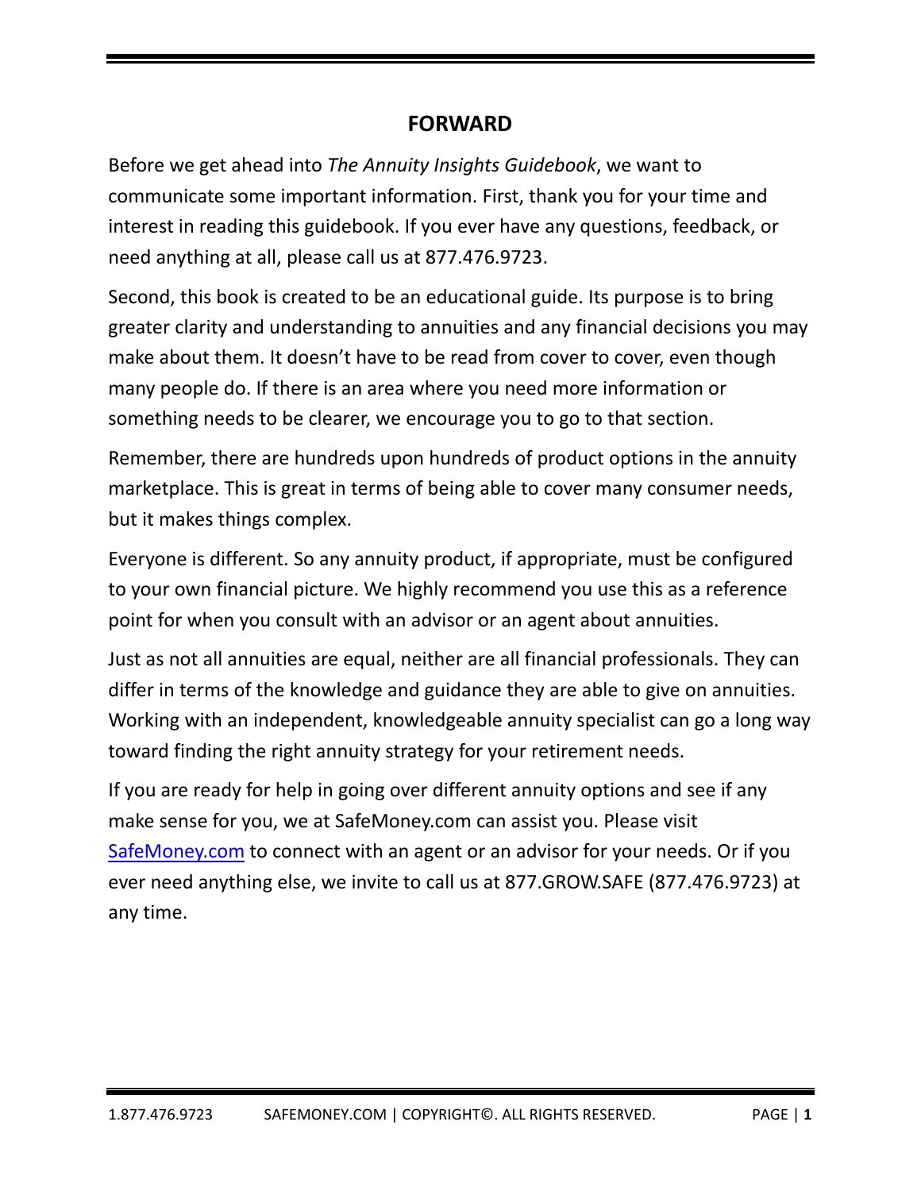## FORWARD

Before we get ahead into *The Annuity Insights Guidebook*, we want to communicate some important information. First, thank you for your time and interest in reading this guidebook. If you ever have any questions, feedback, or need anything at all, please call us at 877.476.9723.

Second, this book is created to be an educational guide. Its purpose is to bring greater clarity and understanding to annuities and any financial decisions you may make about them. It doesn't have to be read from cover to cover, even though many people do. If there is an area where you need more information or something needs to be clearer, we encourage you to go to that section.

Remember, there are hundreds upon hundreds of product options in the annuity marketplace. This is great in terms of being able to cover many consumer needs, but it makes things complex.

Everyone is different. So any annuity product, if appropriate, must be configured to your own financial picture. We highly recommend you use this as a reference point for when you consult with an advisor or an agent about annuities.

Just as not all annuities are equal, neither are all financial professionals. They can differ in terms of the knowledge and guidance they are able to give on annuities. Working with an independent, knowledgeable annuity specialist can go a long way toward finding the right annuity strategy for your retirement needs.

If you are ready for help in going over different annuity options and see if any make sense for you, we at SafeMoney.com can assist you. Please visit [SafeMoney.com](https://SafeMoney.com) to connect with an agent or an advisor for your needs. Or if you ever need anything else, we invite to call us at 877.GROW.SAFE (877.476.9723) at any time.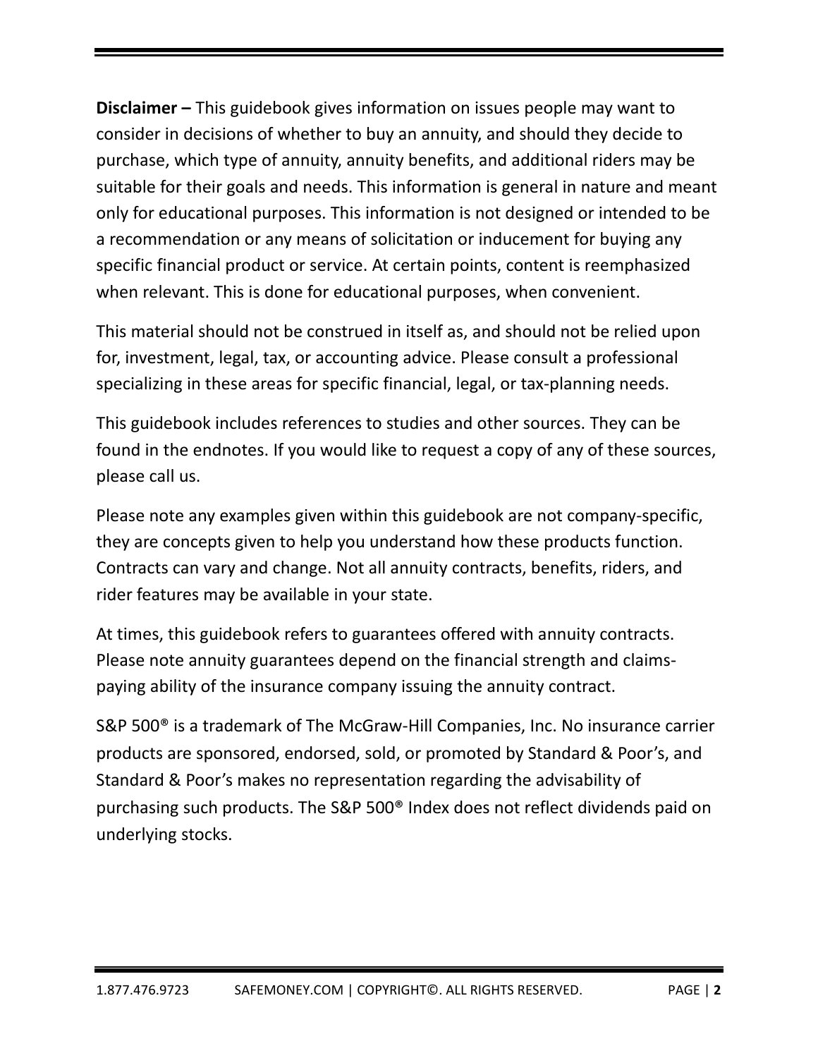**Disclaimer –** This guidebook gives information on issues people may want to consider in decisions of whether to buy an annuity, and should they decide to purchase, which type of annuity, annuity benefits, and additional riders may be suitable for their goals and needs. This information is general in nature and meant only for educational purposes. This information is not designed or intended to be a recommendation or any means of solicitation or inducement for buying any specific financial product or service. At certain points, content is reemphasized when relevant. This is done for educational purposes, when convenient.

This material should not be construed in itself as, and should not be relied upon for, investment, legal, tax, or accounting advice. Please consult a professional specializing in these areas for specific financial, legal, or tax-planning needs.

This guidebook includes references to studies and other sources. They can be found in the endnotes. If you would like to request a copy of any of these sources, please call us.

Please note any examples given within this guidebook are not company-specific, they are concepts given to help you understand how these products function. Contracts can vary and change. Not all annuity contracts, benefits, riders, and rider features may be available in your state.

At times, this guidebook refers to guarantees offered with annuity contracts. Please note annuity guarantees depend on the financial strength and claims-paying ability of the insurance company issuing the annuity contract.

S&P 500® is a trademark of The McGraw-Hill Companies, Inc. No insurance carrier products are sponsored, endorsed, sold, or promoted by Standard & Poor's, and Standard & Poor's makes no representation regarding the advisability of purchasing such products. The S&P 500® Index does not reflect dividends paid on underlying stocks.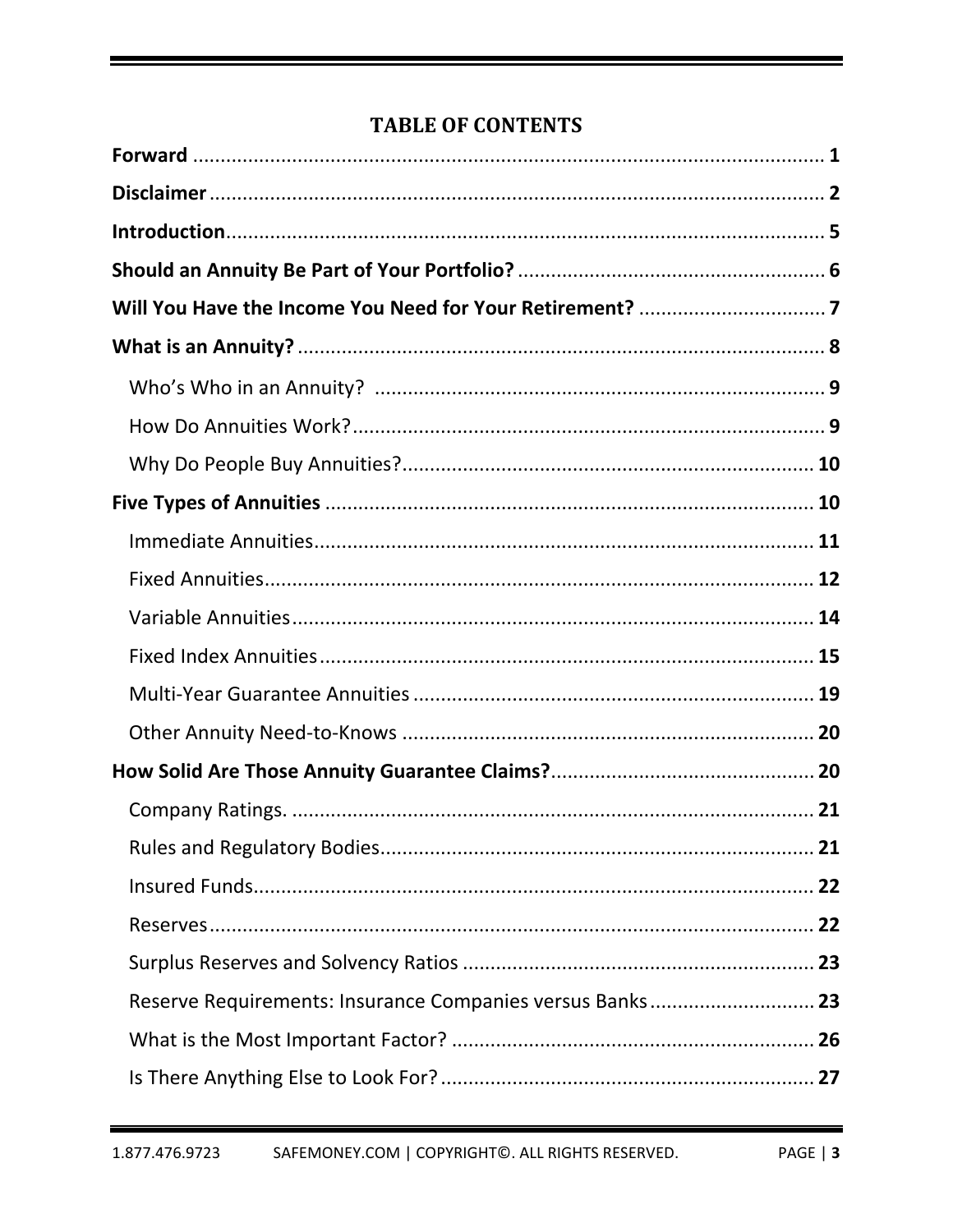# TABLE OF CONTENTS

**Forward** ............................................................ **1**

**Disclaimer** ............................................................ **2**

**Introduction** ............................................................ **5**

**Should an Annuity Be Part of Your Portfolio?** ............................................................ **6**

**Will You Have the Income You Need for Your Retirement?** ............................................................ **7**

**What is an Annuity?** ............................................................ **8**

- Who's Who in an Annuity? ............................................................ **9**
- How Do Annuities Work? ............................................................ **9**
- Why Do People Buy Annuities? ............................................................ **10**

**Five Types of Annuities** ............................................................ **10**

- Immediate Annuities ............................................................ **11**
- Fixed Annuities ............................................................ **12**
- Variable Annuities ............................................................ **14**
- Fixed Index Annuities ............................................................ **15**
- Multi-Year Guarantee Annuities ............................................................ **19**
- Other Annuity Need-to-Knows ............................................................ **20**

**How Solid Are Those Annuity Guarantee Claims?** ............................................................ **20**

- Company Ratings. ............................................................ **21**
- Rules and Regulatory Bodies ............................................................ **21**
- Insured Funds ............................................................ **22**
- Reserves ............................................................ **22**
- Surplus Reserves and Solvency Ratios ............................................................ **23**
- Reserve Requirements: Insurance Companies versus Banks ............................................................ **23**
- What is the Most Important Factor? ............................................................ **26**
- Is There Anything Else to Look For? ............................................................ **27**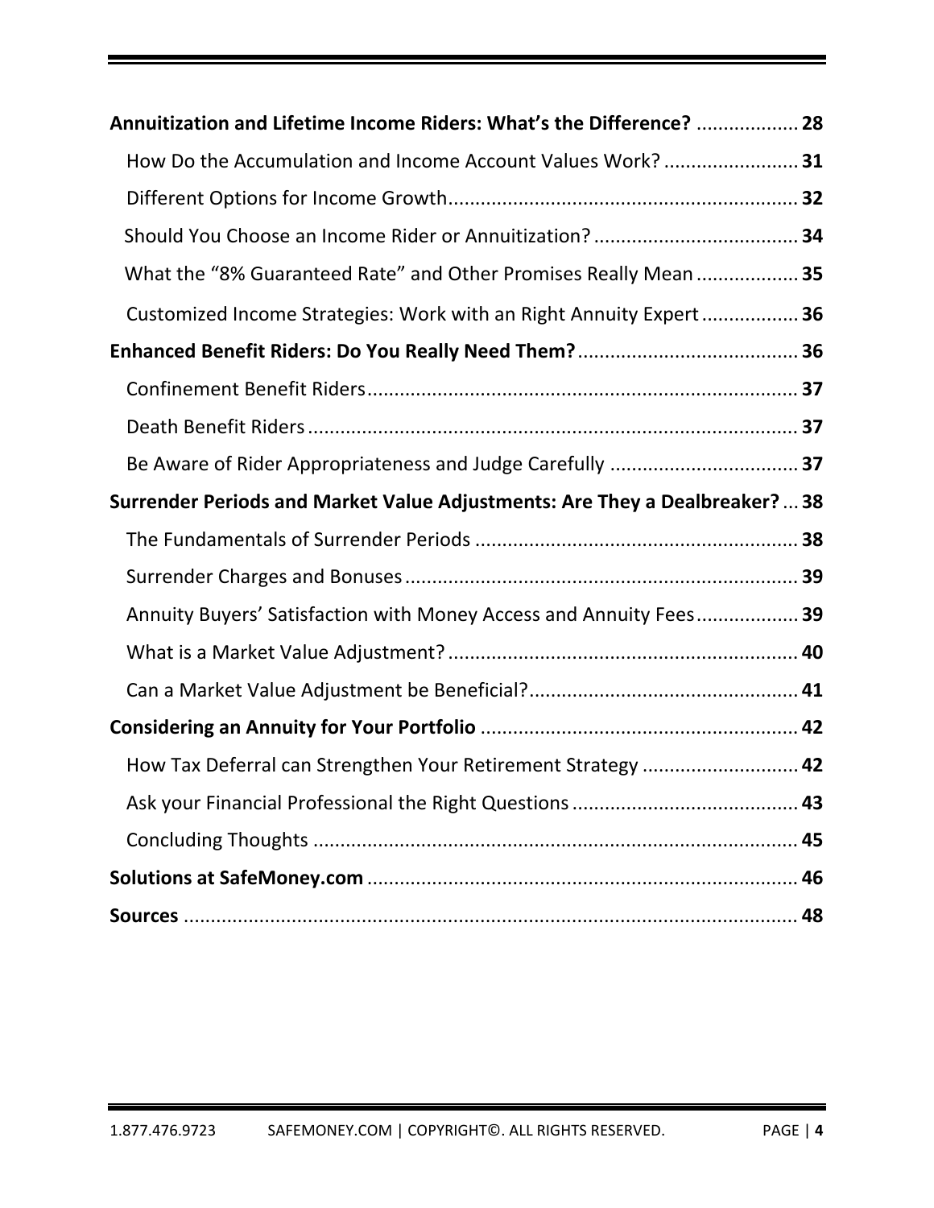**Annuitization and Lifetime Income Riders: What's the Difference?** .................. **28**

- How Do the Accumulation and Income Account Values Work? ......................... **31**
- Different Options for Income Growth................................................................. **32**
- Should You Choose an Income Rider or Annuitization? ...................................... **34**
- What the "8% Guaranteed Rate" and Other Promises Really Mean ................... **35**
- Customized Income Strategies: Work with an Right Annuity Expert .................. **36**

**Enhanced Benefit Riders: Do You Really Need Them?**......................................... **36**

- Confinement Benefit Riders................................................................................ **37**
- Death Benefit Riders ........................................................................................... **37**
- Be Aware of Rider Appropriateness and Judge Carefully ................................... **37**

**Surrender Periods and Market Value Adjustments: Are They a Dealbreaker?** ... **38**

- The Fundamentals of Surrender Periods ............................................................ **38**
- Surrender Charges and Bonuses ......................................................................... **39**
- Annuity Buyers' Satisfaction with Money Access and Annuity Fees................... **39**
- What is a Market Value Adjustment? ................................................................. **40**
- Can a Market Value Adjustment be Beneficial?.................................................. **41**

**Considering an Annuity for Your Portfolio** ........................................................... **42**

- How Tax Deferral can Strengthen Your Retirement Strategy ............................. **42**
- Ask your Financial Professional the Right Questions .......................................... **43**
- Concluding Thoughts .......................................................................................... **45**

**Solutions at SafeMoney.com** ................................................................................. **46**

**Sources** .................................................................................................................. **48**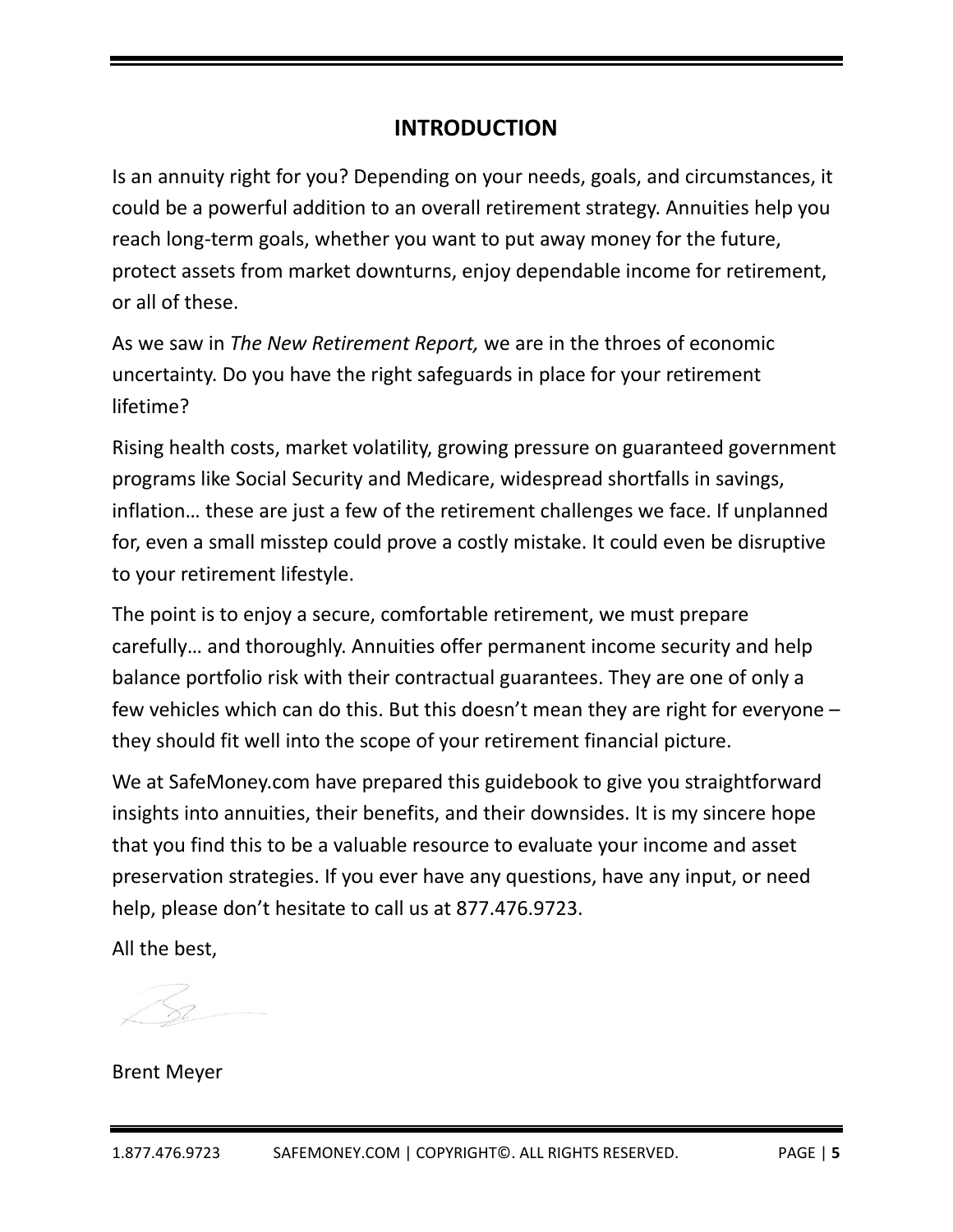# INTRODUCTION

Is an annuity right for you? Depending on your needs, goals, and circumstances, it could be a powerful addition to an overall retirement strategy. Annuities help you reach long-term goals, whether you want to put away money for the future, protect assets from market downturns, enjoy dependable income for retirement, or all of these.

As we saw in *The New Retirement Report,* we are in the throes of economic uncertainty. Do you have the right safeguards in place for your retirement lifetime?

Rising health costs, market volatility, growing pressure on guaranteed government programs like Social Security and Medicare, widespread shortfalls in savings, inflation… these are just a few of the retirement challenges we face. If unplanned for, even a small misstep could prove a costly mistake. It could even be disruptive to your retirement lifestyle.

The point is to enjoy a secure, comfortable retirement, we must prepare carefully… and thoroughly. Annuities offer permanent income security and help balance portfolio risk with their contractual guarantees. They are one of only a few vehicles which can do this. But this doesn't mean they are right for everyone – they should fit well into the scope of your retirement financial picture.

We at SafeMoney.com have prepared this guidebook to give you straightforward insights into annuities, their benefits, and their downsides. It is my sincere hope that you find this to be a valuable resource to evaluate your income and asset preservation strategies. If you ever have any questions, have any input, or need help, please don't hesitate to call us at 877.476.9723.

All the best,

Brent Meyer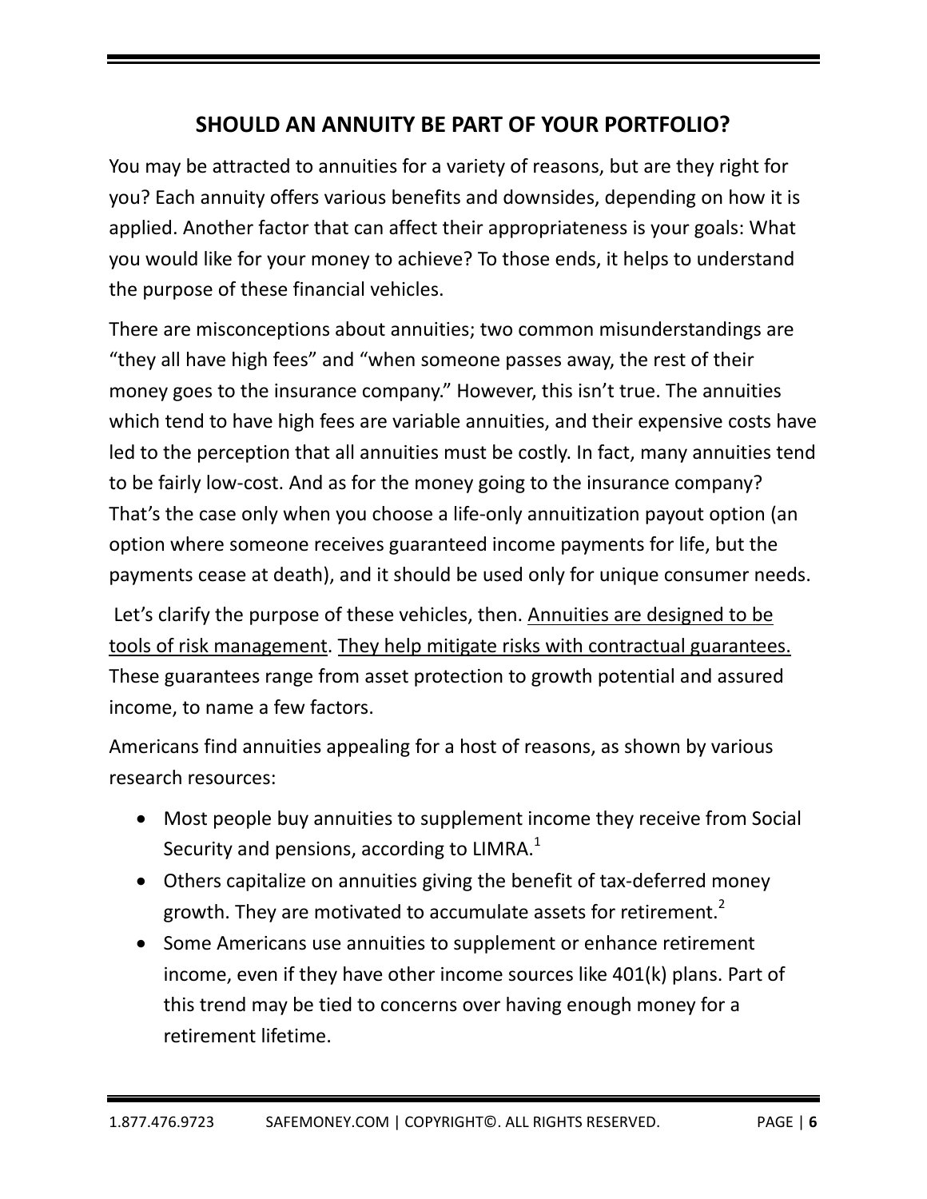## SHOULD AN ANNUITY BE PART OF YOUR PORTFOLIO?

You may be attracted to annuities for a variety of reasons, but are they right for you? Each annuity offers various benefits and downsides, depending on how it is applied. Another factor that can affect their appropriateness is your goals: What you would like for your money to achieve? To those ends, it helps to understand the purpose of these financial vehicles.

There are misconceptions about annuities; two common misunderstandings are "they all have high fees" and "when someone passes away, the rest of their money goes to the insurance company." However, this isn't true. The annuities which tend to have high fees are variable annuities, and their expensive costs have led to the perception that all annuities must be costly. In fact, many annuities tend to be fairly low-cost. And as for the money going to the insurance company? That's the case only when you choose a life-only annuitization payout option (an option where someone receives guaranteed income payments for life, but the payments cease at death), and it should be used only for unique consumer needs.

Let's clarify the purpose of these vehicles, then. <u>Annuities are designed to be tools of risk management</u>. <u>They help mitigate risks with contractual guarantees.</u> These guarantees range from asset protection to growth potential and assured income, to name a few factors.

Americans find annuities appealing for a host of reasons, as shown by various research resources:

- Most people buy annuities to supplement income they receive from Social Security and pensions, according to LIMRA.[1]
- Others capitalize on annuities giving the benefit of tax-deferred money growth. They are motivated to accumulate assets for retirement.[2]
- Some Americans use annuities to supplement or enhance retirement income, even if they have other income sources like 401(k) plans. Part of this trend may be tied to concerns over having enough money for a retirement lifetime.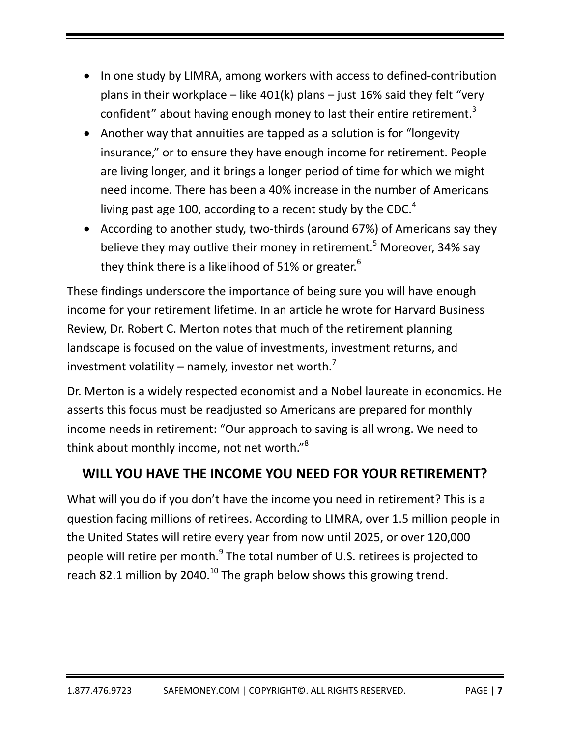- In one study by LIMRA, among workers with access to defined-contribution plans in their workplace – like 401(k) plans – just 16% said they felt “very confident” about having enough money to last their entire retirement.[3]
- Another way that annuities are tapped as a solution is for “longevity insurance,” or to ensure they have enough income for retirement. People are living longer, and it brings a longer period of time for which we might need income. There has been a 40% increase in the number of Americans living past age 100, according to a recent study by the CDC.[4]
- According to another study, two-thirds (around 67%) of Americans say they believe they may outlive their money in retirement.[5] Moreover, 34% say they think there is a likelihood of 51% or greater.[6]

These findings underscore the importance of being sure you will have enough income for your retirement lifetime. In an article he wrote for Harvard Business Review, Dr. Robert C. Merton notes that much of the retirement planning landscape is focused on the value of investments, investment returns, and investment volatility – namely, investor net worth.[7]

Dr. Merton is a widely respected economist and a Nobel laureate in economics. He asserts this focus must be readjusted so Americans are prepared for monthly income needs in retirement: “Our approach to saving is all wrong. We need to think about monthly income, not net worth.”[8]

## WILL YOU HAVE THE INCOME YOU NEED FOR YOUR RETIREMENT?

What will you do if you don’t have the income you need in retirement? This is a question facing millions of retirees. According to LIMRA, over 1.5 million people in the United States will retire every year from now until 2025, or over 120,000 people will retire per month.[9] The total number of U.S. retirees is projected to reach 82.1 million by 2040.[10] The graph below shows this growing trend.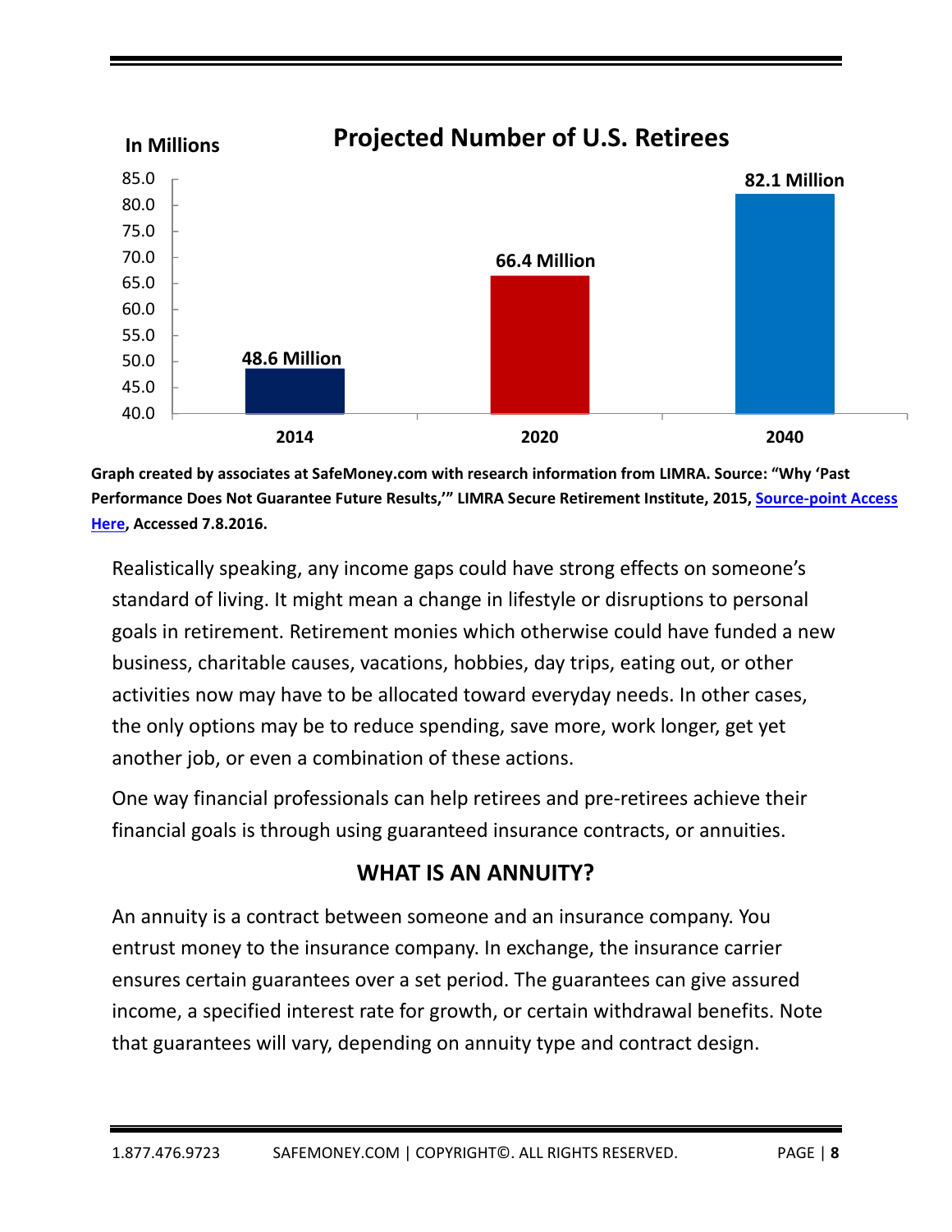**Projected Number of U.S. Retirees**

In Millions

| Year | Retirees |
|---|---|
| 2014 | 48.6 Million |
| 2020 | 66.4 Million |
| 2040 | 82.1 Million |

**Graph created by associates at SafeMoney.com with research information from LIMRA. Source: "Why 'Past Performance Does Not Guarantee Future Results,'" LIMRA Secure Retirement Institute, 2015, Source-point Access Here, Accessed 7.8.2016.**

Realistically speaking, any income gaps could have strong effects on someone's standard of living. It might mean a change in lifestyle or disruptions to personal goals in retirement. Retirement monies which otherwise could have funded a new business, charitable causes, vacations, hobbies, day trips, eating out, or other activities now may have to be allocated toward everyday needs. In other cases, the only options may be to reduce spending, save more, work longer, get yet another job, or even a combination of these actions.

One way financial professionals can help retirees and pre-retirees achieve their financial goals is through using guaranteed insurance contracts, or annuities.

## WHAT IS AN ANNUITY?

An annuity is a contract between someone and an insurance company. You entrust money to the insurance company. In exchange, the insurance carrier ensures certain guarantees over a set period. The guarantees can give assured income, a specified interest rate for growth, or certain withdrawal benefits. Note that guarantees will vary, depending on annuity type and contract design.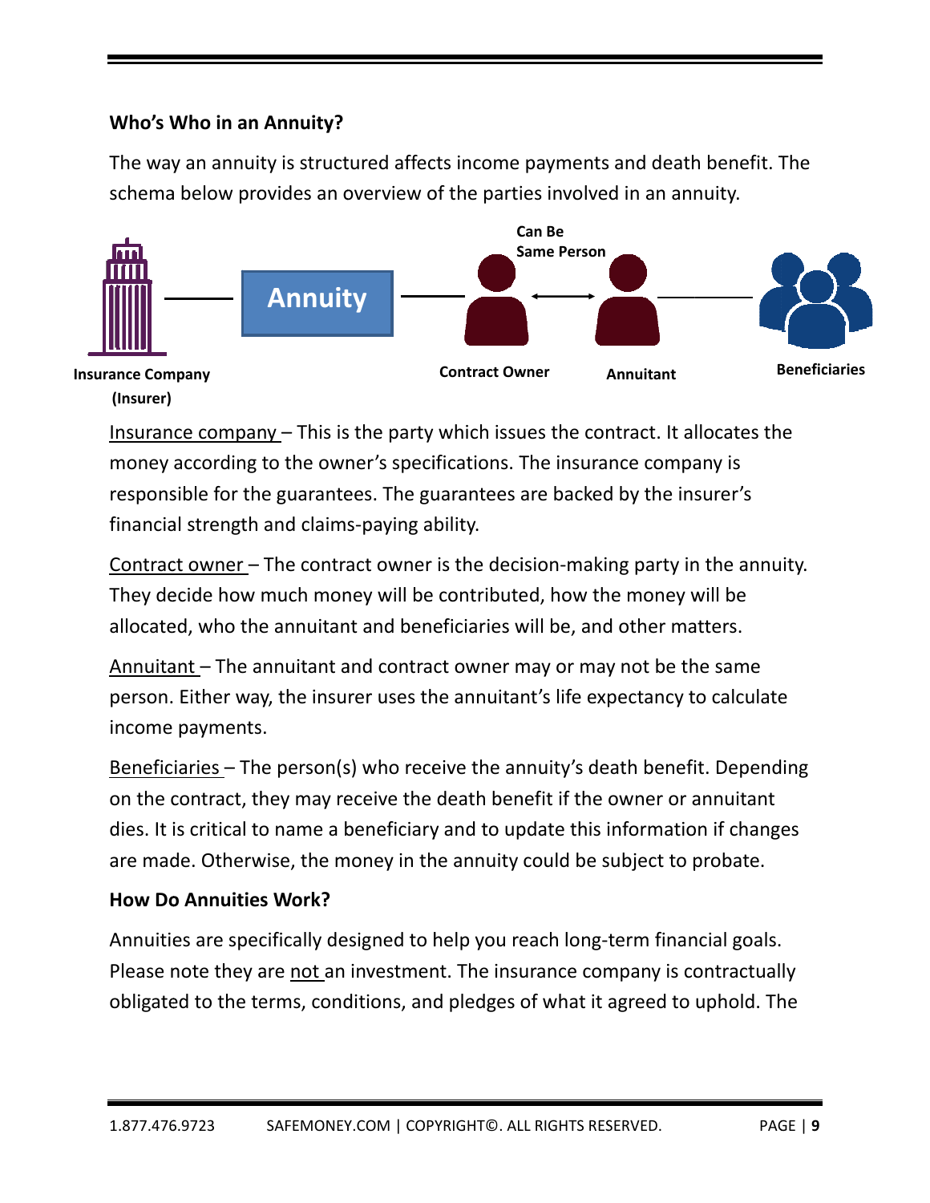**Who's Who in an Annuity?**

The way an annuity is structured affects income payments and death benefit. The schema below provides an overview of the parties involved in an annuity.

Insurance Company (Insurer) — Annuity — Contract Owner ↔ (Can Be Same Person) ↔ Annuitant — Beneficiaries

Insurance company – This is the party which issues the contract. It allocates the money according to the owner's specifications. The insurance company is responsible for the guarantees. The guarantees are backed by the insurer's financial strength and claims-paying ability.

Contract owner – The contract owner is the decision-making party in the annuity. They decide how much money will be contributed, how the money will be allocated, who the annuitant and beneficiaries will be, and other matters.

Annuitant – The annuitant and contract owner may or may not be the same person. Either way, the insurer uses the annuitant's life expectancy to calculate income payments.

Beneficiaries – The person(s) who receive the annuity's death benefit. Depending on the contract, they may receive the death benefit if the owner or annuitant dies. It is critical to name a beneficiary and to update this information if changes are made. Otherwise, the money in the annuity could be subject to probate.

**How Do Annuities Work?**

Annuities are specifically designed to help you reach long-term financial goals. Please note they are not an investment. The insurance company is contractually obligated to the terms, conditions, and pledges of what it agreed to uphold. The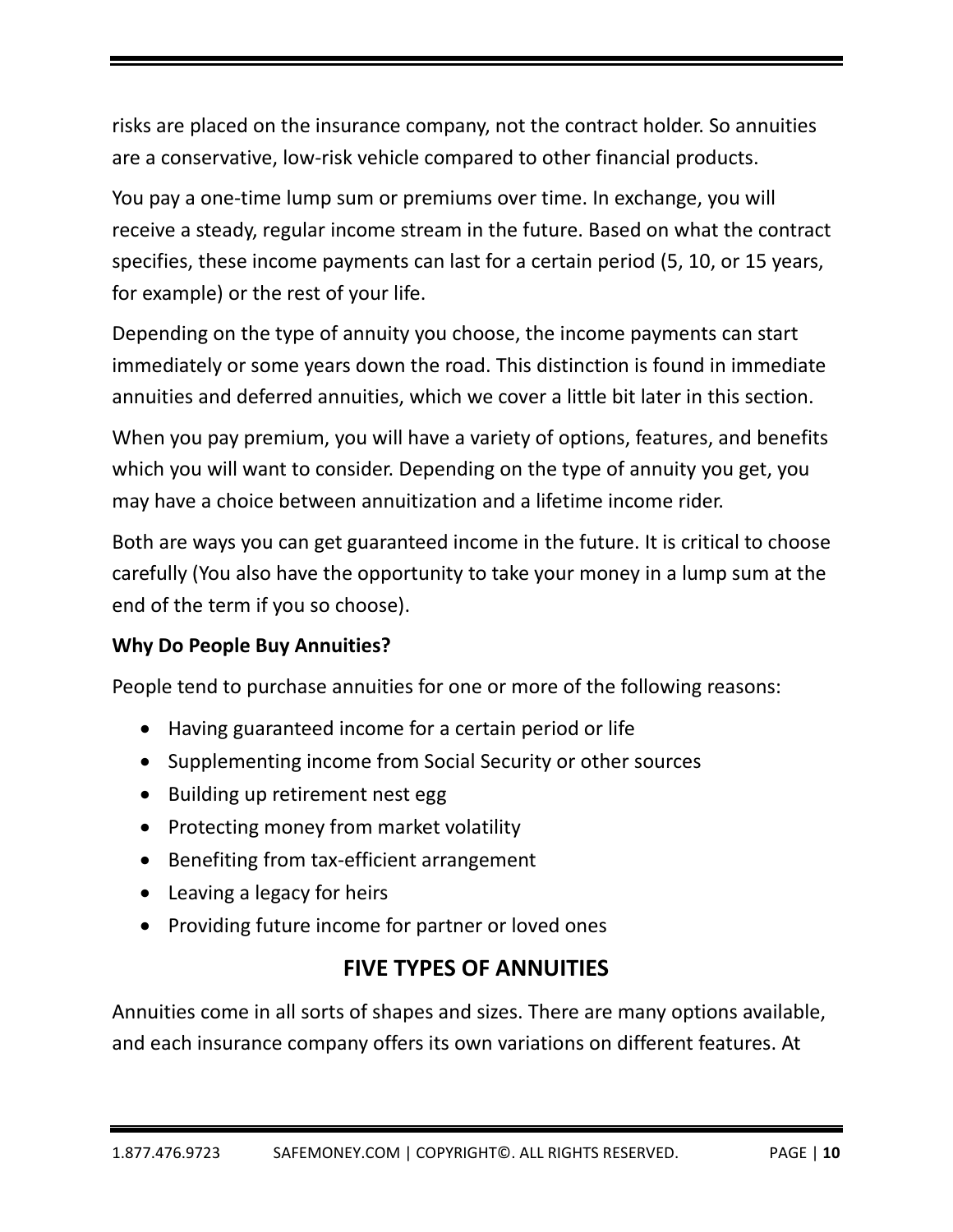risks are placed on the insurance company, not the contract holder. So annuities are a conservative, low-risk vehicle compared to other financial products.

You pay a one-time lump sum or premiums over time. In exchange, you will receive a steady, regular income stream in the future. Based on what the contract specifies, these income payments can last for a certain period (5, 10, or 15 years, for example) or the rest of your life.

Depending on the type of annuity you choose, the income payments can start immediately or some years down the road. This distinction is found in immediate annuities and deferred annuities, which we cover a little bit later in this section.

When you pay premium, you will have a variety of options, features, and benefits which you will want to consider. Depending on the type of annuity you get, you may have a choice between annuitization and a lifetime income rider.

Both are ways you can get guaranteed income in the future. It is critical to choose carefully (You also have the opportunity to take your money in a lump sum at the end of the term if you so choose).

**Why Do People Buy Annuities?**

People tend to purchase annuities for one or more of the following reasons:

- Having guaranteed income for a certain period or life
- Supplementing income from Social Security or other sources
- Building up retirement nest egg
- Protecting money from market volatility
- Benefiting from tax-efficient arrangement
- Leaving a legacy for heirs
- Providing future income for partner or loved ones

## FIVE TYPES OF ANNUITIES

Annuities come in all sorts of shapes and sizes. There are many options available, and each insurance company offers its own variations on different features. At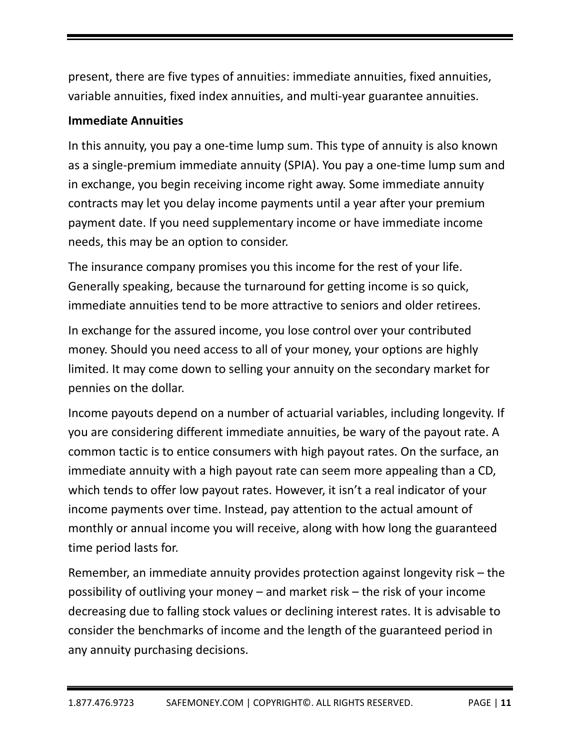present, there are five types of annuities: immediate annuities, fixed annuities, variable annuities, fixed index annuities, and multi-year guarantee annuities.

**Immediate Annuities**

In this annuity, you pay a one-time lump sum. This type of annuity is also known as a single-premium immediate annuity (SPIA). You pay a one-time lump sum and in exchange, you begin receiving income right away. Some immediate annuity contracts may let you delay income payments until a year after your premium payment date. If you need supplementary income or have immediate income needs, this may be an option to consider.

The insurance company promises you this income for the rest of your life. Generally speaking, because the turnaround for getting income is so quick, immediate annuities tend to be more attractive to seniors and older retirees.

In exchange for the assured income, you lose control over your contributed money. Should you need access to all of your money, your options are highly limited. It may come down to selling your annuity on the secondary market for pennies on the dollar.

Income payouts depend on a number of actuarial variables, including longevity. If you are considering different immediate annuities, be wary of the payout rate. A common tactic is to entice consumers with high payout rates. On the surface, an immediate annuity with a high payout rate can seem more appealing than a CD, which tends to offer low payout rates. However, it isn't a real indicator of your income payments over time. Instead, pay attention to the actual amount of monthly or annual income you will receive, along with how long the guaranteed time period lasts for.

Remember, an immediate annuity provides protection against longevity risk – the possibility of outliving your money – and market risk – the risk of your income decreasing due to falling stock values or declining interest rates. It is advisable to consider the benchmarks of income and the length of the guaranteed period in any annuity purchasing decisions.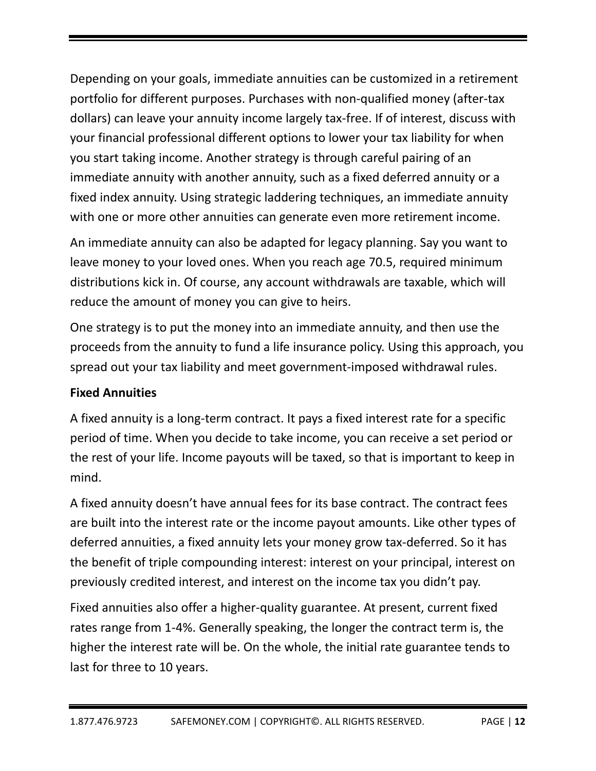Depending on your goals, immediate annuities can be customized in a retirement portfolio for different purposes. Purchases with non-qualified money (after-tax dollars) can leave your annuity income largely tax-free. If of interest, discuss with your financial professional different options to lower your tax liability for when you start taking income. Another strategy is through careful pairing of an immediate annuity with another annuity, such as a fixed deferred annuity or a fixed index annuity. Using strategic laddering techniques, an immediate annuity with one or more other annuities can generate even more retirement income.

An immediate annuity can also be adapted for legacy planning. Say you want to leave money to your loved ones. When you reach age 70.5, required minimum distributions kick in. Of course, any account withdrawals are taxable, which will reduce the amount of money you can give to heirs.

One strategy is to put the money into an immediate annuity, and then use the proceeds from the annuity to fund a life insurance policy. Using this approach, you spread out your tax liability and meet government-imposed withdrawal rules.

**Fixed Annuities**

A fixed annuity is a long-term contract. It pays a fixed interest rate for a specific period of time. When you decide to take income, you can receive a set period or the rest of your life. Income payouts will be taxed, so that is important to keep in mind.

A fixed annuity doesn't have annual fees for its base contract. The contract fees are built into the interest rate or the income payout amounts. Like other types of deferred annuities, a fixed annuity lets your money grow tax-deferred. So it has the benefit of triple compounding interest: interest on your principal, interest on previously credited interest, and interest on the income tax you didn't pay.

Fixed annuities also offer a higher-quality guarantee. At present, current fixed rates range from 1-4%. Generally speaking, the longer the contract term is, the higher the interest rate will be. On the whole, the initial rate guarantee tends to last for three to 10 years.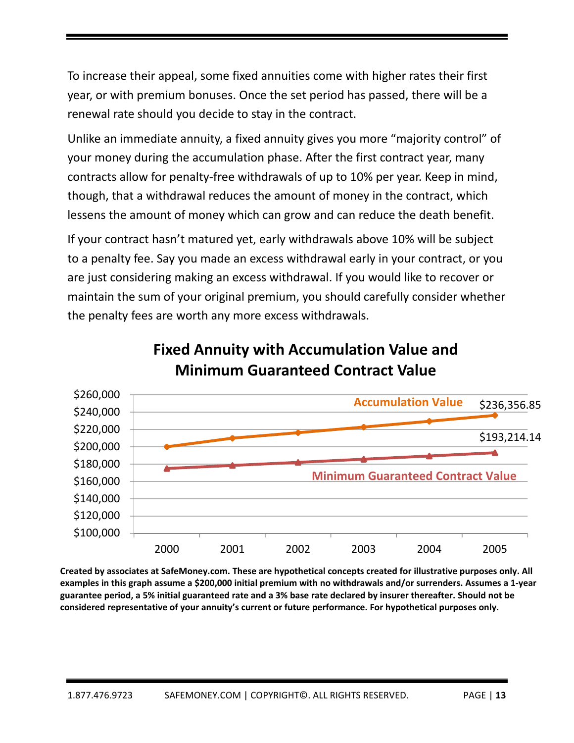To increase their appeal, some fixed annuities come with higher rates their first year, or with premium bonuses. Once the set period has passed, there will be a renewal rate should you decide to stay in the contract.

Unlike an immediate annuity, a fixed annuity gives you more "majority control" of your money during the accumulation phase. After the first contract year, many contracts allow for penalty-free withdrawals of up to 10% per year. Keep in mind, though, that a withdrawal reduces the amount of money in the contract, which lessens the amount of money which can grow and can reduce the death benefit.

If your contract hasn't matured yet, early withdrawals above 10% will be subject to a penalty fee. Say you made an excess withdrawal early in your contract, or you are just considering making an excess withdrawal. If you would like to recover or maintain the sum of your original premium, you should carefully consider whether the penalty fees are worth any more excess withdrawals.

## Fixed Annuity with Accumulation Value and Minimum Guaranteed Contract Value

| Year | Accumulation Value | Minimum Guaranteed Contract Value |
|---|---|---|
| 2000 | | |
| 2001 | | |
| 2002 | | |
| 2003 | | |
| 2004 | | |
| 2005 | $236,356.85 | $193,214.14 |

**Created by associates at SafeMoney.com. These are hypothetical concepts created for illustrative purposes only. All examples in this graph assume a $200,000 initial premium with no withdrawals and/or surrenders. Assumes a 1-year guarantee period, a 5% initial guaranteed rate and a 3% base rate declared by insurer thereafter. Should not be considered representative of your annuity's current or future performance. For hypothetical purposes only.**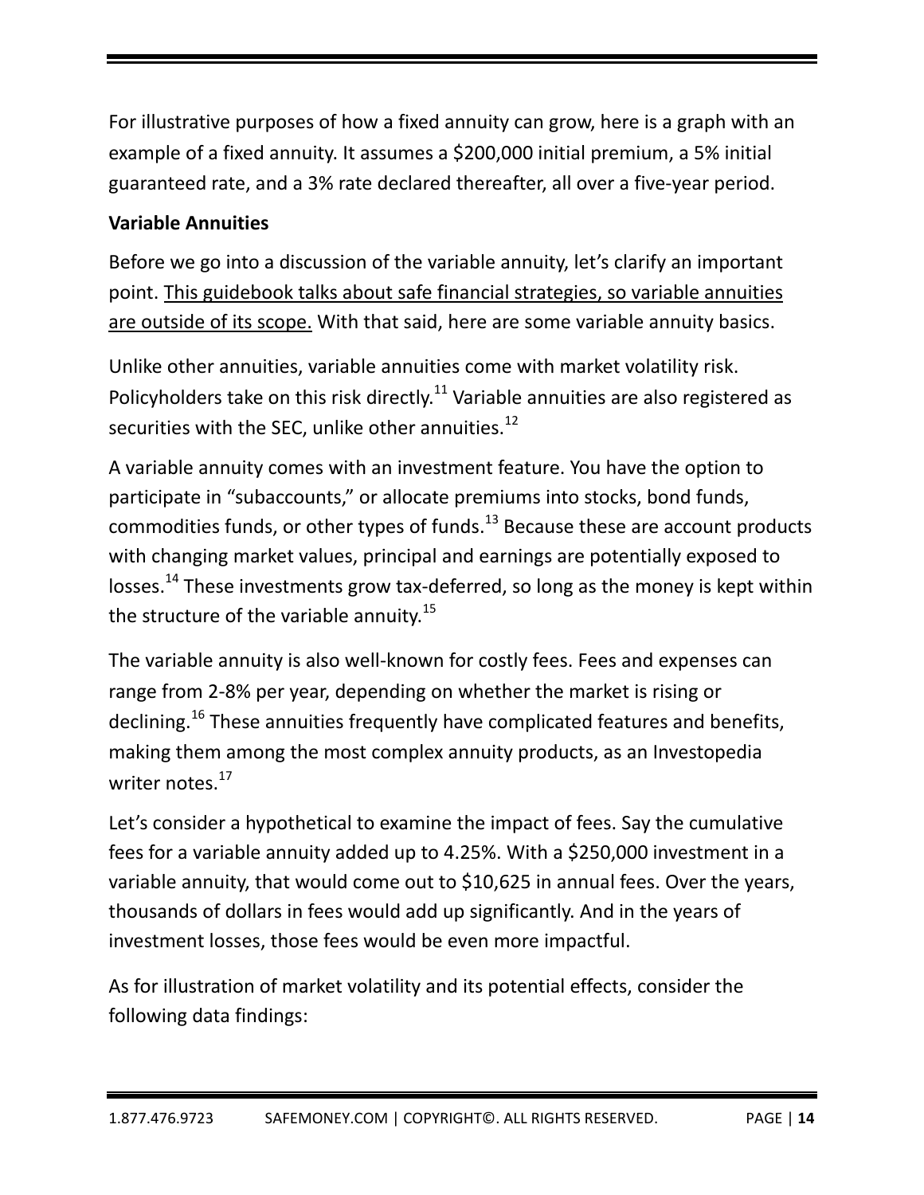For illustrative purposes of how a fixed annuity can grow, here is a graph with an example of a fixed annuity. It assumes a $200,000 initial premium, a 5% initial guaranteed rate, and a 3% rate declared thereafter, all over a five-year period.

**Variable Annuities**

Before we go into a discussion of the variable annuity, let's clarify an important point. <u>This guidebook talks about safe financial strategies, so variable annuities are outside of its scope.</u> With that said, here are some variable annuity basics.

Unlike other annuities, variable annuities come with market volatility risk. Policyholders take on this risk directly.[11] Variable annuities are also registered as securities with the SEC, unlike other annuities.[12]

A variable annuity comes with an investment feature. You have the option to participate in "subaccounts," or allocate premiums into stocks, bond funds, commodities funds, or other types of funds.[13] Because these are account products with changing market values, principal and earnings are potentially exposed to losses.[14] These investments grow tax-deferred, so long as the money is kept within the structure of the variable annuity.[15]

The variable annuity is also well-known for costly fees. Fees and expenses can range from 2-8% per year, depending on whether the market is rising or declining.[16] These annuities frequently have complicated features and benefits, making them among the most complex annuity products, as an Investopedia writer notes.[17]

Let's consider a hypothetical to examine the impact of fees. Say the cumulative fees for a variable annuity added up to 4.25%. With a $250,000 investment in a variable annuity, that would come out to $10,625 in annual fees. Over the years, thousands of dollars in fees would add up significantly. And in the years of investment losses, those fees would be even more impactful.

As for illustration of market volatility and its potential effects, consider the following data findings: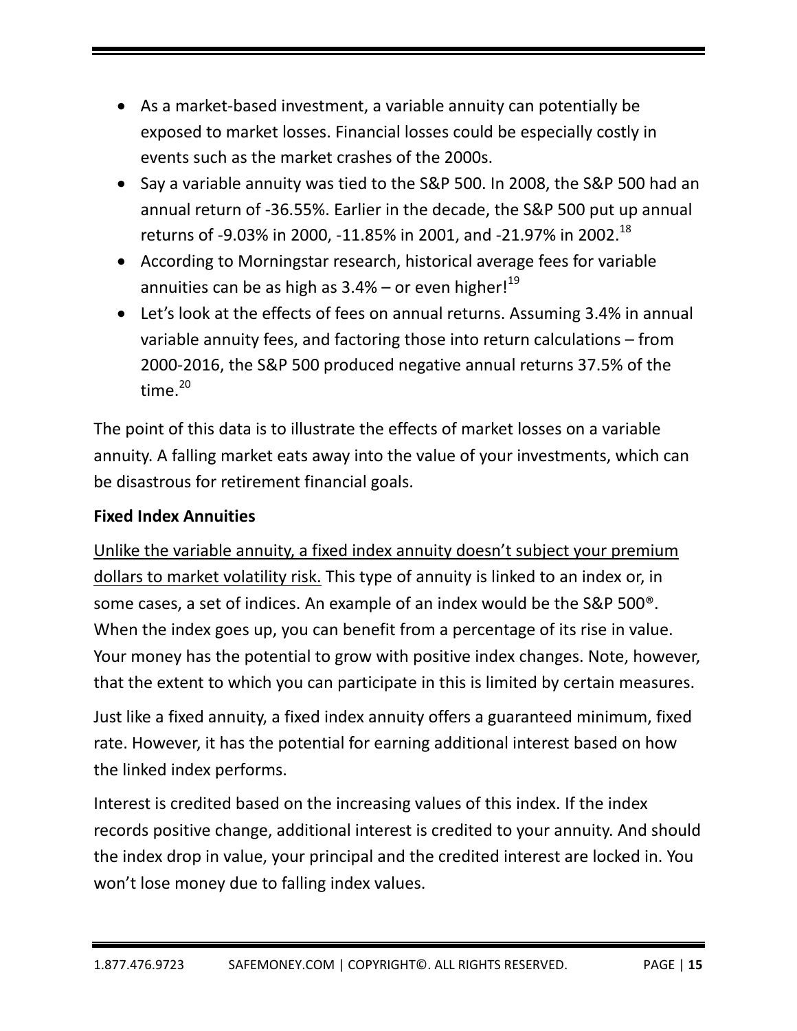- As a market-based investment, a variable annuity can potentially be exposed to market losses. Financial losses could be especially costly in events such as the market crashes of the 2000s.
- Say a variable annuity was tied to the S&P 500. In 2008, the S&P 500 had an annual return of -36.55%. Earlier in the decade, the S&P 500 put up annual returns of -9.03% in 2000, -11.85% in 2001, and -21.97% in 2002.[18]
- According to Morningstar research, historical average fees for variable annuities can be as high as 3.4% – or even higher![19]
- Let's look at the effects of fees on annual returns. Assuming 3.4% in annual variable annuity fees, and factoring those into return calculations – from 2000-2016, the S&P 500 produced negative annual returns 37.5% of the time.[20]

The point of this data is to illustrate the effects of market losses on a variable annuity. A falling market eats away into the value of your investments, which can be disastrous for retirement financial goals.

**Fixed Index Annuities**

<u>Unlike the variable annuity, a fixed index annuity doesn't subject your premium dollars to market volatility risk.</u> This type of annuity is linked to an index or, in some cases, a set of indices. An example of an index would be the S&P 500®. When the index goes up, you can benefit from a percentage of its rise in value. Your money has the potential to grow with positive index changes. Note, however, that the extent to which you can participate in this is limited by certain measures.

Just like a fixed annuity, a fixed index annuity offers a guaranteed minimum, fixed rate. However, it has the potential for earning additional interest based on how the linked index performs.

Interest is credited based on the increasing values of this index. If the index records positive change, additional interest is credited to your annuity. And should the index drop in value, your principal and the credited interest are locked in. You won't lose money due to falling index values.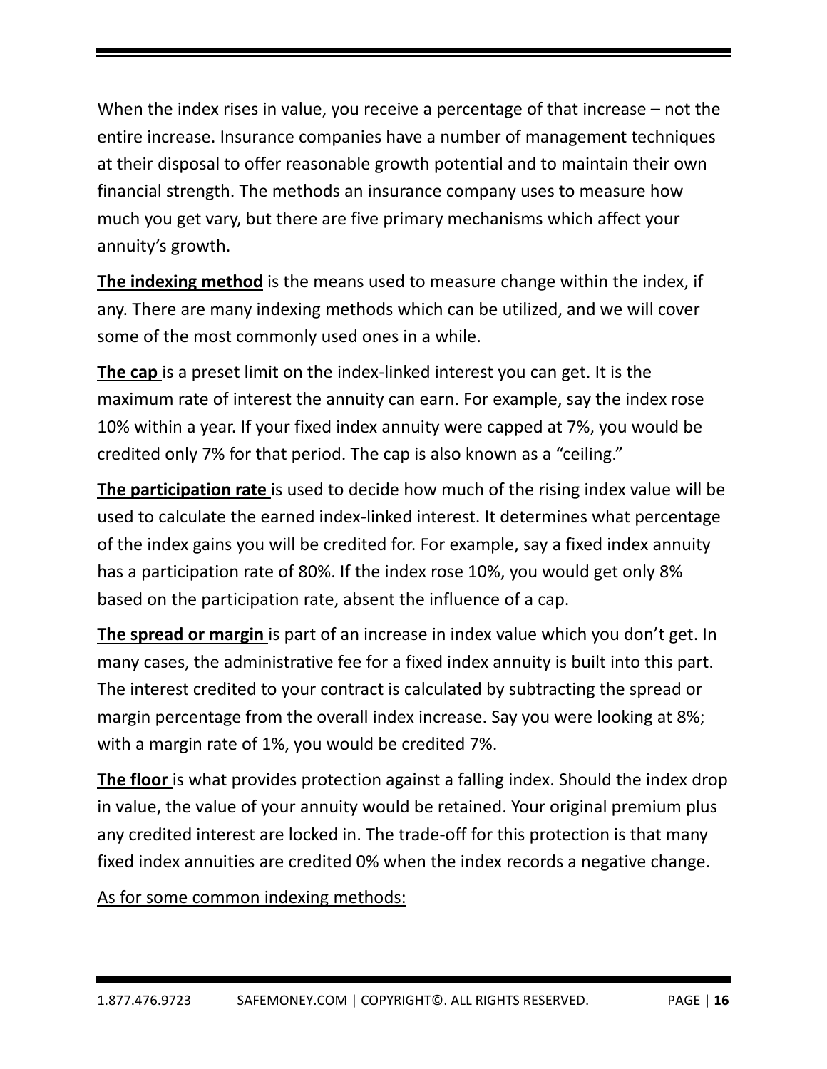When the index rises in value, you receive a percentage of that increase – not the entire increase. Insurance companies have a number of management techniques at their disposal to offer reasonable growth potential and to maintain their own financial strength. The methods an insurance company uses to measure how much you get vary, but there are five primary mechanisms which affect your annuity's growth.

**The indexing method** is the means used to measure change within the index, if any. There are many indexing methods which can be utilized, and we will cover some of the most commonly used ones in a while.

**The cap** is a preset limit on the index-linked interest you can get. It is the maximum rate of interest the annuity can earn. For example, say the index rose 10% within a year. If your fixed index annuity were capped at 7%, you would be credited only 7% for that period. The cap is also known as a "ceiling."

**The participation rate** is used to decide how much of the rising index value will be used to calculate the earned index-linked interest. It determines what percentage of the index gains you will be credited for. For example, say a fixed index annuity has a participation rate of 80%. If the index rose 10%, you would get only 8% based on the participation rate, absent the influence of a cap.

**The spread or margin** is part of an increase in index value which you don't get. In many cases, the administrative fee for a fixed index annuity is built into this part. The interest credited to your contract is calculated by subtracting the spread or margin percentage from the overall index increase. Say you were looking at 8%; with a margin rate of 1%, you would be credited 7%.

**The floor** is what provides protection against a falling index. Should the index drop in value, the value of your annuity would be retained. Your original premium plus any credited interest are locked in. The trade-off for this protection is that many fixed index annuities are credited 0% when the index records a negative change.

As for some common indexing methods: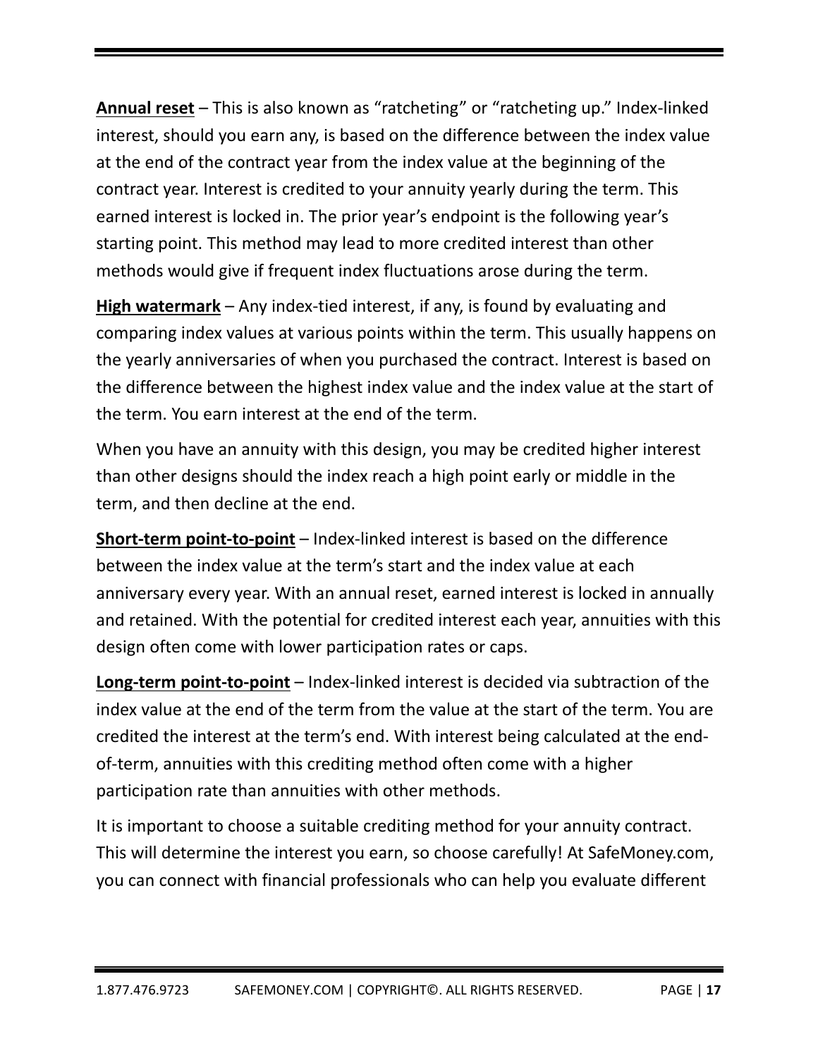**Annual reset** – This is also known as "ratcheting" or "ratcheting up." Index-linked interest, should you earn any, is based on the difference between the index value at the end of the contract year from the index value at the beginning of the contract year. Interest is credited to your annuity yearly during the term. This earned interest is locked in. The prior year's endpoint is the following year's starting point. This method may lead to more credited interest than other methods would give if frequent index fluctuations arose during the term.

**High watermark** – Any index-tied interest, if any, is found by evaluating and comparing index values at various points within the term. This usually happens on the yearly anniversaries of when you purchased the contract. Interest is based on the difference between the highest index value and the index value at the start of the term. You earn interest at the end of the term.

When you have an annuity with this design, you may be credited higher interest than other designs should the index reach a high point early or middle in the term, and then decline at the end.

**Short-term point-to-point** – Index-linked interest is based on the difference between the index value at the term's start and the index value at each anniversary every year. With an annual reset, earned interest is locked in annually and retained. With the potential for credited interest each year, annuities with this design often come with lower participation rates or caps.

**Long-term point-to-point** – Index-linked interest is decided via subtraction of the index value at the end of the term from the value at the start of the term. You are credited the interest at the term's end. With interest being calculated at the end-of-term, annuities with this crediting method often come with a higher participation rate than annuities with other methods.

It is important to choose a suitable crediting method for your annuity contract. This will determine the interest you earn, so choose carefully! At SafeMoney.com, you can connect with financial professionals who can help you evaluate different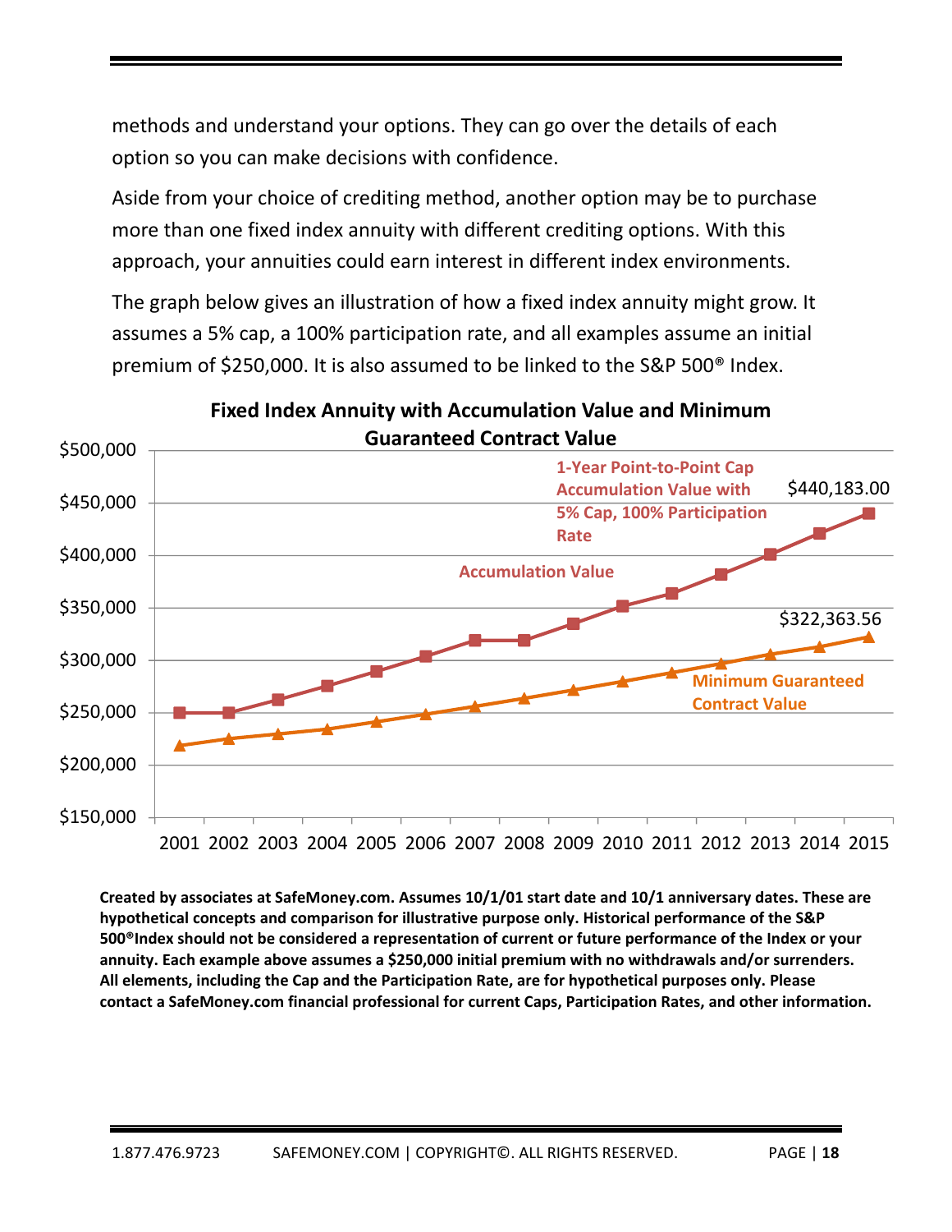methods and understand your options. They can go over the details of each option so you can make decisions with confidence.

Aside from your choice of crediting method, another option may be to purchase more than one fixed index annuity with different crediting options. With this approach, your annuities could earn interest in different index environments.

The graph below gives an illustration of how a fixed index annuity might grow. It assumes a 5% cap, a 100% participation rate, and all examples assume an initial premium of $250,000. It is also assumed to be linked to the S&P 500® Index.

**Fixed Index Annuity with Accumulation Value and Minimum Guaranteed Contract Value**

$500,000
$450,000
$400,000
$350,000
$300,000
$250,000
$200,000
$150,000

1-Year Point-to-Point Cap Accumulation Value with 5% Cap, 100% Participation Rate

$440,183.00

Accumulation Value

$322,363.56

Minimum Guaranteed Contract Value

2001 2002 2003 2004 2005 2006 2007 2008 2009 2010 2011 2012 2013 2014 2015

**Created by associates at SafeMoney.com. Assumes 10/1/01 start date and 10/1 anniversary dates. These are hypothetical concepts and comparison for illustrative purpose only. Historical performance of the S&P 500®Index should not be considered a representation of current or future performance of the Index or your annuity. Each example above assumes a $250,000 initial premium with no withdrawals and/or surrenders. All elements, including the Cap and the Participation Rate, are for hypothetical purposes only. Please contact a SafeMoney.com financial professional for current Caps, Participation Rates, and other information.**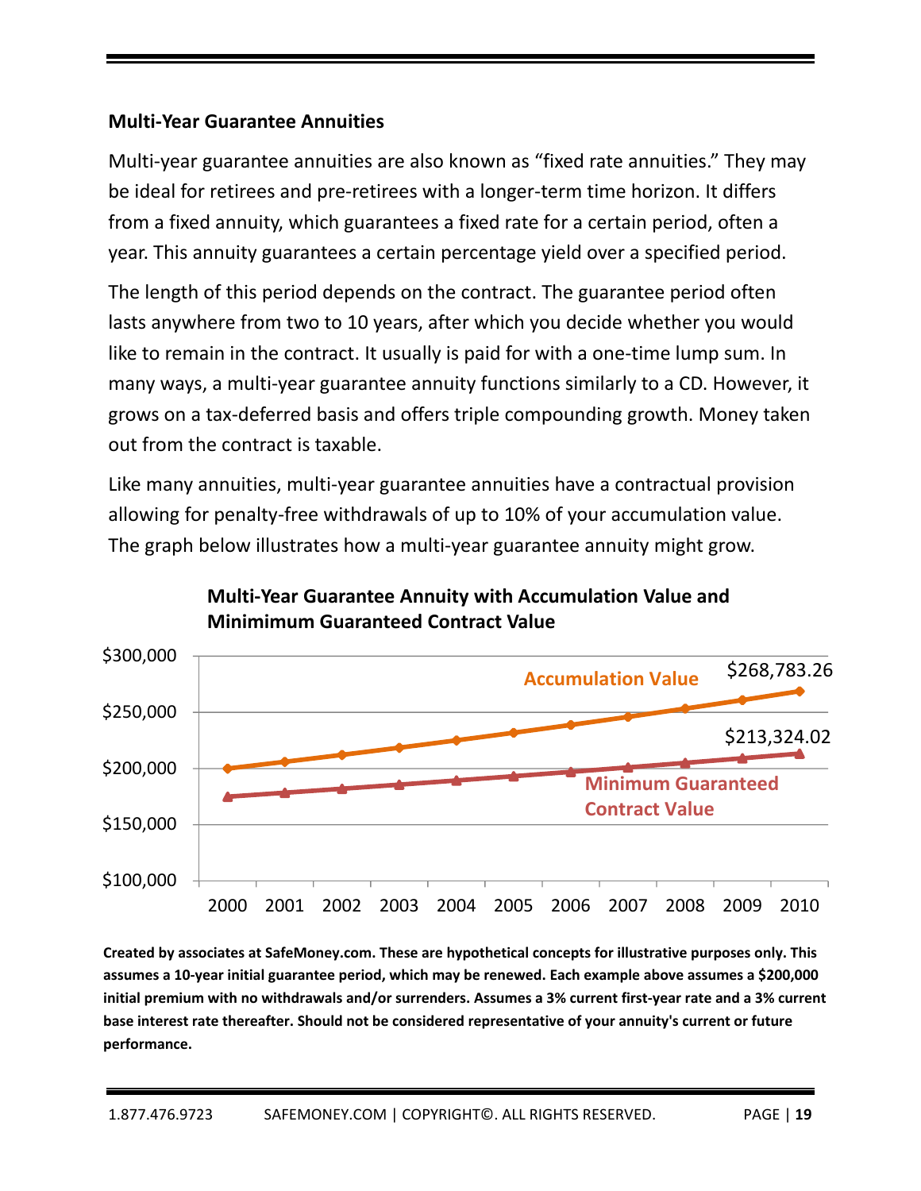### Multi-Year Guarantee Annuities

Multi-year guarantee annuities are also known as "fixed rate annuities." They may be ideal for retirees and pre-retirees with a longer-term time horizon. It differs from a fixed annuity, which guarantees a fixed rate for a certain period, often a year. This annuity guarantees a certain percentage yield over a specified period.

The length of this period depends on the contract. The guarantee period often lasts anywhere from two to 10 years, after which you decide whether you would like to remain in the contract. It usually is paid for with a one-time lump sum. In many ways, a multi-year guarantee annuity functions similarly to a CD. However, it grows on a tax-deferred basis and offers triple compounding growth. Money taken out from the contract is taxable.

Like many annuities, multi-year guarantee annuities have a contractual provision allowing for penalty-free withdrawals of up to 10% of your accumulation value. The graph below illustrates how a multi-year guarantee annuity might grow.

**Multi-Year Guarantee Annuity with Accumulation Value and Minimum Guaranteed Contract Value**

Accumulation Value: $268,783.26 (2010)

Minimum Guaranteed Contract Value: $213,324.02 (2010)

Years: 2000, 2001, 2002, 2003, 2004, 2005, 2006, 2007, 2008, 2009, 2010

**Created by associates at SafeMoney.com. These are hypothetical concepts for illustrative purposes only. This assumes a 10-year initial guarantee period, which may be renewed. Each example above assumes a $200,000 initial premium with no withdrawals and/or surrenders. Assumes a 3% current first-year rate and a 3% current base interest rate thereafter. Should not be considered representative of your annuity's current or future performance.**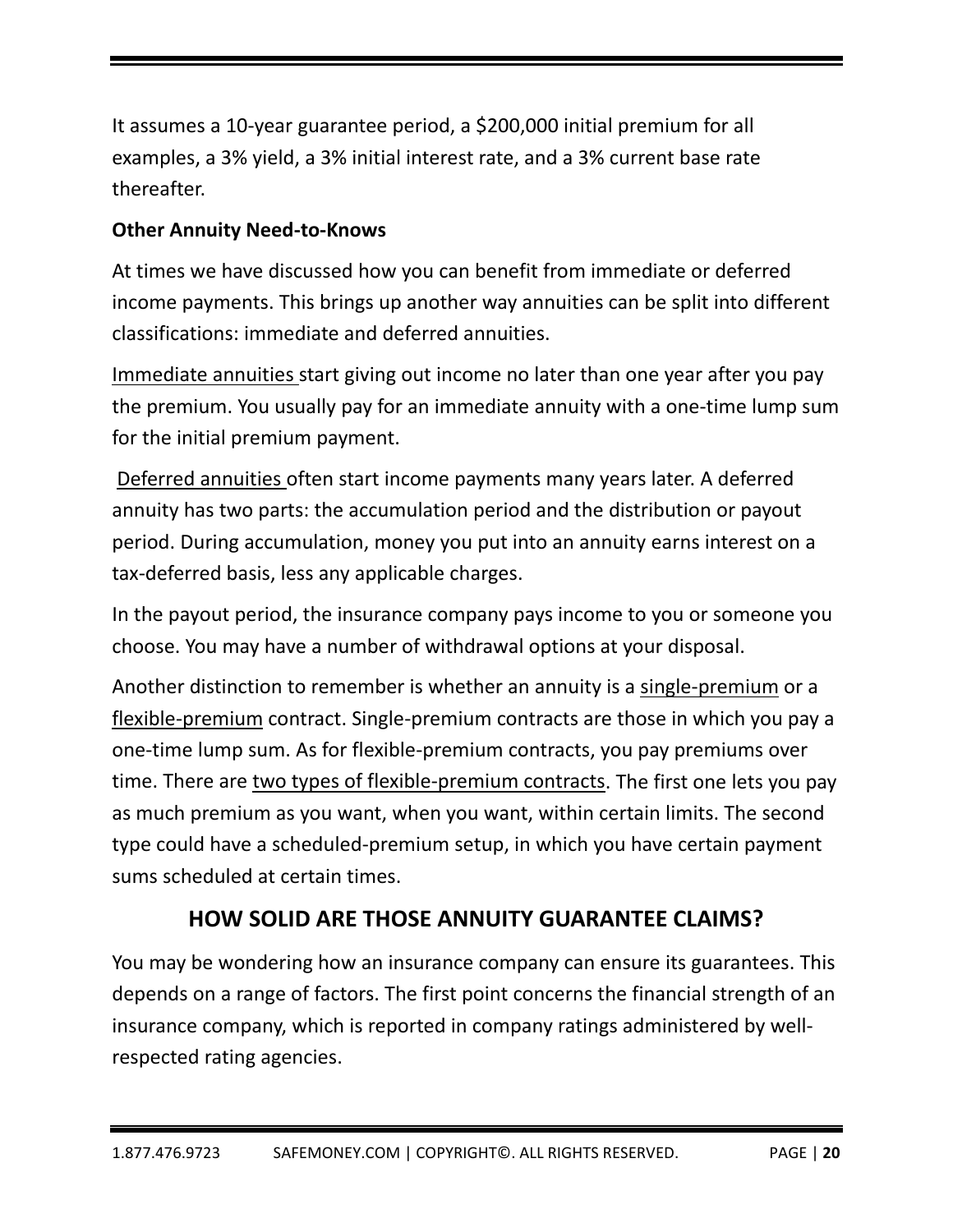It assumes a 10-year guarantee period, a $200,000 initial premium for all examples, a 3% yield, a 3% initial interest rate, and a 3% current base rate thereafter.

**Other Annuity Need-to-Knows**

At times we have discussed how you can benefit from immediate or deferred income payments. This brings up another way annuities can be split into different classifications: immediate and deferred annuities.

Immediate annuities start giving out income no later than one year after you pay the premium. You usually pay for an immediate annuity with a one-time lump sum for the initial premium payment.

Deferred annuities often start income payments many years later. A deferred annuity has two parts: the accumulation period and the distribution or payout period. During accumulation, money you put into an annuity earns interest on a tax-deferred basis, less any applicable charges.

In the payout period, the insurance company pays income to you or someone you choose. You may have a number of withdrawal options at your disposal.

Another distinction to remember is whether an annuity is a single-premium or a flexible-premium contract. Single-premium contracts are those in which you pay a one-time lump sum. As for flexible-premium contracts, you pay premiums over time. There are two types of flexible-premium contracts. The first one lets you pay as much premium as you want, when you want, within certain limits. The second type could have a scheduled-premium setup, in which you have certain payment sums scheduled at certain times.

## HOW SOLID ARE THOSE ANNUITY GUARANTEE CLAIMS?

You may be wondering how an insurance company can ensure its guarantees. This depends on a range of factors. The first point concerns the financial strength of an insurance company, which is reported in company ratings administered by well-respected rating agencies.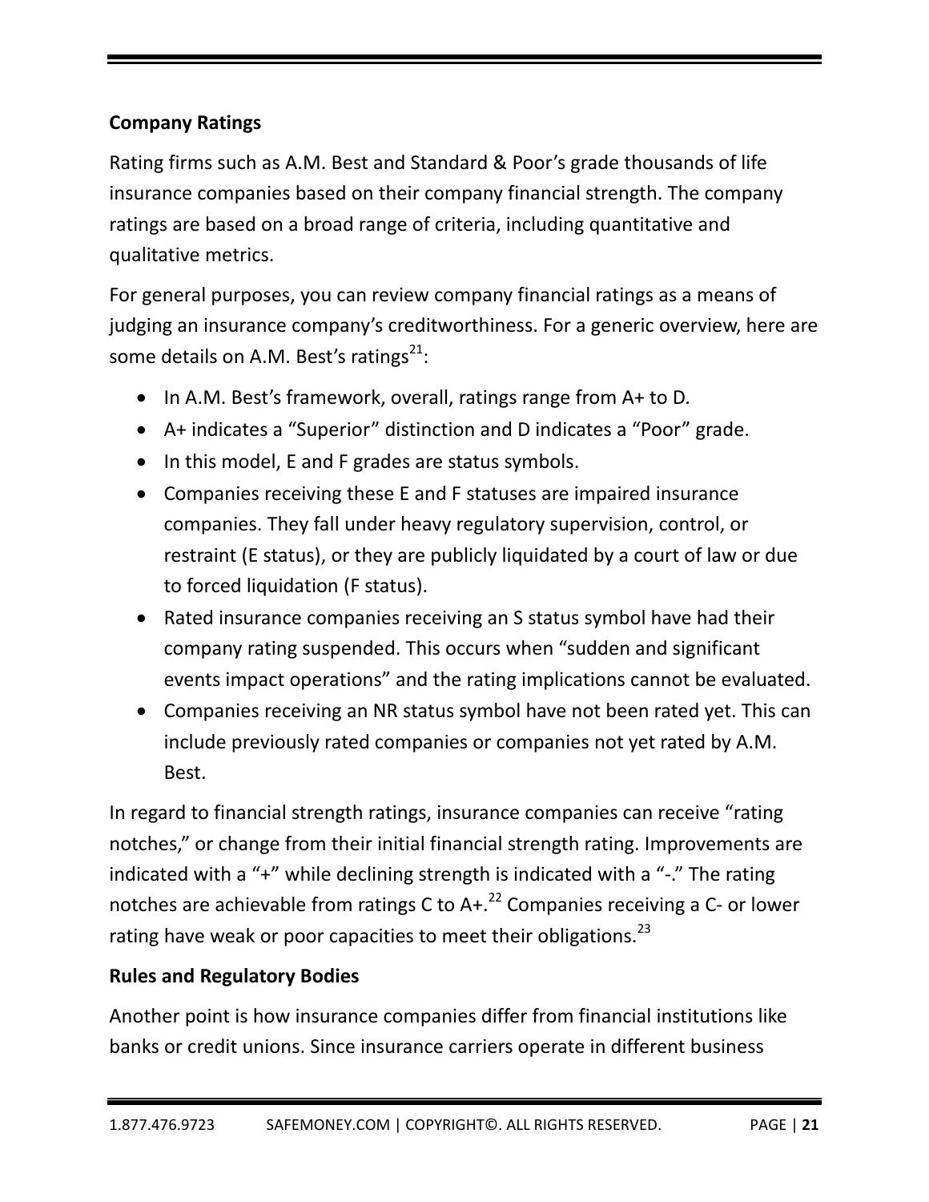**Company Ratings**

Rating firms such as A.M. Best and Standard & Poor's grade thousands of life insurance companies based on their company financial strength. The company ratings are based on a broad range of criteria, including quantitative and qualitative metrics.

For general purposes, you can review company financial ratings as a means of judging an insurance company's creditworthiness. For a generic overview, here are some details on A.M. Best's ratings[21]:

- In A.M. Best's framework, overall, ratings range from A+ to D.
- A+ indicates a "Superior" distinction and D indicates a "Poor" grade.
- In this model, E and F grades are status symbols.
- Companies receiving these E and F statuses are impaired insurance companies. They fall under heavy regulatory supervision, control, or restraint (E status), or they are publicly liquidated by a court of law or due to forced liquidation (F status).
- Rated insurance companies receiving an S status symbol have had their company rating suspended. This occurs when "sudden and significant events impact operations" and the rating implications cannot be evaluated.
- Companies receiving an NR status symbol have not been rated yet. This can include previously rated companies or companies not yet rated by A.M. Best.

In regard to financial strength ratings, insurance companies can receive "rating notches," or change from their initial financial strength rating. Improvements are indicated with a "+" while declining strength is indicated with a "-." The rating notches are achievable from ratings C to A+.[22] Companies receiving a C- or lower rating have weak or poor capacities to meet their obligations.[23]

**Rules and Regulatory Bodies**

Another point is how insurance companies differ from financial institutions like banks or credit unions. Since insurance carriers operate in different business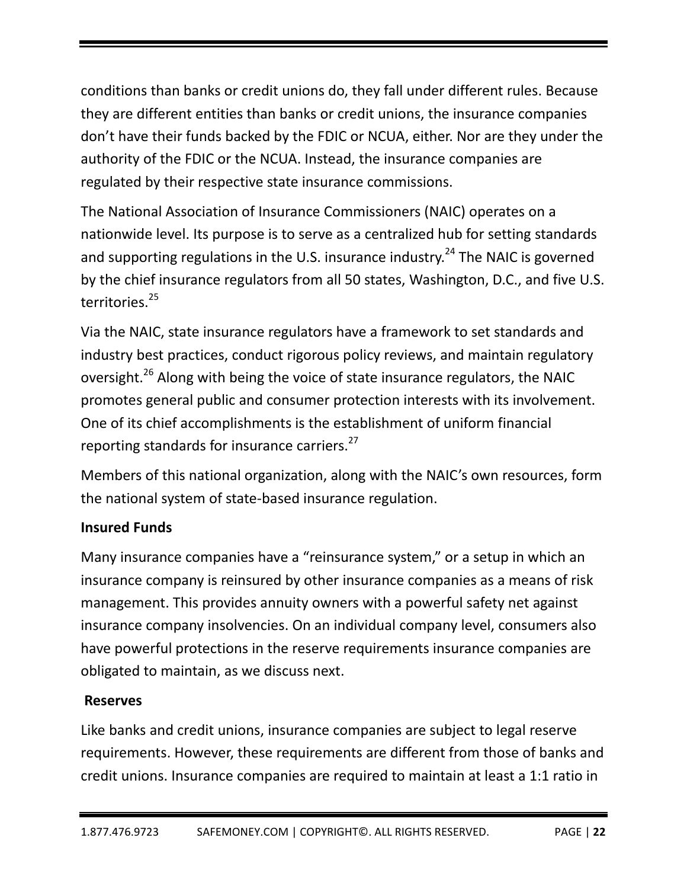conditions than banks or credit unions do, they fall under different rules. Because they are different entities than banks or credit unions, the insurance companies don't have their funds backed by the FDIC or NCUA, either. Nor are they under the authority of the FDIC or the NCUA. Instead, the insurance companies are regulated by their respective state insurance commissions.

The National Association of Insurance Commissioners (NAIC) operates on a nationwide level. Its purpose is to serve as a centralized hub for setting standards and supporting regulations in the U.S. insurance industry.[24] The NAIC is governed by the chief insurance regulators from all 50 states, Washington, D.C., and five U.S. territories.[25]

Via the NAIC, state insurance regulators have a framework to set standards and industry best practices, conduct rigorous policy reviews, and maintain regulatory oversight.[26] Along with being the voice of state insurance regulators, the NAIC promotes general public and consumer protection interests with its involvement. One of its chief accomplishments is the establishment of uniform financial reporting standards for insurance carriers.[27]

Members of this national organization, along with the NAIC's own resources, form the national system of state-based insurance regulation.

**Insured Funds**

Many insurance companies have a "reinsurance system," or a setup in which an insurance company is reinsured by other insurance companies as a means of risk management. This provides annuity owners with a powerful safety net against insurance company insolvencies. On an individual company level, consumers also have powerful protections in the reserve requirements insurance companies are obligated to maintain, as we discuss next.

**Reserves**

Like banks and credit unions, insurance companies are subject to legal reserve requirements. However, these requirements are different from those of banks and credit unions. Insurance companies are required to maintain at least a 1:1 ratio in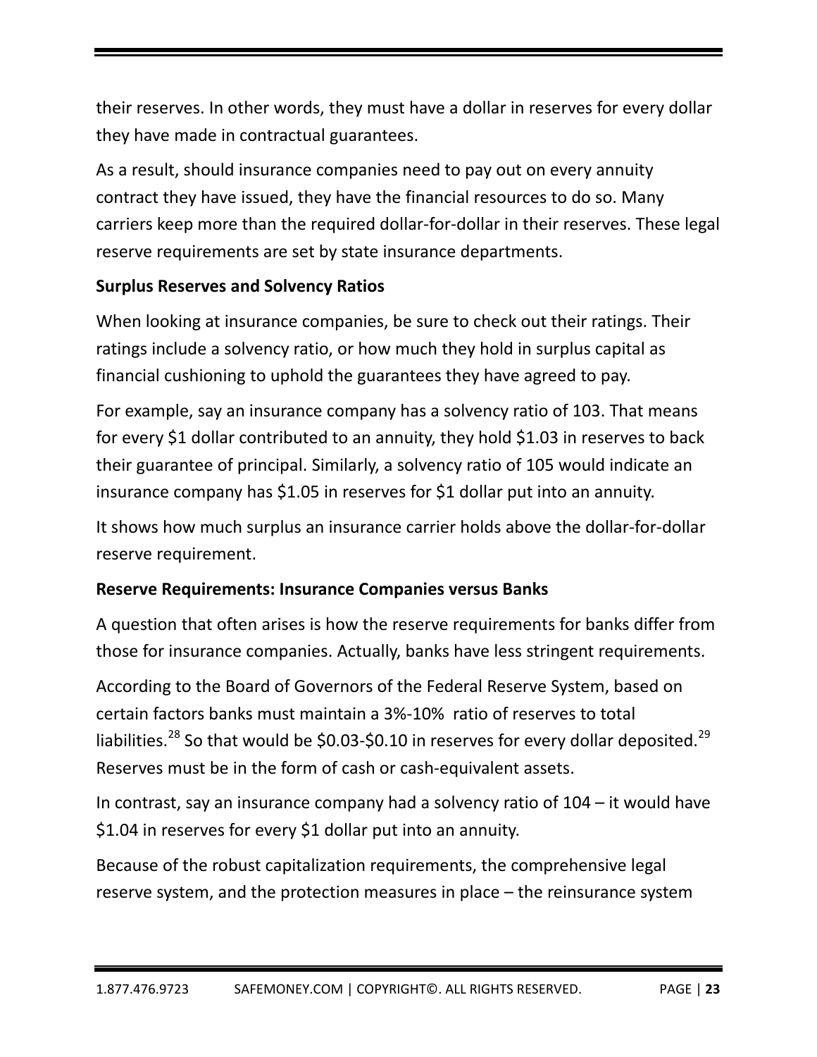their reserves. In other words, they must have a dollar in reserves for every dollar they have made in contractual guarantees.

As a result, should insurance companies need to pay out on every annuity contract they have issued, they have the financial resources to do so. Many carriers keep more than the required dollar-for-dollar in their reserves. These legal reserve requirements are set by state insurance departments.

**Surplus Reserves and Solvency Ratios**

When looking at insurance companies, be sure to check out their ratings. Their ratings include a solvency ratio, or how much they hold in surplus capital as financial cushioning to uphold the guarantees they have agreed to pay.

For example, say an insurance company has a solvency ratio of 103. That means for every $1 dollar contributed to an annuity, they hold $1.03 in reserves to back their guarantee of principal. Similarly, a solvency ratio of 105 would indicate an insurance company has $1.05 in reserves for $1 dollar put into an annuity.

It shows how much surplus an insurance carrier holds above the dollar-for-dollar reserve requirement.

**Reserve Requirements: Insurance Companies versus Banks**

A question that often arises is how the reserve requirements for banks differ from those for insurance companies. Actually, banks have less stringent requirements.

According to the Board of Governors of the Federal Reserve System, based on certain factors banks must maintain a 3%-10% ratio of reserves to total liabilities.[28] So that would be $0.03-$0.10 in reserves for every dollar deposited.[29] Reserves must be in the form of cash or cash-equivalent assets.

In contrast, say an insurance company had a solvency ratio of 104 – it would have $1.04 in reserves for every $1 dollar put into an annuity.

Because of the robust capitalization requirements, the comprehensive legal reserve system, and the protection measures in place – the reinsurance system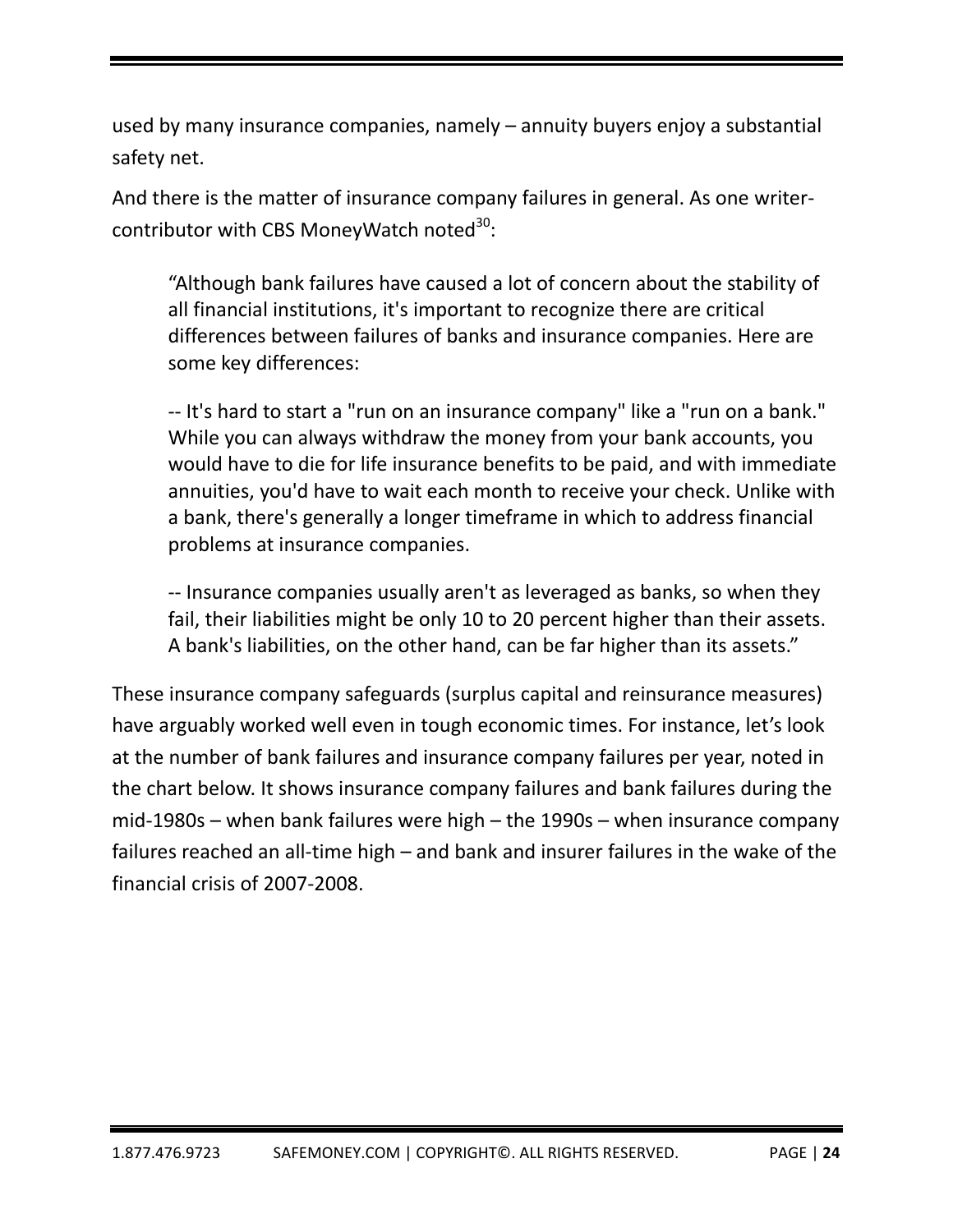used by many insurance companies, namely – annuity buyers enjoy a substantial safety net.

And there is the matter of insurance company failures in general. As one writer-contributor with CBS MoneyWatch noted[30]:

> "Although bank failures have caused a lot of concern about the stability of all financial institutions, it's important to recognize there are critical differences between failures of banks and insurance companies. Here are some key differences:
>
> -- It's hard to start a "run on an insurance company" like a "run on a bank." While you can always withdraw the money from your bank accounts, you would have to die for life insurance benefits to be paid, and with immediate annuities, you'd have to wait each month to receive your check. Unlike with a bank, there's generally a longer timeframe in which to address financial problems at insurance companies.
>
> -- Insurance companies usually aren't as leveraged as banks, so when they fail, their liabilities might be only 10 to 20 percent higher than their assets. A bank's liabilities, on the other hand, can be far higher than its assets."

These insurance company safeguards (surplus capital and reinsurance measures) have arguably worked well even in tough economic times. For instance, let's look at the number of bank failures and insurance company failures per year, noted in the chart below. It shows insurance company failures and bank failures during the mid-1980s – when bank failures were high – the 1990s – when insurance company failures reached an all-time high – and bank and insurer failures in the wake of the financial crisis of 2007-2008.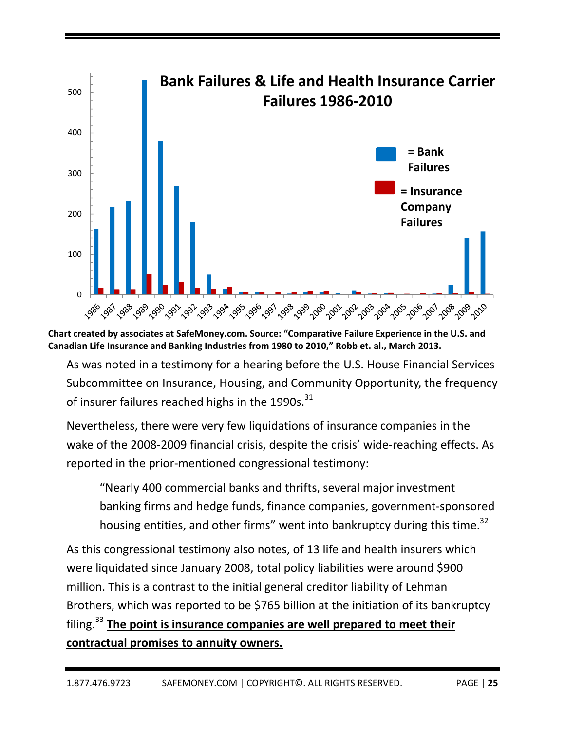Chart created by associates at SafeMoney.com. Source: "Comparative Failure Experience in the U.S. and Canadian Life Insurance and Banking Industries from 1980 to 2010," Robb et. al., March 2013.

As was noted in a testimony for a hearing before the U.S. House Financial Services Subcommittee on Insurance, Housing, and Community Opportunity, the frequency of insurer failures reached highs in the 1990s.[31]

Nevertheless, there were very few liquidations of insurance companies in the wake of the 2008-2009 financial crisis, despite the crisis' wide-reaching effects. As reported in the prior-mentioned congressional testimony:

> "Nearly 400 commercial banks and thrifts, several major investment banking firms and hedge funds, finance companies, government-sponsored housing entities, and other firms" went into bankruptcy during this time.[32]

As this congressional testimony also notes, of 13 life and health insurers which were liquidated since January 2008, total policy liabilities were around $900 million. This is a contrast to the initial general creditor liability of Lehman Brothers, which was reported to be $765 billion at the initiation of its bankruptcy filing.[33] **The point is insurance companies are well prepared to meet their contractual promises to annuity owners.**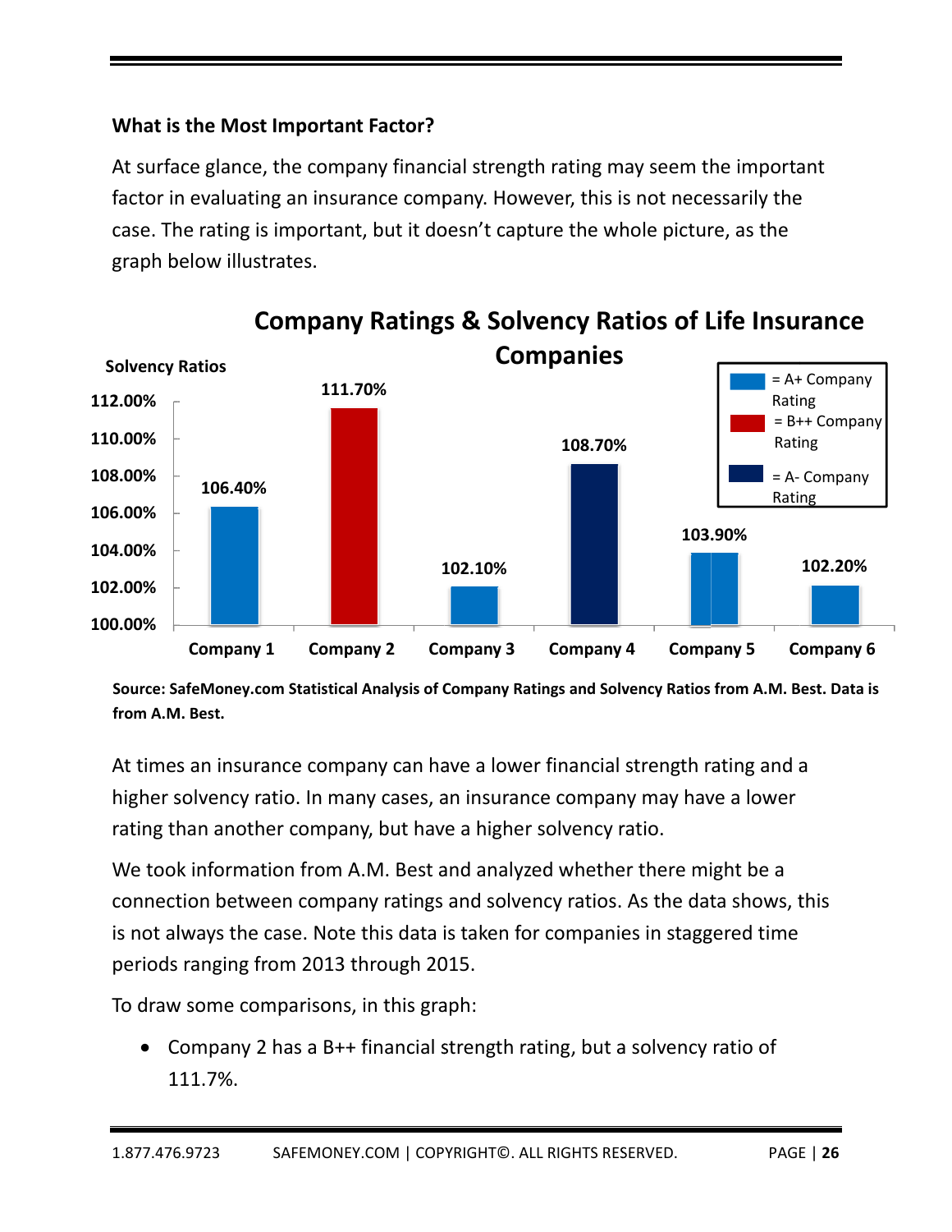### What is the Most Important Factor?

At surface glance, the company financial strength rating may seem the important factor in evaluating an insurance company. However, this is not necessarily the case. The rating is important, but it doesn't capture the whole picture, as the graph below illustrates.

**Company Ratings & Solvency Ratios of Life Insurance Companies**

| Company | Rating | Solvency Ratio |
| --- | --- | --- |
| Company 1 | A+ | 106.40% |
| Company 2 | B++ | 111.70% |
| Company 3 | A+ | 102.10% |
| Company 4 | A- | 108.70% |
| Company 5 | A+ | 103.90% |
| Company 6 | A+ | 102.20% |

**Source: SafeMoney.com Statistical Analysis of Company Ratings and Solvency Ratios from A.M. Best. Data is from A.M. Best.**

At times an insurance company can have a lower financial strength rating and a higher solvency ratio. In many cases, an insurance company may have a lower rating than another company, but have a higher solvency ratio.

We took information from A.M. Best and analyzed whether there might be a connection between company ratings and solvency ratios. As the data shows, this is not always the case. Note this data is taken for companies in staggered time periods ranging from 2013 through 2015.

To draw some comparisons, in this graph:

- Company 2 has a B++ financial strength rating, but a solvency ratio of 111.7%.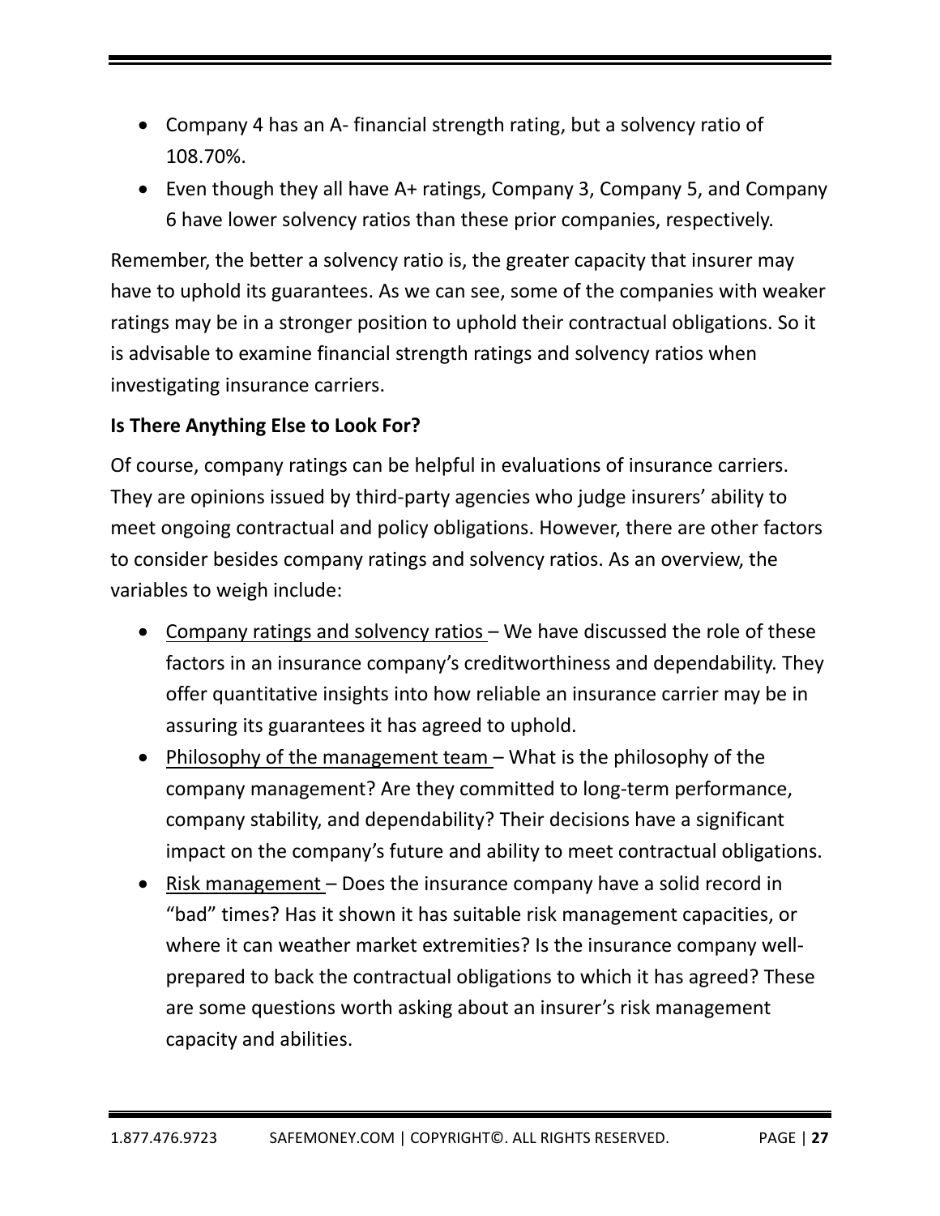- Company 4 has an A- financial strength rating, but a solvency ratio of 108.70%.
- Even though they all have A+ ratings, Company 3, Company 5, and Company 6 have lower solvency ratios than these prior companies, respectively.

Remember, the better a solvency ratio is, the greater capacity that insurer may have to uphold its guarantees. As we can see, some of the companies with weaker ratings may be in a stronger position to uphold their contractual obligations. So it is advisable to examine financial strength ratings and solvency ratios when investigating insurance carriers.

**Is There Anything Else to Look For?**

Of course, company ratings can be helpful in evaluations of insurance carriers. They are opinions issued by third-party agencies who judge insurers' ability to meet ongoing contractual and policy obligations. However, there are other factors to consider besides company ratings and solvency ratios. As an overview, the variables to weigh include:

- <u>Company ratings and solvency ratios</u> – We have discussed the role of these factors in an insurance company's creditworthiness and dependability. They offer quantitative insights into how reliable an insurance carrier may be in assuring its guarantees it has agreed to uphold.
- <u>Philosophy of the management team</u> – What is the philosophy of the company management? Are they committed to long-term performance, company stability, and dependability? Their decisions have a significant impact on the company's future and ability to meet contractual obligations.
- <u>Risk management</u> – Does the insurance company have a solid record in "bad" times? Has it shown it has suitable risk management capacities, or where it can weather market extremities? Is the insurance company well-prepared to back the contractual obligations to which it has agreed? These are some questions worth asking about an insurer's risk management capacity and abilities.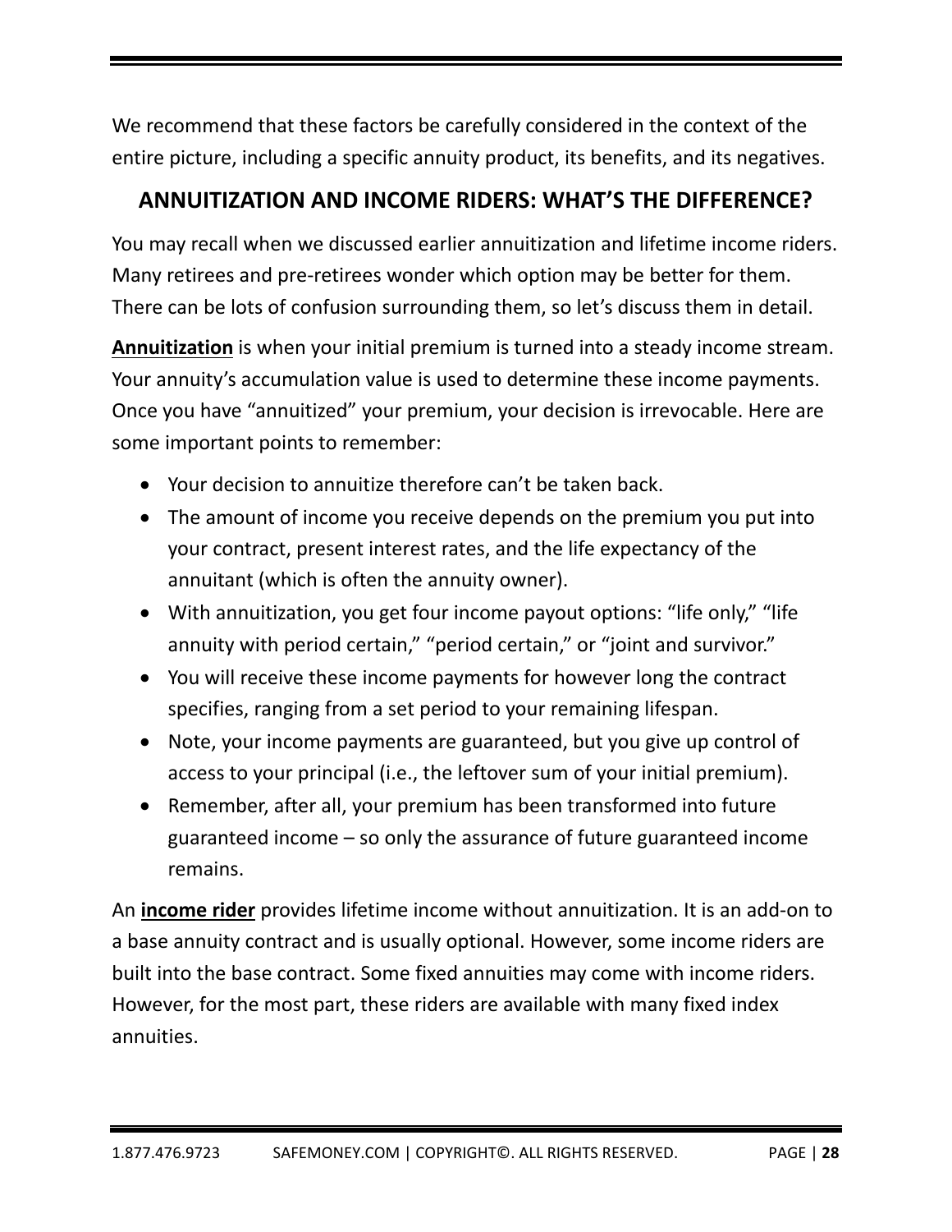We recommend that these factors be carefully considered in the context of the entire picture, including a specific annuity product, its benefits, and its negatives.

## ANNUITIZATION AND INCOME RIDERS: WHAT'S THE DIFFERENCE?

You may recall when we discussed earlier annuitization and lifetime income riders. Many retirees and pre-retirees wonder which option may be better for them. There can be lots of confusion surrounding them, so let's discuss them in detail.

**Annuitization** is when your initial premium is turned into a steady income stream. Your annuity's accumulation value is used to determine these income payments. Once you have "annuitized" your premium, your decision is irrevocable. Here are some important points to remember:

- Your decision to annuitize therefore can't be taken back.
- The amount of income you receive depends on the premium you put into your contract, present interest rates, and the life expectancy of the annuitant (which is often the annuity owner).
- With annuitization, you get four income payout options: "life only," "life annuity with period certain," "period certain," or "joint and survivor."
- You will receive these income payments for however long the contract specifies, ranging from a set period to your remaining lifespan.
- Note, your income payments are guaranteed, but you give up control of access to your principal (i.e., the leftover sum of your initial premium).
- Remember, after all, your premium has been transformed into future guaranteed income – so only the assurance of future guaranteed income remains.

An **income rider** provides lifetime income without annuitization. It is an add-on to a base annuity contract and is usually optional. However, some income riders are built into the base contract. Some fixed annuities may come with income riders. However, for the most part, these riders are available with many fixed index annuities.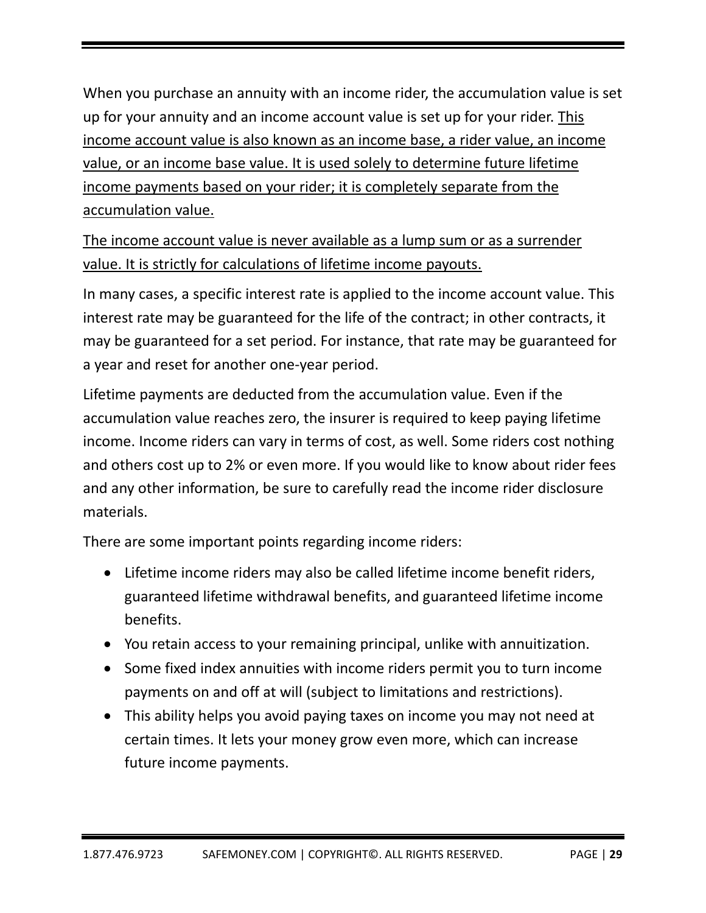When you purchase an annuity with an income rider, the accumulation value is set up for your annuity and an income account value is set up for your rider. <u>This income account value is also known as an income base, a rider value, an income value, or an income base value. It is used solely to determine future lifetime income payments based on your rider; it is completely separate from the accumulation value.</u>

<u>The income account value is never available as a lump sum or as a surrender value. It is strictly for calculations of lifetime income payouts.</u>

In many cases, a specific interest rate is applied to the income account value. This interest rate may be guaranteed for the life of the contract; in other contracts, it may be guaranteed for a set period. For instance, that rate may be guaranteed for a year and reset for another one-year period.

Lifetime payments are deducted from the accumulation value. Even if the accumulation value reaches zero, the insurer is required to keep paying lifetime income. Income riders can vary in terms of cost, as well. Some riders cost nothing and others cost up to 2% or even more. If you would like to know about rider fees and any other information, be sure to carefully read the income rider disclosure materials.

There are some important points regarding income riders:

- Lifetime income riders may also be called lifetime income benefit riders, guaranteed lifetime withdrawal benefits, and guaranteed lifetime income benefits.
- You retain access to your remaining principal, unlike with annuitization.
- Some fixed index annuities with income riders permit you to turn income payments on and off at will (subject to limitations and restrictions).
- This ability helps you avoid paying taxes on income you may not need at certain times. It lets your money grow even more, which can increase future income payments.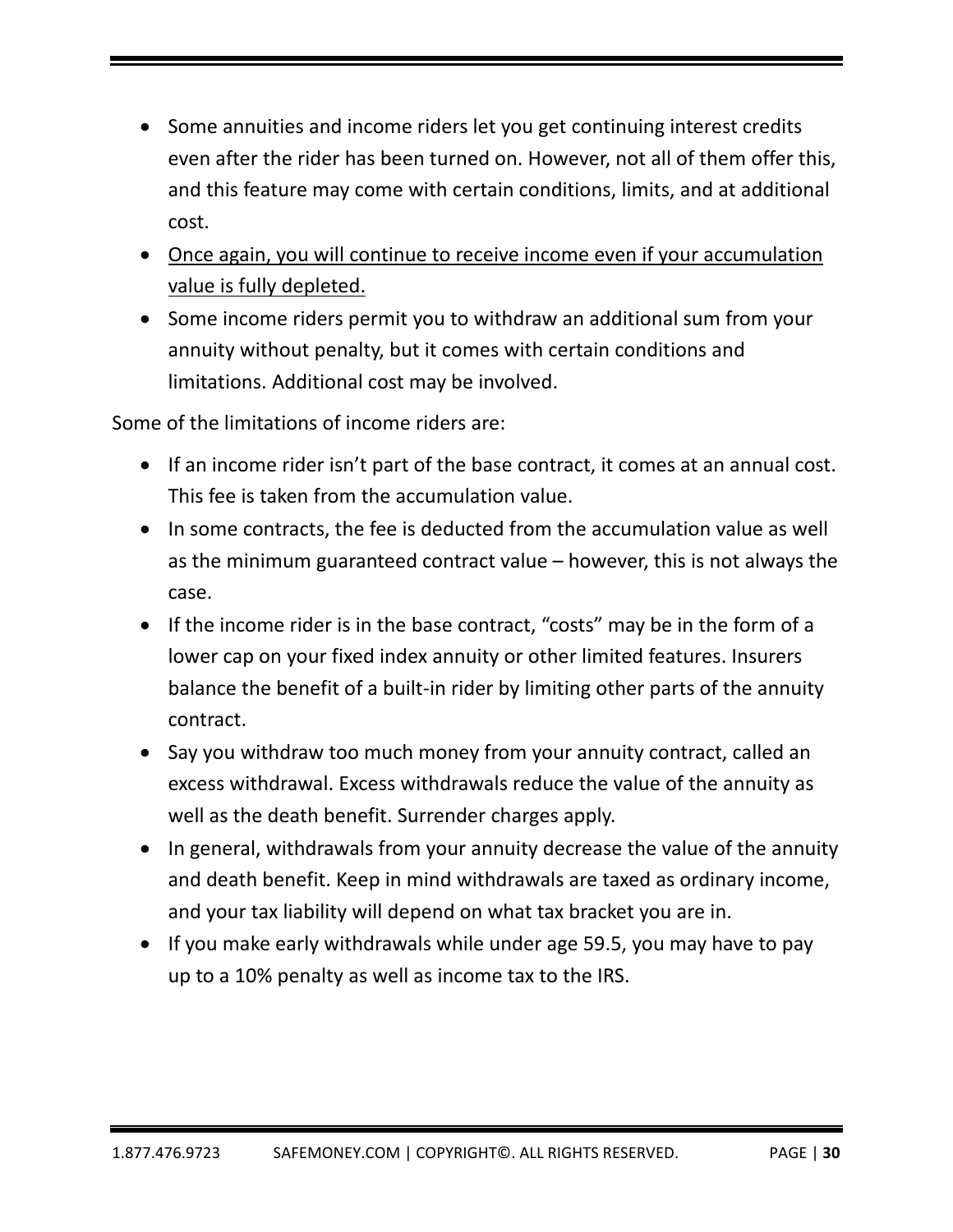- Some annuities and income riders let you get continuing interest credits even after the rider has been turned on. However, not all of them offer this, and this feature may come with certain conditions, limits, and at additional cost.
- <u>Once again, you will continue to receive income even if your accumulation value is fully depleted.</u>
- Some income riders permit you to withdraw an additional sum from your annuity without penalty, but it comes with certain conditions and limitations. Additional cost may be involved.

Some of the limitations of income riders are:

- If an income rider isn't part of the base contract, it comes at an annual cost. This fee is taken from the accumulation value.
- In some contracts, the fee is deducted from the accumulation value as well as the minimum guaranteed contract value – however, this is not always the case.
- If the income rider is in the base contract, "costs" may be in the form of a lower cap on your fixed index annuity or other limited features. Insurers balance the benefit of a built-in rider by limiting other parts of the annuity contract.
- Say you withdraw too much money from your annuity contract, called an excess withdrawal. Excess withdrawals reduce the value of the annuity as well as the death benefit. Surrender charges apply.
- In general, withdrawals from your annuity decrease the value of the annuity and death benefit. Keep in mind withdrawals are taxed as ordinary income, and your tax liability will depend on what tax bracket you are in.
- If you make early withdrawals while under age 59.5, you may have to pay up to a 10% penalty as well as income tax to the IRS.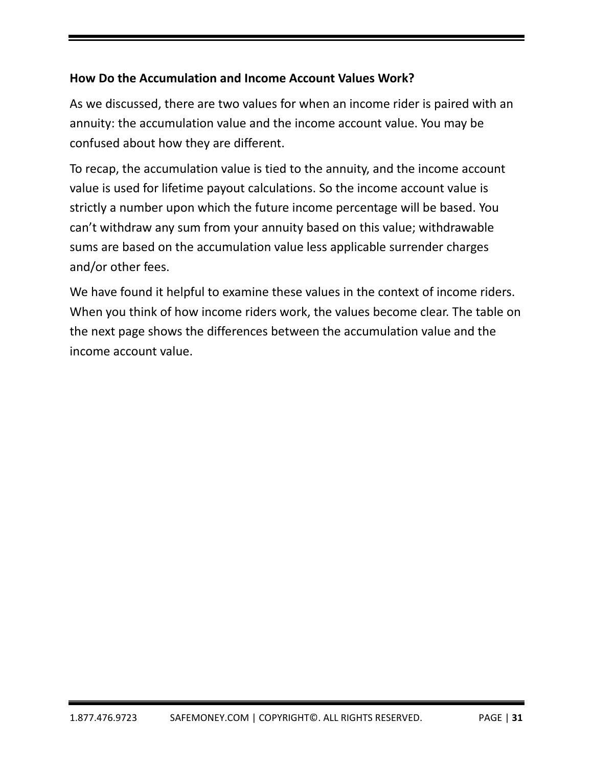### How Do the Accumulation and Income Account Values Work?

As we discussed, there are two values for when an income rider is paired with an annuity: the accumulation value and the income account value. You may be confused about how they are different.

To recap, the accumulation value is tied to the annuity, and the income account value is used for lifetime payout calculations. So the income account value is strictly a number upon which the future income percentage will be based. You can't withdraw any sum from your annuity based on this value; withdrawable sums are based on the accumulation value less applicable surrender charges and/or other fees.

We have found it helpful to examine these values in the context of income riders. When you think of how income riders work, the values become clear. The table on the next page shows the differences between the accumulation value and the income account value.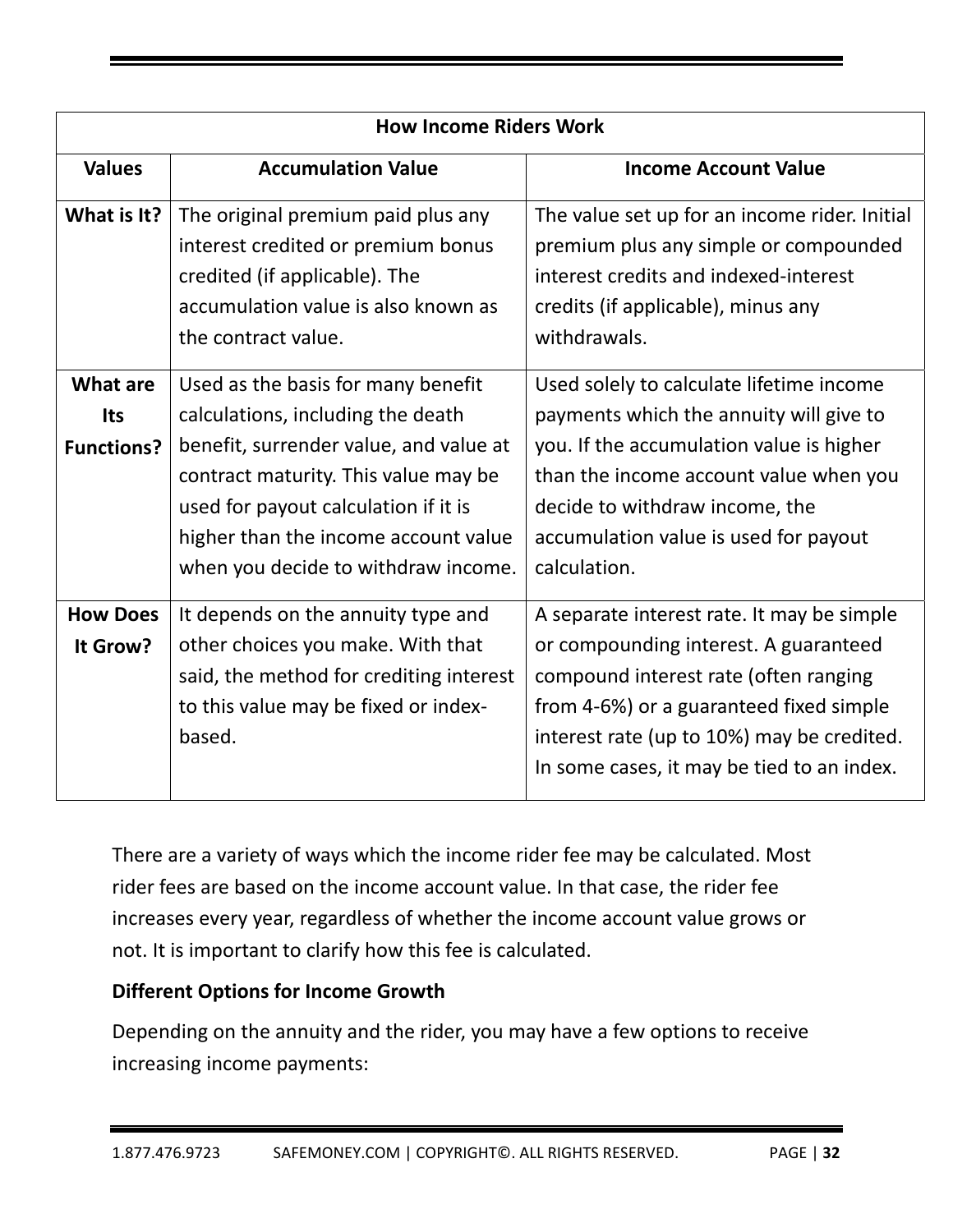| How Income Riders Work | | |
|---|---|---|
| **Values** | **Accumulation Value** | **Income Account Value** |
| **What is It?** | The original premium paid plus any interest credited or premium bonus credited (if applicable). The accumulation value is also known as the contract value. | The value set up for an income rider. Initial premium plus any simple or compounded interest credits and indexed-interest credits (if applicable), minus any withdrawals. |
| **What are Its Functions?** | Used as the basis for many benefit calculations, including the death benefit, surrender value, and value at contract maturity. This value may be used for payout calculation if it is higher than the income account value when you decide to withdraw income. | Used solely to calculate lifetime income payments which the annuity will give to you. If the accumulation value is higher than the income account value when you decide to withdraw income, the accumulation value is used for payout calculation. |
| **How Does It Grow?** | It depends on the annuity type and other choices you make. With that said, the method for crediting interest to this value may be fixed or index-based. | A separate interest rate. It may be simple or compounding interest. A guaranteed compound interest rate (often ranging from 4-6%) or a guaranteed fixed simple interest rate (up to 10%) may be credited. In some cases, it may be tied to an index. |

There are a variety of ways which the income rider fee may be calculated. Most rider fees are based on the income account value. In that case, the rider fee increases every year, regardless of whether the income account value grows or not. It is important to clarify how this fee is calculated.

**Different Options for Income Growth**

Depending on the annuity and the rider, you may have a few options to receive increasing income payments: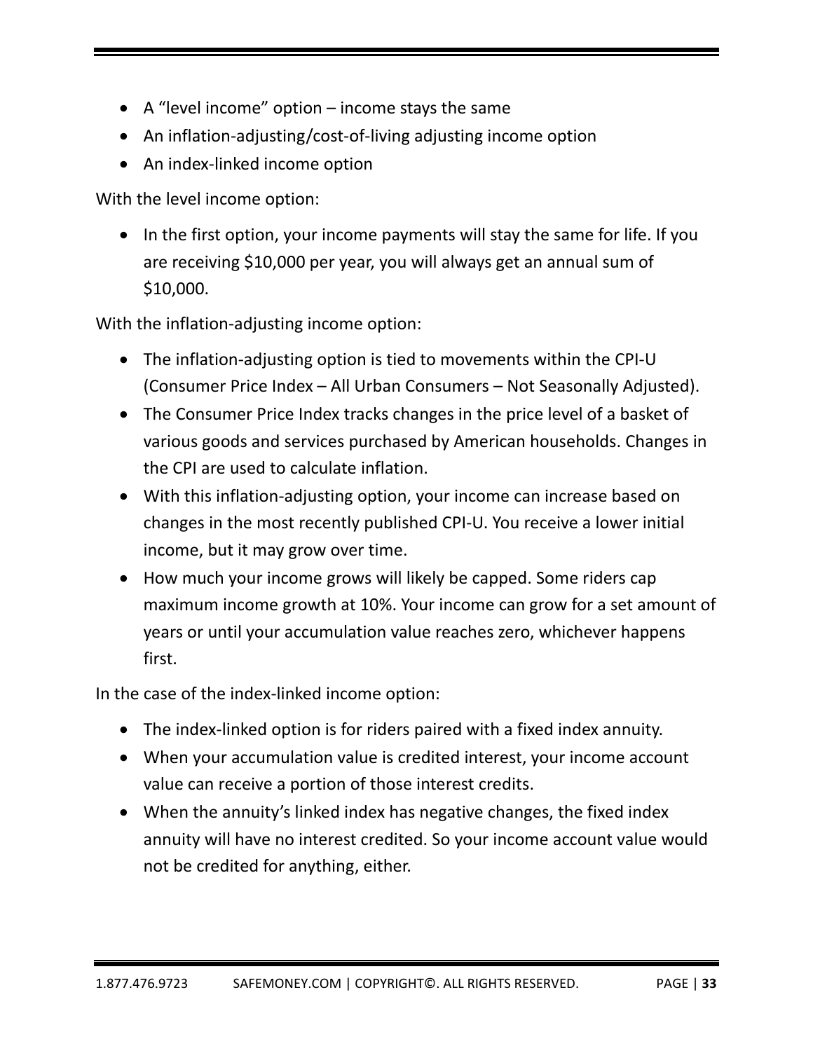- A “level income” option – income stays the same
- An inflation-adjusting/cost-of-living adjusting income option
- An index-linked income option

With the level income option:

- In the first option, your income payments will stay the same for life. If you are receiving $10,000 per year, you will always get an annual sum of $10,000.

With the inflation-adjusting income option:

- The inflation-adjusting option is tied to movements within the CPI-U (Consumer Price Index – All Urban Consumers – Not Seasonally Adjusted).
- The Consumer Price Index tracks changes in the price level of a basket of various goods and services purchased by American households. Changes in the CPI are used to calculate inflation.
- With this inflation-adjusting option, your income can increase based on changes in the most recently published CPI-U. You receive a lower initial income, but it may grow over time.
- How much your income grows will likely be capped. Some riders cap maximum income growth at 10%. Your income can grow for a set amount of years or until your accumulation value reaches zero, whichever happens first.

In the case of the index-linked income option:

- The index-linked option is for riders paired with a fixed index annuity.
- When your accumulation value is credited interest, your income account value can receive a portion of those interest credits.
- When the annuity’s linked index has negative changes, the fixed index annuity will have no interest credited. So your income account value would not be credited for anything, either.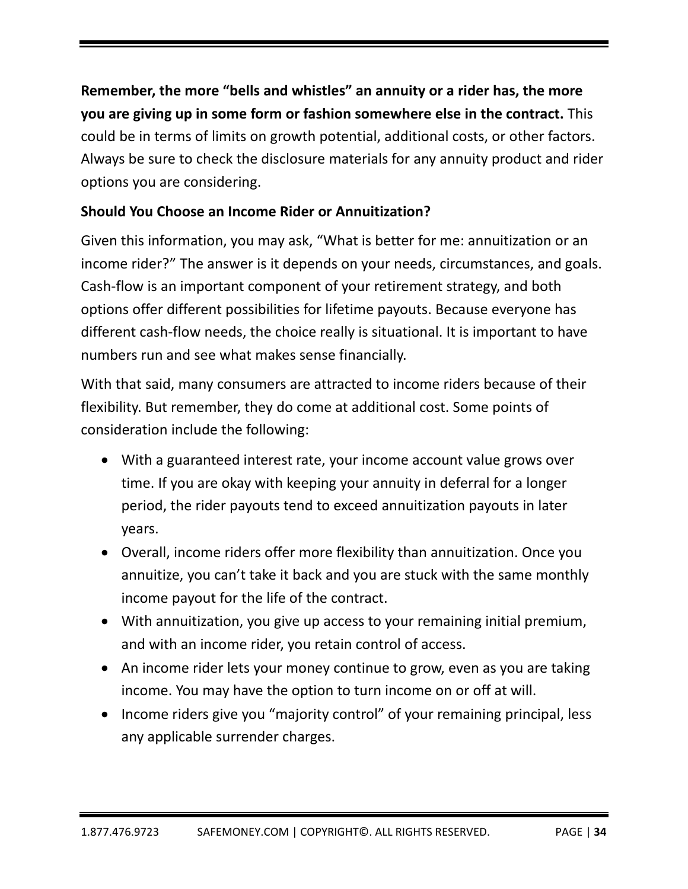**Remember, the more "bells and whistles" an annuity or a rider has, the more you are giving up in some form or fashion somewhere else in the contract.** This could be in terms of limits on growth potential, additional costs, or other factors. Always be sure to check the disclosure materials for any annuity product and rider options you are considering.

### Should You Choose an Income Rider or Annuitization?

Given this information, you may ask, "What is better for me: annuitization or an income rider?" The answer is it depends on your needs, circumstances, and goals. Cash-flow is an important component of your retirement strategy, and both options offer different possibilities for lifetime payouts. Because everyone has different cash-flow needs, the choice really is situational. It is important to have numbers run and see what makes sense financially.

With that said, many consumers are attracted to income riders because of their flexibility. But remember, they do come at additional cost. Some points of consideration include the following:

- With a guaranteed interest rate, your income account value grows over time. If you are okay with keeping your annuity in deferral for a longer period, the rider payouts tend to exceed annuitization payouts in later years.
- Overall, income riders offer more flexibility than annuitization. Once you annuitize, you can't take it back and you are stuck with the same monthly income payout for the life of the contract.
- With annuitization, you give up access to your remaining initial premium, and with an income rider, you retain control of access.
- An income rider lets your money continue to grow, even as you are taking income. You may have the option to turn income on or off at will.
- Income riders give you "majority control" of your remaining principal, less any applicable surrender charges.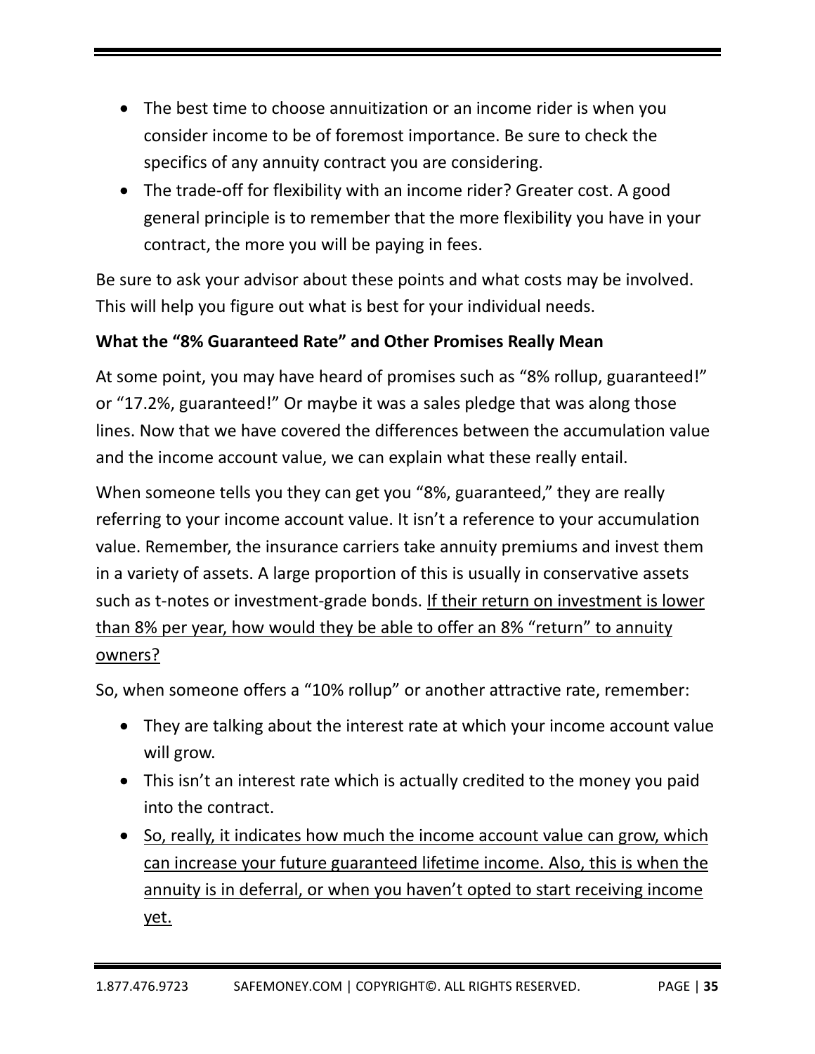- The best time to choose annuitization or an income rider is when you consider income to be of foremost importance. Be sure to check the specifics of any annuity contract you are considering.
- The trade-off for flexibility with an income rider? Greater cost. A good general principle is to remember that the more flexibility you have in your contract, the more you will be paying in fees.

Be sure to ask your advisor about these points and what costs may be involved. This will help you figure out what is best for your individual needs.

**What the "8% Guaranteed Rate" and Other Promises Really Mean**

At some point, you may have heard of promises such as "8% rollup, guaranteed!" or "17.2%, guaranteed!" Or maybe it was a sales pledge that was along those lines. Now that we have covered the differences between the accumulation value and the income account value, we can explain what these really entail.

When someone tells you they can get you "8%, guaranteed," they are really referring to your income account value. It isn't a reference to your accumulation value. Remember, the insurance carriers take annuity premiums and invest them in a variety of assets. A large proportion of this is usually in conservative assets such as t-notes or investment-grade bonds. <u>If their return on investment is lower than 8% per year, how would they be able to offer an 8% "return" to annuity owners?</u>

So, when someone offers a "10% rollup" or another attractive rate, remember:

- They are talking about the interest rate at which your income account value will grow.
- This isn't an interest rate which is actually credited to the money you paid into the contract.
- <u>So, really, it indicates how much the income account value can grow, which can increase your future guaranteed lifetime income. Also, this is when the annuity is in deferral, or when you haven't opted to start receiving income yet.</u>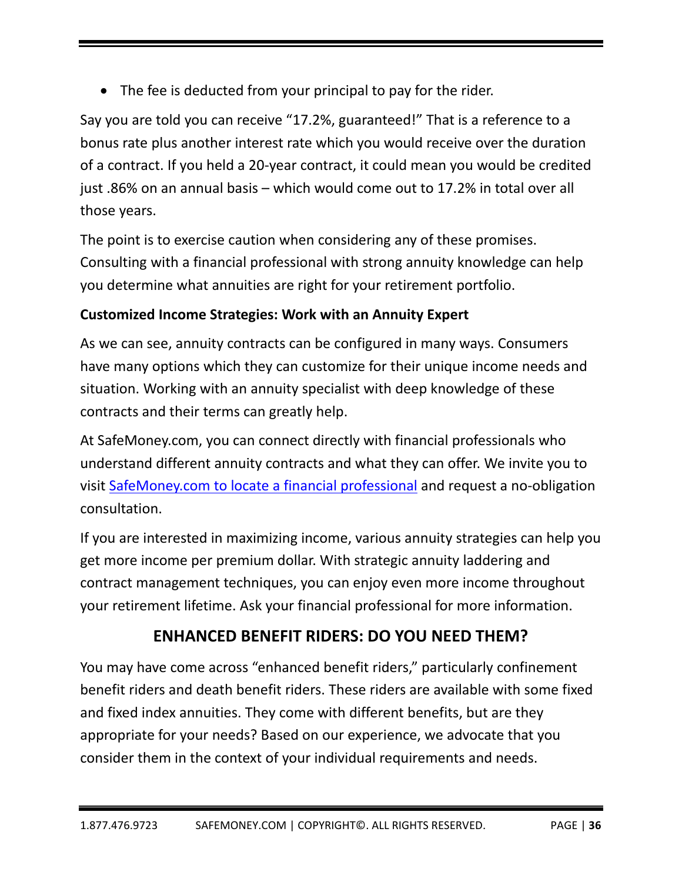- The fee is deducted from your principal to pay for the rider.

Say you are told you can receive "17.2%, guaranteed!" That is a reference to a bonus rate plus another interest rate which you would receive over the duration of a contract. If you held a 20-year contract, it could mean you would be credited just .86% on an annual basis – which would come out to 17.2% in total over all those years.

The point is to exercise caution when considering any of these promises. Consulting with a financial professional with strong annuity knowledge can help you determine what annuities are right for your retirement portfolio.

**Customized Income Strategies: Work with an Annuity Expert**

As we can see, annuity contracts can be configured in many ways. Consumers have many options which they can customize for their unique income needs and situation. Working with an annuity specialist with deep knowledge of these contracts and their terms can greatly help.

At SafeMoney.com, you can connect directly with financial professionals who understand different annuity contracts and what they can offer. We invite you to visit SafeMoney.com to locate a financial professional and request a no-obligation consultation.

If you are interested in maximizing income, various annuity strategies can help you get more income per premium dollar. With strategic annuity laddering and contract management techniques, you can enjoy even more income throughout your retirement lifetime. Ask your financial professional for more information.

## ENHANCED BENEFIT RIDERS: DO YOU NEED THEM?

You may have come across "enhanced benefit riders," particularly confinement benefit riders and death benefit riders. These riders are available with some fixed and fixed index annuities. They come with different benefits, but are they appropriate for your needs? Based on our experience, we advocate that you consider them in the context of your individual requirements and needs.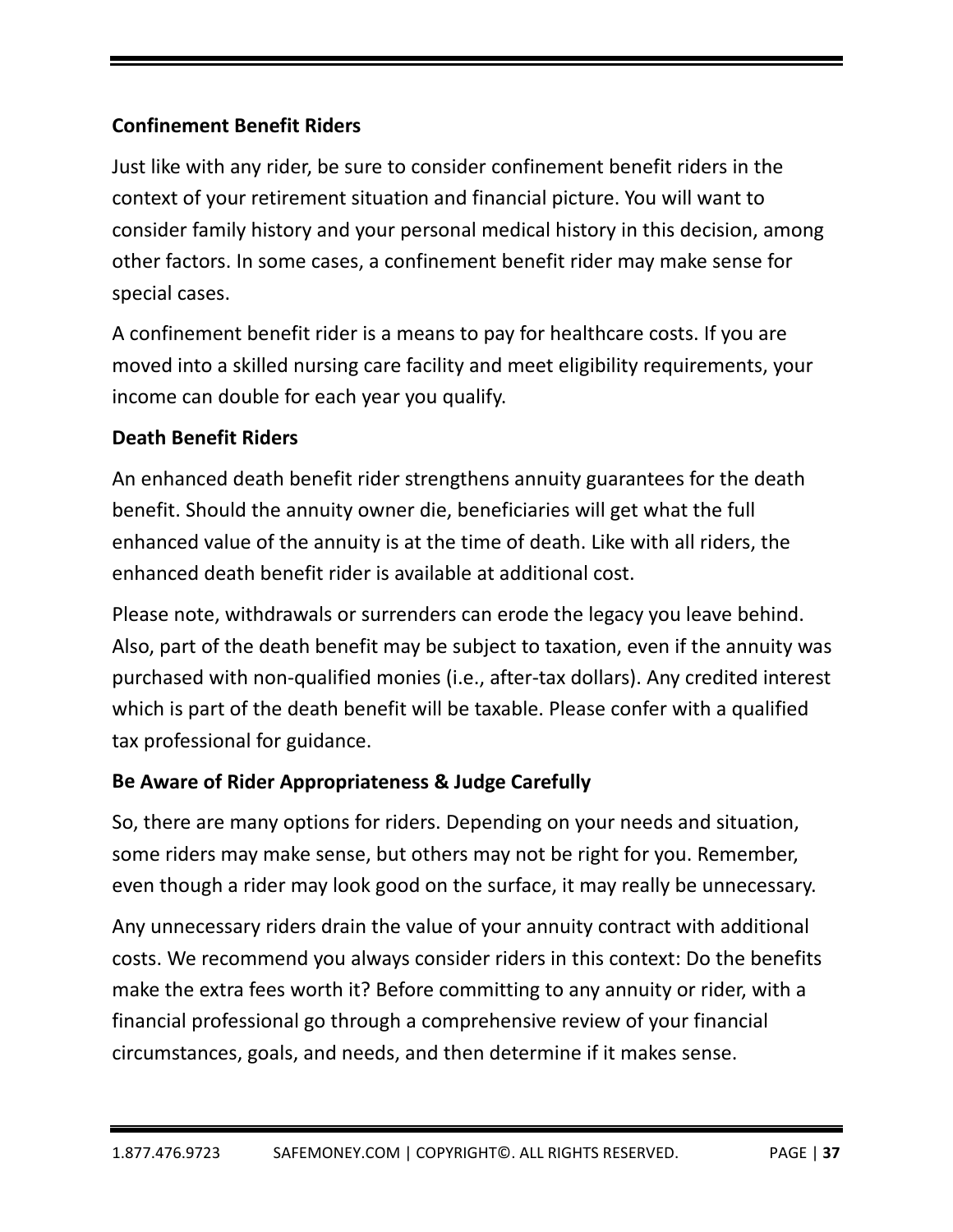### Confinement Benefit Riders

Just like with any rider, be sure to consider confinement benefit riders in the context of your retirement situation and financial picture. You will want to consider family history and your personal medical history in this decision, among other factors. In some cases, a confinement benefit rider may make sense for special cases.

A confinement benefit rider is a means to pay for healthcare costs. If you are moved into a skilled nursing care facility and meet eligibility requirements, your income can double for each year you qualify.

### Death Benefit Riders

An enhanced death benefit rider strengthens annuity guarantees for the death benefit. Should the annuity owner die, beneficiaries will get what the full enhanced value of the annuity is at the time of death. Like with all riders, the enhanced death benefit rider is available at additional cost.

Please note, withdrawals or surrenders can erode the legacy you leave behind. Also, part of the death benefit may be subject to taxation, even if the annuity was purchased with non-qualified monies (i.e., after-tax dollars). Any credited interest which is part of the death benefit will be taxable. Please confer with a qualified tax professional for guidance.

### Be Aware of Rider Appropriateness & Judge Carefully

So, there are many options for riders. Depending on your needs and situation, some riders may make sense, but others may not be right for you. Remember, even though a rider may look good on the surface, it may really be unnecessary.

Any unnecessary riders drain the value of your annuity contract with additional costs. We recommend you always consider riders in this context: Do the benefits make the extra fees worth it? Before committing to any annuity or rider, with a financial professional go through a comprehensive review of your financial circumstances, goals, and needs, and then determine if it makes sense.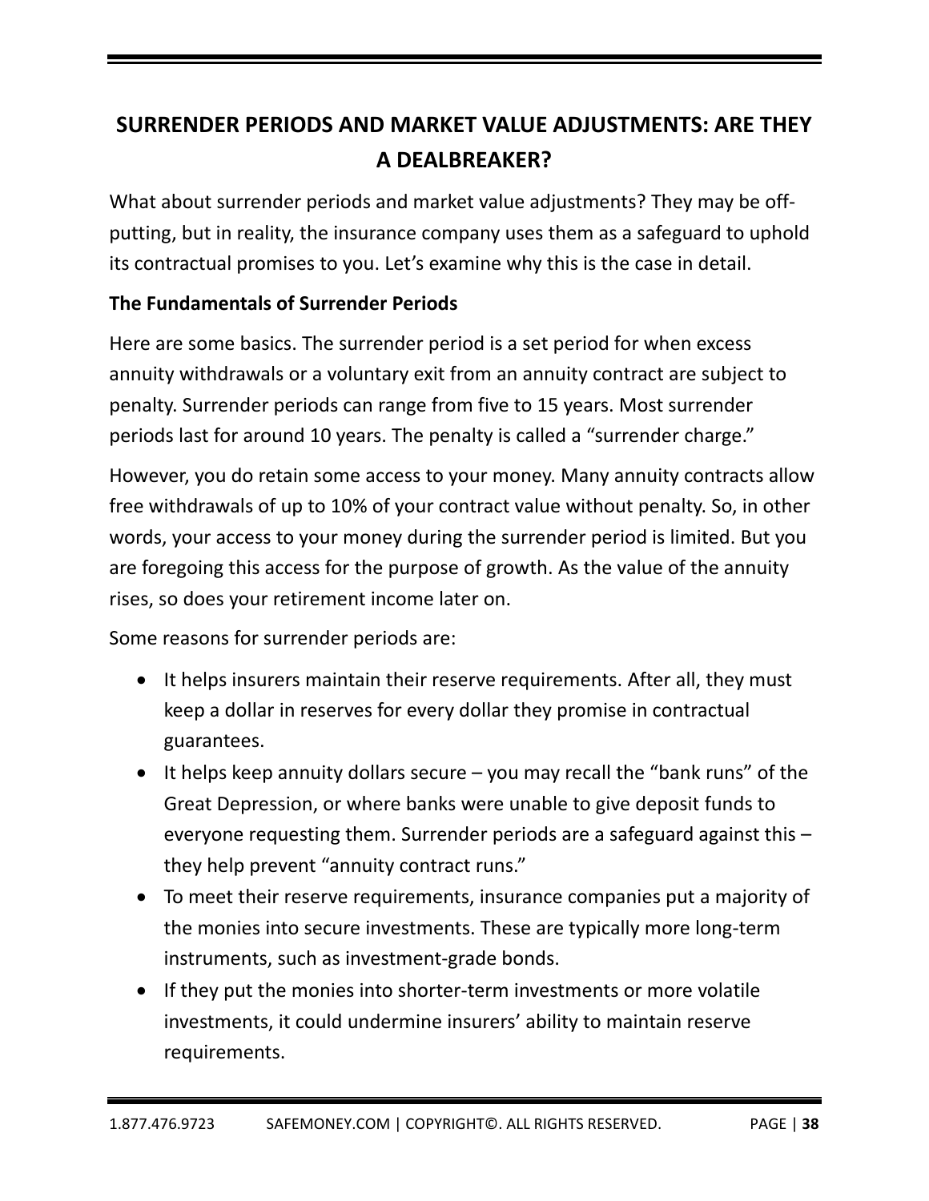## SURRENDER PERIODS AND MARKET VALUE ADJUSTMENTS: ARE THEY A DEALBREAKER?

What about surrender periods and market value adjustments? They may be off-putting, but in reality, the insurance company uses them as a safeguard to uphold its contractual promises to you. Let's examine why this is the case in detail.

**The Fundamentals of Surrender Periods**

Here are some basics. The surrender period is a set period for when excess annuity withdrawals or a voluntary exit from an annuity contract are subject to penalty. Surrender periods can range from five to 15 years. Most surrender periods last for around 10 years. The penalty is called a "surrender charge."

However, you do retain some access to your money. Many annuity contracts allow free withdrawals of up to 10% of your contract value without penalty. So, in other words, your access to your money during the surrender period is limited. But you are foregoing this access for the purpose of growth. As the value of the annuity rises, so does your retirement income later on.

Some reasons for surrender periods are:

- It helps insurers maintain their reserve requirements. After all, they must keep a dollar in reserves for every dollar they promise in contractual guarantees.
- It helps keep annuity dollars secure – you may recall the "bank runs" of the Great Depression, or where banks were unable to give deposit funds to everyone requesting them. Surrender periods are a safeguard against this – they help prevent "annuity contract runs."
- To meet their reserve requirements, insurance companies put a majority of the monies into secure investments. These are typically more long-term instruments, such as investment-grade bonds.
- If they put the monies into shorter-term investments or more volatile investments, it could undermine insurers' ability to maintain reserve requirements.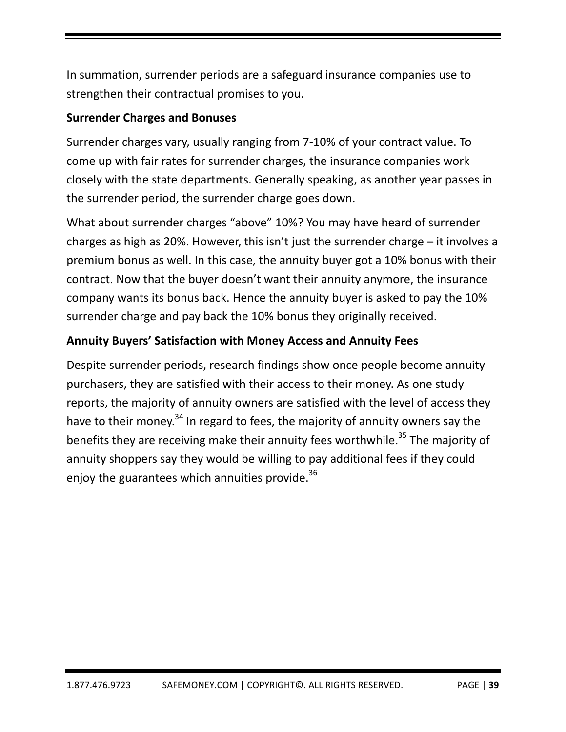In summation, surrender periods are a safeguard insurance companies use to strengthen their contractual promises to you.

**Surrender Charges and Bonuses**

Surrender charges vary, usually ranging from 7-10% of your contract value. To come up with fair rates for surrender charges, the insurance companies work closely with the state departments. Generally speaking, as another year passes in the surrender period, the surrender charge goes down.

What about surrender charges "above" 10%? You may have heard of surrender charges as high as 20%. However, this isn't just the surrender charge – it involves a premium bonus as well. In this case, the annuity buyer got a 10% bonus with their contract. Now that the buyer doesn't want their annuity anymore, the insurance company wants its bonus back. Hence the annuity buyer is asked to pay the 10% surrender charge and pay back the 10% bonus they originally received.

**Annuity Buyers' Satisfaction with Money Access and Annuity Fees**

Despite surrender periods, research findings show once people become annuity purchasers, they are satisfied with their access to their money. As one study reports, the majority of annuity owners are satisfied with the level of access they have to their money.[34] In regard to fees, the majority of annuity owners say the benefits they are receiving make their annuity fees worthwhile.[35] The majority of annuity shoppers say they would be willing to pay additional fees if they could enjoy the guarantees which annuities provide.[36]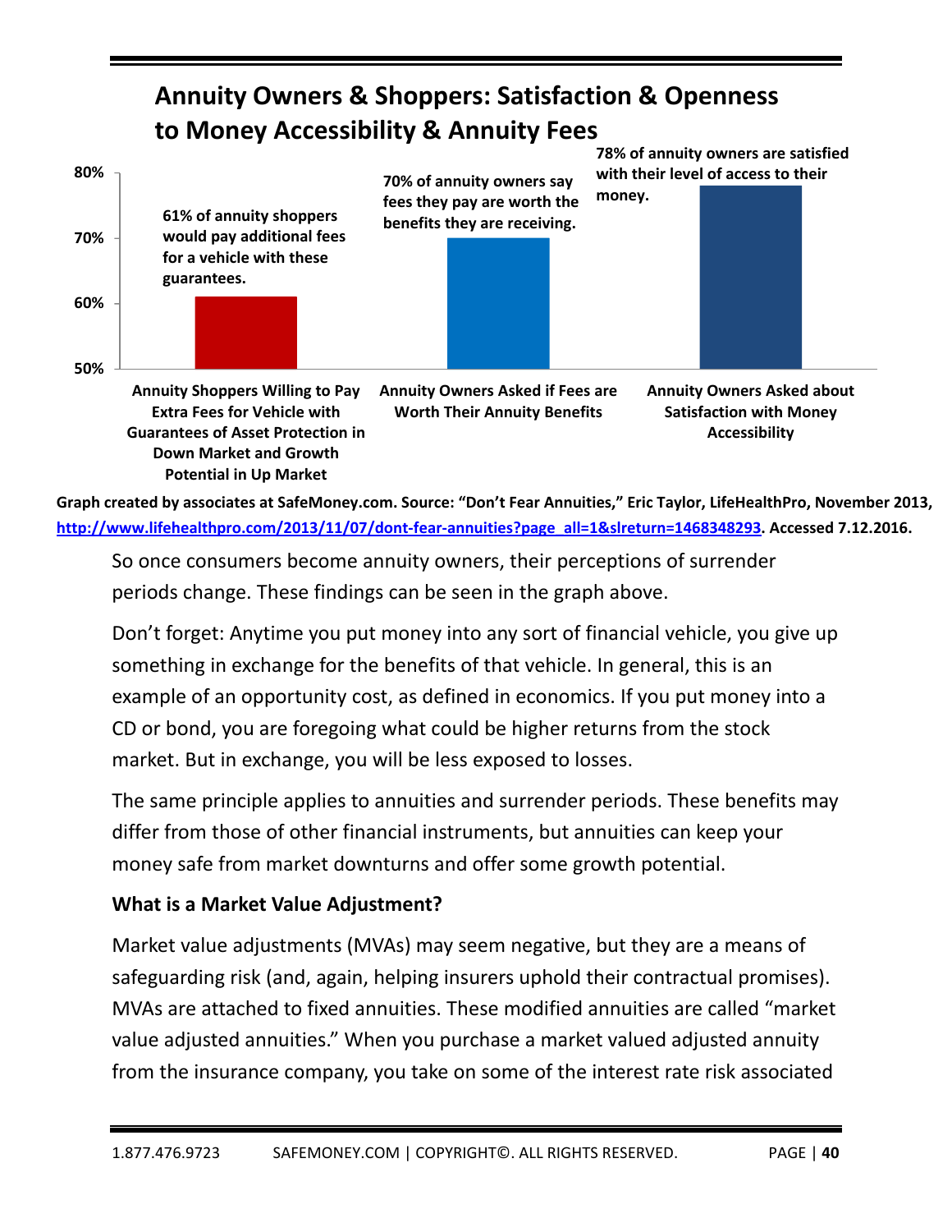## Annuity Owners & Shoppers: Satisfaction & Openness to Money Accessibility & Annuity Fees

| Category | Value | Label |
|---|---|---|
| Annuity Shoppers Willing to Pay Extra Fees for Vehicle with Guarantees of Asset Protection in Down Market and Growth Potential in Up Market | 61% | 61% of annuity shoppers would pay additional fees for a vehicle with these guarantees. |
| Annuity Owners Asked if Fees are Worth Their Annuity Benefits | 70% | 70% of annuity owners say fees they pay are worth the benefits they are receiving. |
| Annuity Owners Asked about Satisfaction with Money Accessibility | 78% | 78% of annuity owners are satisfied with their level of access to their money. |

**Graph created by associates at SafeMoney.com. Source: "Don't Fear Annuities," Eric Taylor, LifeHealthPro, November 2013, http://www.lifehealthpro.com/2013/11/07/dont-fear-annuities?page_all=1&slreturn=1468348293. Accessed 7.12.2016.**

So once consumers become annuity owners, their perceptions of surrender periods change. These findings can be seen in the graph above.

Don't forget: Anytime you put money into any sort of financial vehicle, you give up something in exchange for the benefits of that vehicle. In general, this is an example of an opportunity cost, as defined in economics. If you put money into a CD or bond, you are foregoing what could be higher returns from the stock market. But in exchange, you will be less exposed to losses.

The same principle applies to annuities and surrender periods. These benefits may differ from those of other financial instruments, but annuities can keep your money safe from market downturns and offer some growth potential.

### What is a Market Value Adjustment?

Market value adjustments (MVAs) may seem negative, but they are a means of safeguarding risk (and, again, helping insurers uphold their contractual promises). MVAs are attached to fixed annuities. These modified annuities are called "market value adjusted annuities." When you purchase a market valued adjusted annuity from the insurance company, you take on some of the interest rate risk associated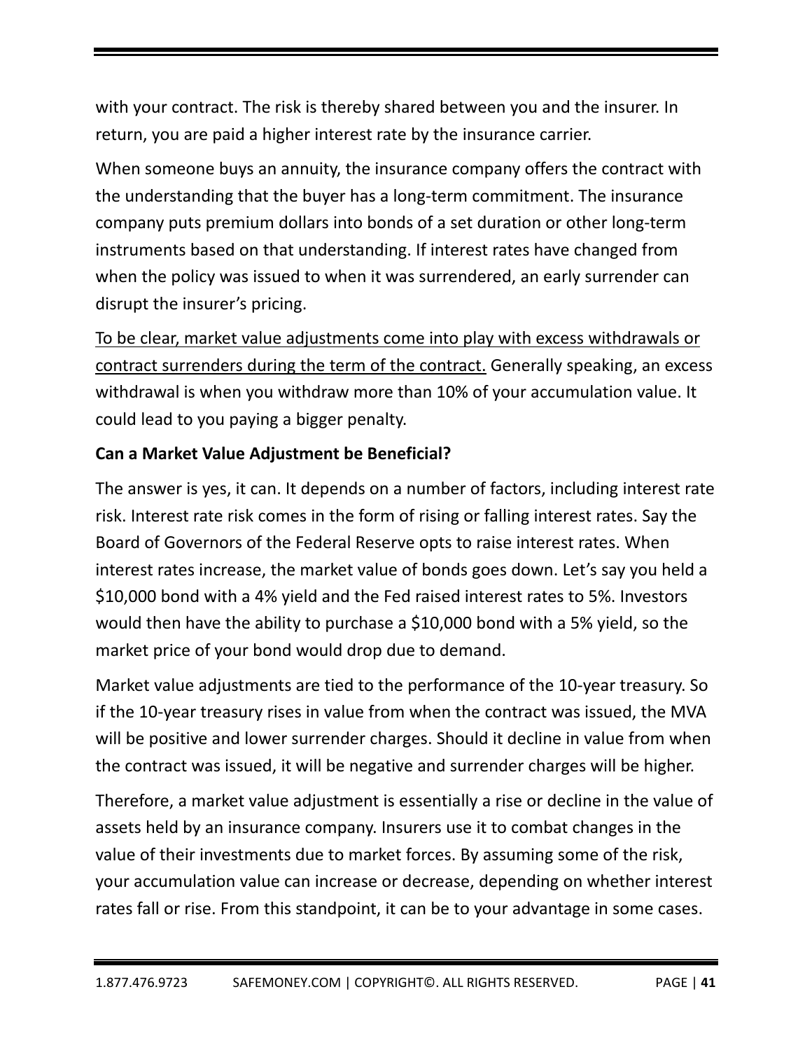with your contract. The risk is thereby shared between you and the insurer. In return, you are paid a higher interest rate by the insurance carrier.

When someone buys an annuity, the insurance company offers the contract with the understanding that the buyer has a long-term commitment. The insurance company puts premium dollars into bonds of a set duration or other long-term instruments based on that understanding. If interest rates have changed from when the policy was issued to when it was surrendered, an early surrender can disrupt the insurer's pricing.

<u>To be clear, market value adjustments come into play with excess withdrawals or contract surrenders during the term of the contract.</u> Generally speaking, an excess withdrawal is when you withdraw more than 10% of your accumulation value. It could lead to you paying a bigger penalty.

**Can a Market Value Adjustment be Beneficial?**

The answer is yes, it can. It depends on a number of factors, including interest rate risk. Interest rate risk comes in the form of rising or falling interest rates. Say the Board of Governors of the Federal Reserve opts to raise interest rates. When interest rates increase, the market value of bonds goes down. Let's say you held a $10,000 bond with a 4% yield and the Fed raised interest rates to 5%. Investors would then have the ability to purchase a $10,000 bond with a 5% yield, so the market price of your bond would drop due to demand.

Market value adjustments are tied to the performance of the 10-year treasury. So if the 10-year treasury rises in value from when the contract was issued, the MVA will be positive and lower surrender charges. Should it decline in value from when the contract was issued, it will be negative and surrender charges will be higher.

Therefore, a market value adjustment is essentially a rise or decline in the value of assets held by an insurance company. Insurers use it to combat changes in the value of their investments due to market forces. By assuming some of the risk, your accumulation value can increase or decrease, depending on whether interest rates fall or rise. From this standpoint, it can be to your advantage in some cases.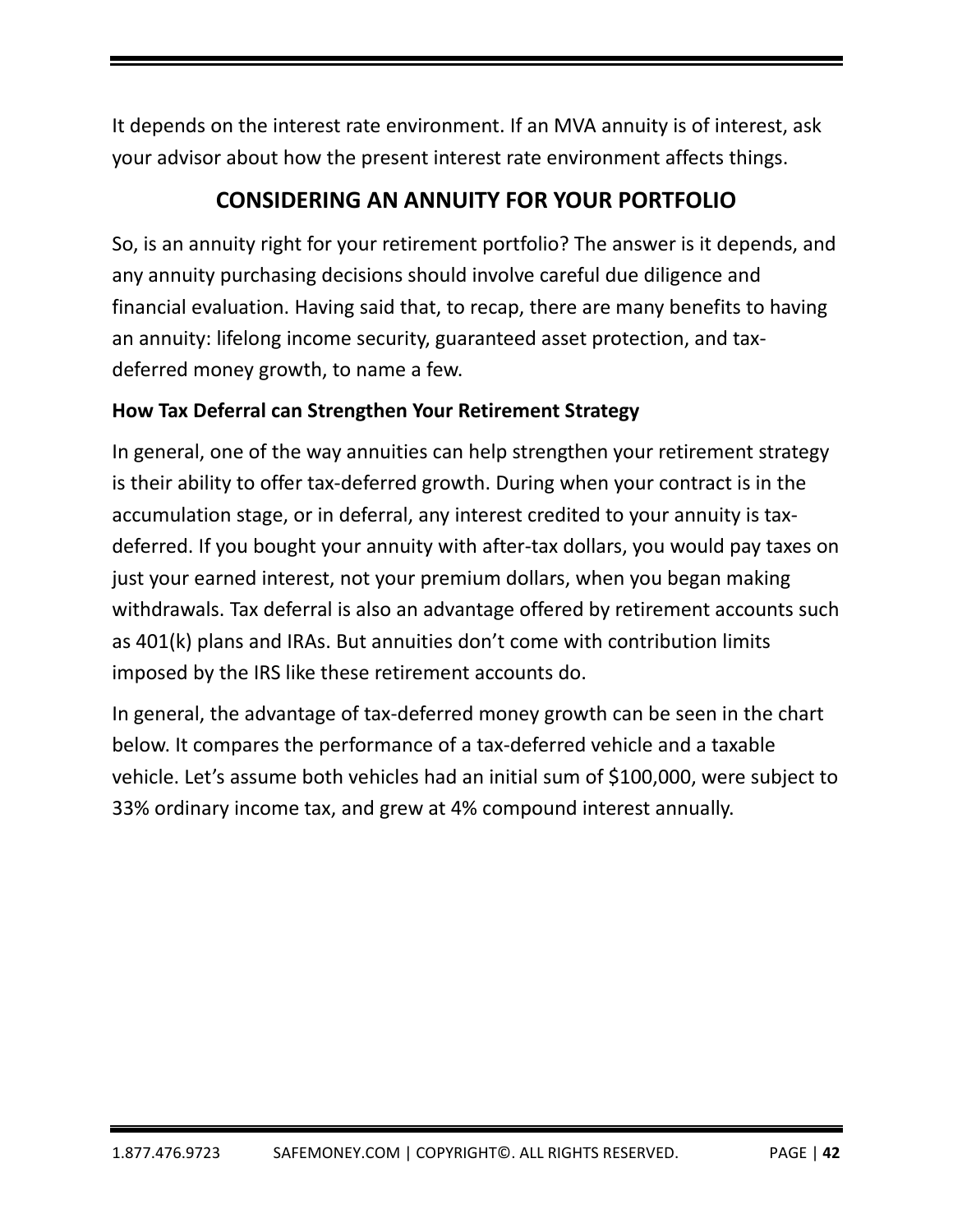It depends on the interest rate environment. If an MVA annuity is of interest, ask your advisor about how the present interest rate environment affects things.

## CONSIDERING AN ANNUITY FOR YOUR PORTFOLIO

So, is an annuity right for your retirement portfolio? The answer is it depends, and any annuity purchasing decisions should involve careful due diligence and financial evaluation. Having said that, to recap, there are many benefits to having an annuity: lifelong income security, guaranteed asset protection, and tax-deferred money growth, to name a few.

**How Tax Deferral can Strengthen Your Retirement Strategy**

In general, one of the way annuities can help strengthen your retirement strategy is their ability to offer tax-deferred growth. During when your contract is in the accumulation stage, or in deferral, any interest credited to your annuity is tax-deferred. If you bought your annuity with after-tax dollars, you would pay taxes on just your earned interest, not your premium dollars, when you began making withdrawals. Tax deferral is also an advantage offered by retirement accounts such as 401(k) plans and IRAs. But annuities don't come with contribution limits imposed by the IRS like these retirement accounts do.

In general, the advantage of tax-deferred money growth can be seen in the chart below. It compares the performance of a tax-deferred vehicle and a taxable vehicle. Let's assume both vehicles had an initial sum of $100,000, were subject to 33% ordinary income tax, and grew at 4% compound interest annually.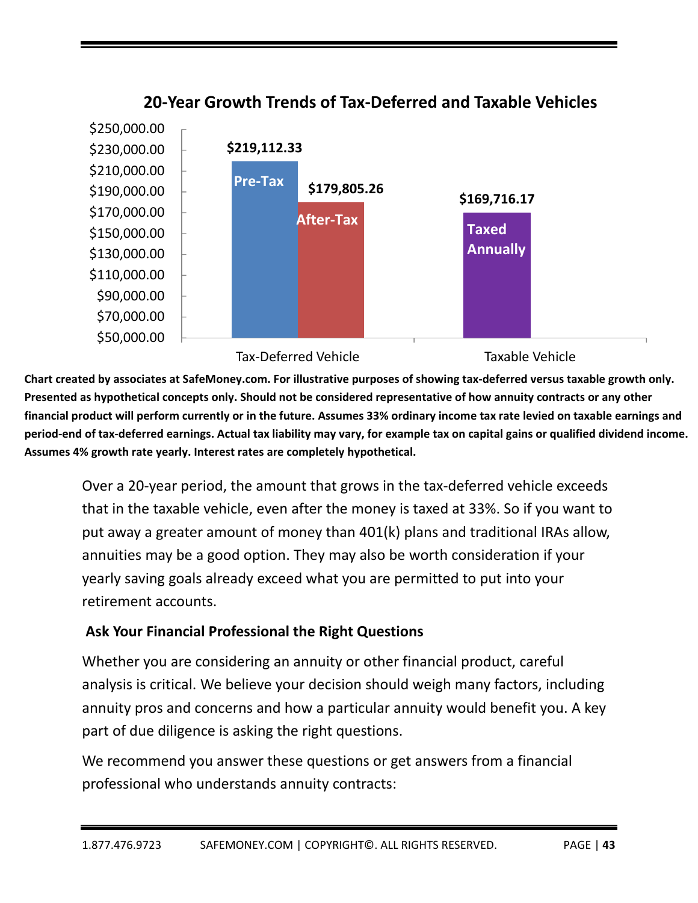## 20-Year Growth Trends of Tax-Deferred and Taxable Vehicles

| | Pre-Tax | After-Tax | Taxed Annually |
|---|---|---|---|
| Tax-Deferred Vehicle | $219,112.33 | $179,805.26 | |
| Taxable Vehicle | | | $169,716.17 |

**Chart created by associates at SafeMoney.com. For illustrative purposes of showing tax-deferred versus taxable growth only. Presented as hypothetical concepts only. Should not be considered representative of how annuity contracts or any other financial product will perform currently or in the future. Assumes 33% ordinary income tax rate levied on taxable earnings and period-end of tax-deferred earnings. Actual tax liability may vary, for example tax on capital gains or qualified dividend income. Assumes 4% growth rate yearly. Interest rates are completely hypothetical.**

Over a 20-year period, the amount that grows in the tax-deferred vehicle exceeds that in the taxable vehicle, even after the money is taxed at 33%. So if you want to put away a greater amount of money than 401(k) plans and traditional IRAs allow, annuities may be a good option. They may also be worth consideration if your yearly saving goals already exceed what you are permitted to put into your retirement accounts.

### Ask Your Financial Professional the Right Questions

Whether you are considering an annuity or other financial product, careful analysis is critical. We believe your decision should weigh many factors, including annuity pros and concerns and how a particular annuity would benefit you. A key part of due diligence is asking the right questions.

We recommend you answer these questions or get answers from a financial professional who understands annuity contracts: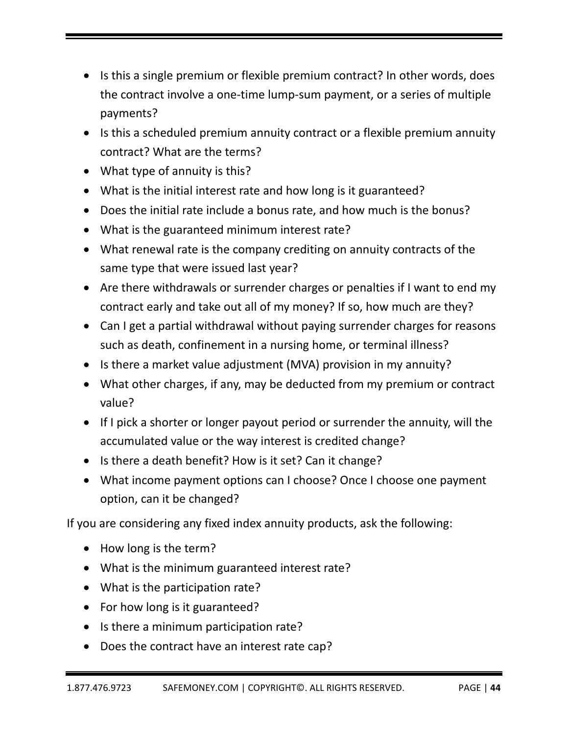- Is this a single premium or flexible premium contract? In other words, does the contract involve a one-time lump-sum payment, or a series of multiple payments?
- Is this a scheduled premium annuity contract or a flexible premium annuity contract? What are the terms?
- What type of annuity is this?
- What is the initial interest rate and how long is it guaranteed?
- Does the initial rate include a bonus rate, and how much is the bonus?
- What is the guaranteed minimum interest rate?
- What renewal rate is the company crediting on annuity contracts of the same type that were issued last year?
- Are there withdrawals or surrender charges or penalties if I want to end my contract early and take out all of my money? If so, how much are they?
- Can I get a partial withdrawal without paying surrender charges for reasons such as death, confinement in a nursing home, or terminal illness?
- Is there a market value adjustment (MVA) provision in my annuity?
- What other charges, if any, may be deducted from my premium or contract value?
- If I pick a shorter or longer payout period or surrender the annuity, will the accumulated value or the way interest is credited change?
- Is there a death benefit? How is it set? Can it change?
- What income payment options can I choose? Once I choose one payment option, can it be changed?

If you are considering any fixed index annuity products, ask the following:

- How long is the term?
- What is the minimum guaranteed interest rate?
- What is the participation rate?
- For how long is it guaranteed?
- Is there a minimum participation rate?
- Does the contract have an interest rate cap?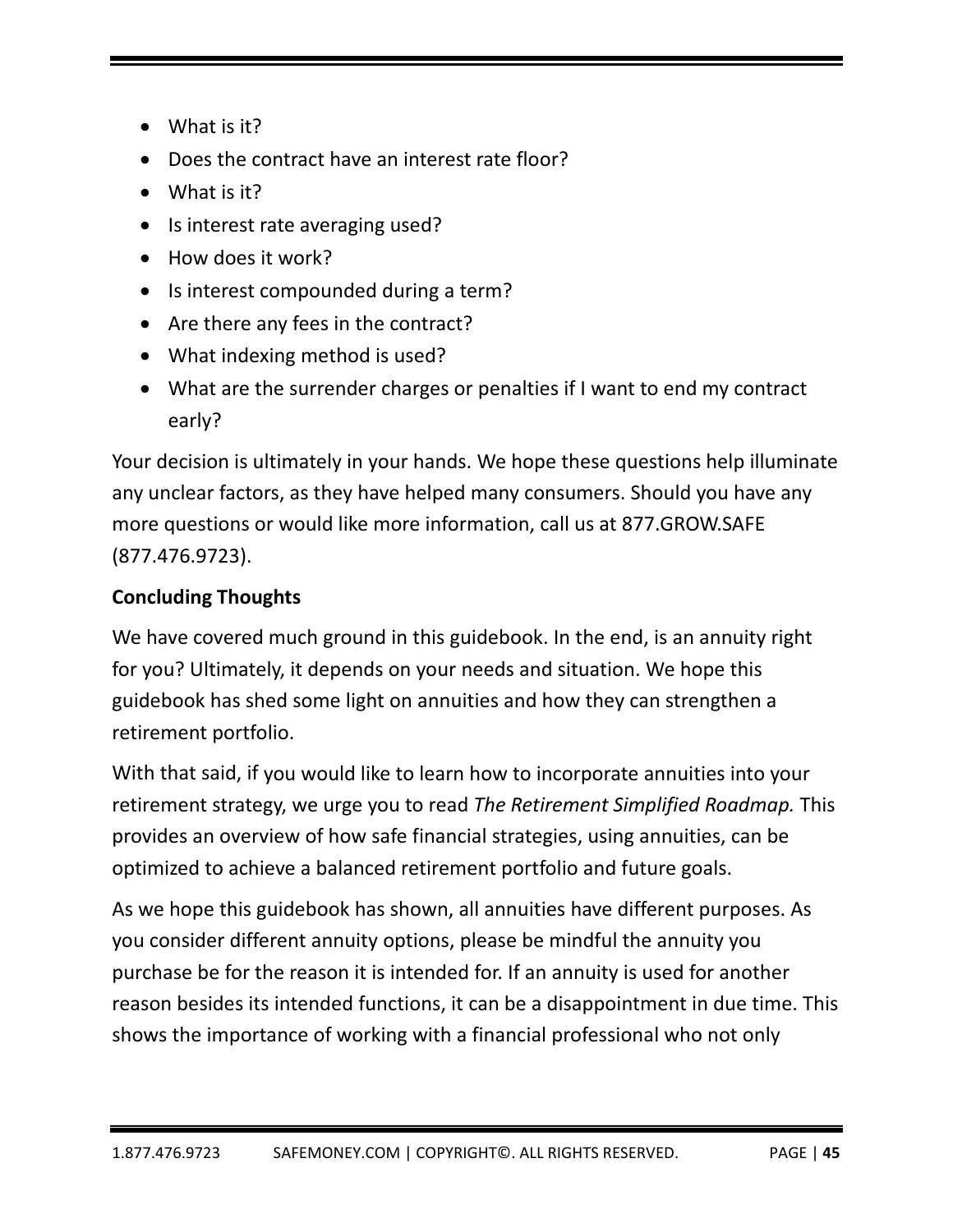- What is it?
- Does the contract have an interest rate floor?
- What is it?
- Is interest rate averaging used?
- How does it work?
- Is interest compounded during a term?
- Are there any fees in the contract?
- What indexing method is used?
- What are the surrender charges or penalties if I want to end my contract early?

Your decision is ultimately in your hands. We hope these questions help illuminate any unclear factors, as they have helped many consumers. Should you have any more questions or would like more information, call us at 877.GROW.SAFE (877.476.9723).

**Concluding Thoughts**

We have covered much ground in this guidebook. In the end, is an annuity right for you? Ultimately, it depends on your needs and situation. We hope this guidebook has shed some light on annuities and how they can strengthen a retirement portfolio.

With that said, if you would like to learn how to incorporate annuities into your retirement strategy, we urge you to read *The Retirement Simplified Roadmap.* This provides an overview of how safe financial strategies, using annuities, can be optimized to achieve a balanced retirement portfolio and future goals.

As we hope this guidebook has shown, all annuities have different purposes. As you consider different annuity options, please be mindful the annuity you purchase be for the reason it is intended for. If an annuity is used for another reason besides its intended functions, it can be a disappointment in due time. This shows the importance of working with a financial professional who not only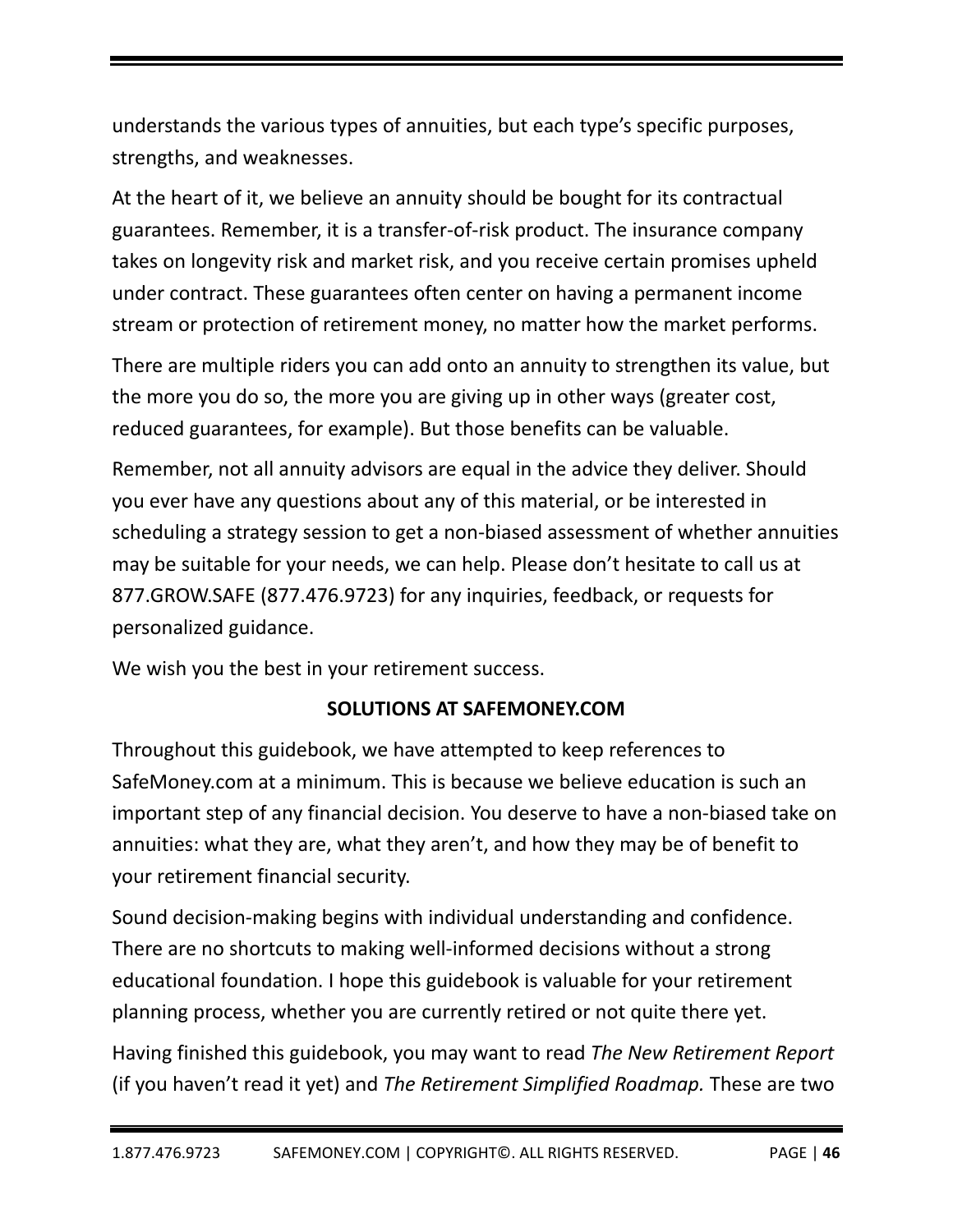understands the various types of annuities, but each type's specific purposes, strengths, and weaknesses.

At the heart of it, we believe an annuity should be bought for its contractual guarantees. Remember, it is a transfer-of-risk product. The insurance company takes on longevity risk and market risk, and you receive certain promises upheld under contract. These guarantees often center on having a permanent income stream or protection of retirement money, no matter how the market performs.

There are multiple riders you can add onto an annuity to strengthen its value, but the more you do so, the more you are giving up in other ways (greater cost, reduced guarantees, for example). But those benefits can be valuable.

Remember, not all annuity advisors are equal in the advice they deliver. Should you ever have any questions about any of this material, or be interested in scheduling a strategy session to get a non-biased assessment of whether annuities may be suitable for your needs, we can help. Please don't hesitate to call us at 877.GROW.SAFE (877.476.9723) for any inquiries, feedback, or requests for personalized guidance.

We wish you the best in your retirement success.

## SOLUTIONS AT SAFEMONEY.COM

Throughout this guidebook, we have attempted to keep references to SafeMoney.com at a minimum. This is because we believe education is such an important step of any financial decision. You deserve to have a non-biased take on annuities: what they are, what they aren't, and how they may be of benefit to your retirement financial security.

Sound decision-making begins with individual understanding and confidence. There are no shortcuts to making well-informed decisions without a strong educational foundation. I hope this guidebook is valuable for your retirement planning process, whether you are currently retired or not quite there yet.

Having finished this guidebook, you may want to read *The New Retirement Report* (if you haven't read it yet) and *The Retirement Simplified Roadmap.* These are two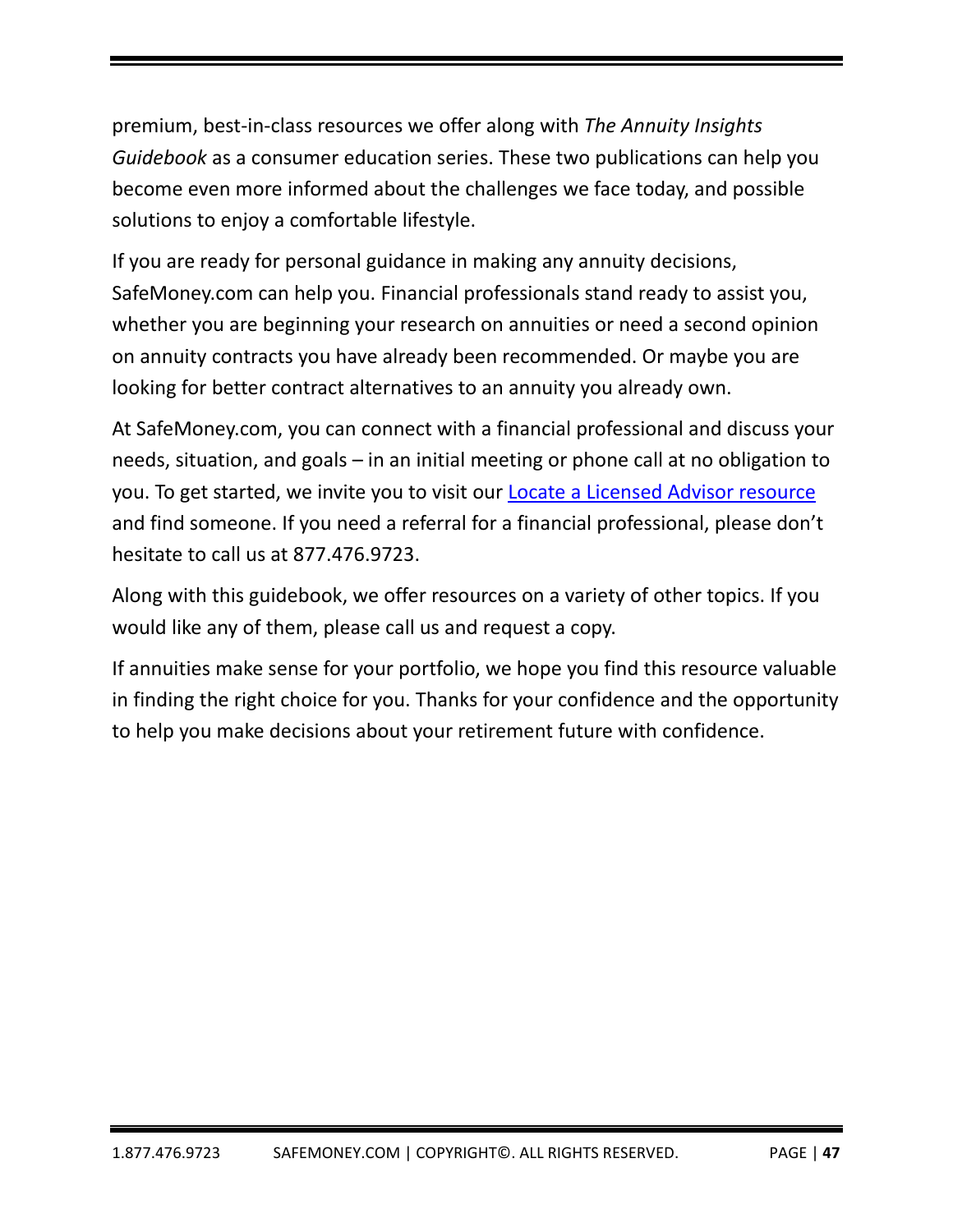premium, best-in-class resources we offer along with *The Annuity Insights Guidebook* as a consumer education series. These two publications can help you become even more informed about the challenges we face today, and possible solutions to enjoy a comfortable lifestyle.

If you are ready for personal guidance in making any annuity decisions, SafeMoney.com can help you. Financial professionals stand ready to assist you, whether you are beginning your research on annuities or need a second opinion on annuity contracts you have already been recommended. Or maybe you are looking for better contract alternatives to an annuity you already own.

At SafeMoney.com, you can connect with a financial professional and discuss your needs, situation, and goals – in an initial meeting or phone call at no obligation to you. To get started, we invite you to visit our Locate a Licensed Advisor resource and find someone. If you need a referral for a financial professional, please don't hesitate to call us at 877.476.9723.

Along with this guidebook, we offer resources on a variety of other topics. If you would like any of them, please call us and request a copy.

If annuities make sense for your portfolio, we hope you find this resource valuable in finding the right choice for you. Thanks for your confidence and the opportunity to help you make decisions about your retirement future with confidence.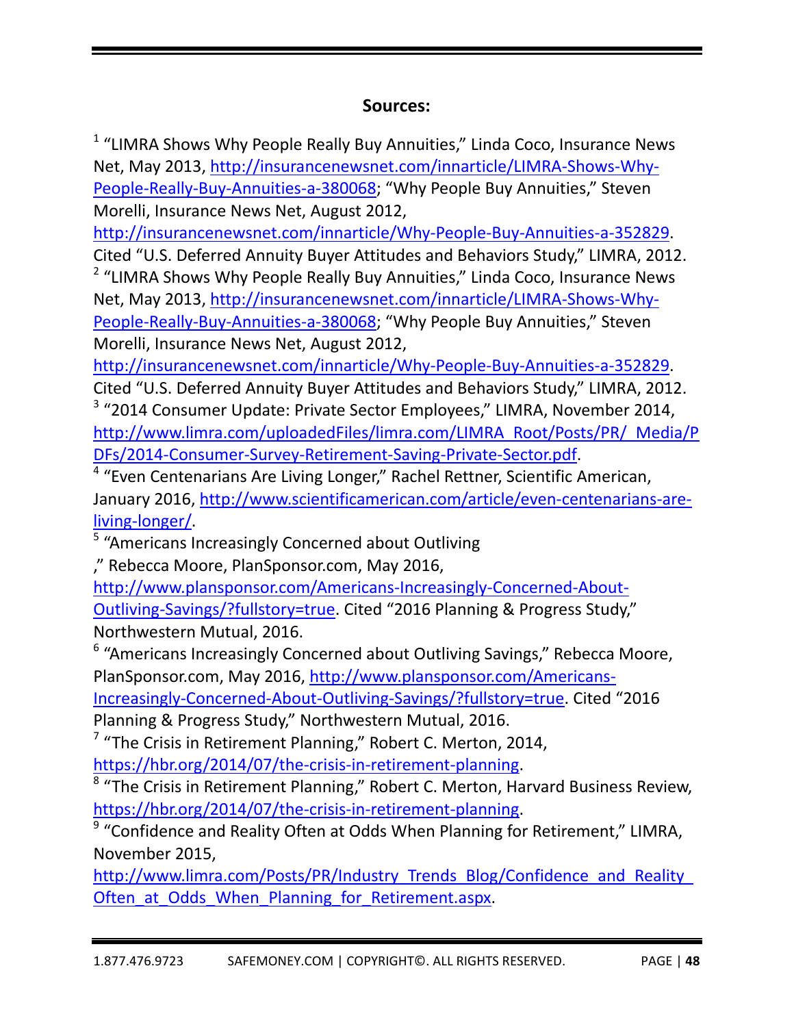**Sources:**

[1] "LIMRA Shows Why People Really Buy Annuities," Linda Coco, Insurance News Net, May 2013, http://insurancenewsnet.com/innarticle/LIMRA-Shows-Why-People-Really-Buy-Annuities-a-380068; "Why People Buy Annuities," Steven Morelli, Insurance News Net, August 2012, http://insurancenewsnet.com/innarticle/Why-People-Buy-Annuities-a-352829. Cited "U.S. Deferred Annuity Buyer Attitudes and Behaviors Study," LIMRA, 2012.

[2] "LIMRA Shows Why People Really Buy Annuities," Linda Coco, Insurance News Net, May 2013, http://insurancenewsnet.com/innarticle/LIMRA-Shows-Why-People-Really-Buy-Annuities-a-380068; "Why People Buy Annuities," Steven Morelli, Insurance News Net, August 2012, http://insurancenewsnet.com/innarticle/Why-People-Buy-Annuities-a-352829. Cited "U.S. Deferred Annuity Buyer Attitudes and Behaviors Study," LIMRA, 2012.

[3] "2014 Consumer Update: Private Sector Employees," LIMRA, November 2014, http://www.limra.com/uploadedFiles/limra.com/LIMRA_Root/Posts/PR/_Media/PDFs/2014-Consumer-Survey-Retirement-Saving-Private-Sector.pdf.

[4] "Even Centenarians Are Living Longer," Rachel Rettner, Scientific American, January 2016, http://www.scientificamerican.com/article/even-centenarians-are-living-longer/.

[5] "Americans Increasingly Concerned about Outliving
," Rebecca Moore, PlanSponsor.com, May 2016, http://www.plansponsor.com/Americans-Increasingly-Concerned-About-Outliving-Savings/?fullstory=true. Cited "2016 Planning & Progress Study," Northwestern Mutual, 2016.

[6] "Americans Increasingly Concerned about Outliving Savings," Rebecca Moore, PlanSponsor.com, May 2016, http://www.plansponsor.com/Americans-Increasingly-Concerned-About-Outliving-Savings/?fullstory=true. Cited "2016 Planning & Progress Study," Northwestern Mutual, 2016.

[7] "The Crisis in Retirement Planning," Robert C. Merton, 2014, https://hbr.org/2014/07/the-crisis-in-retirement-planning.

[8] "The Crisis in Retirement Planning," Robert C. Merton, Harvard Business Review, https://hbr.org/2014/07/the-crisis-in-retirement-planning.

[9] "Confidence and Reality Often at Odds When Planning for Retirement," LIMRA, November 2015, http://www.limra.com/Posts/PR/Industry_Trends_Blog/Confidence_and_Reality_Often_at_Odds_When_Planning_for_Retirement.aspx.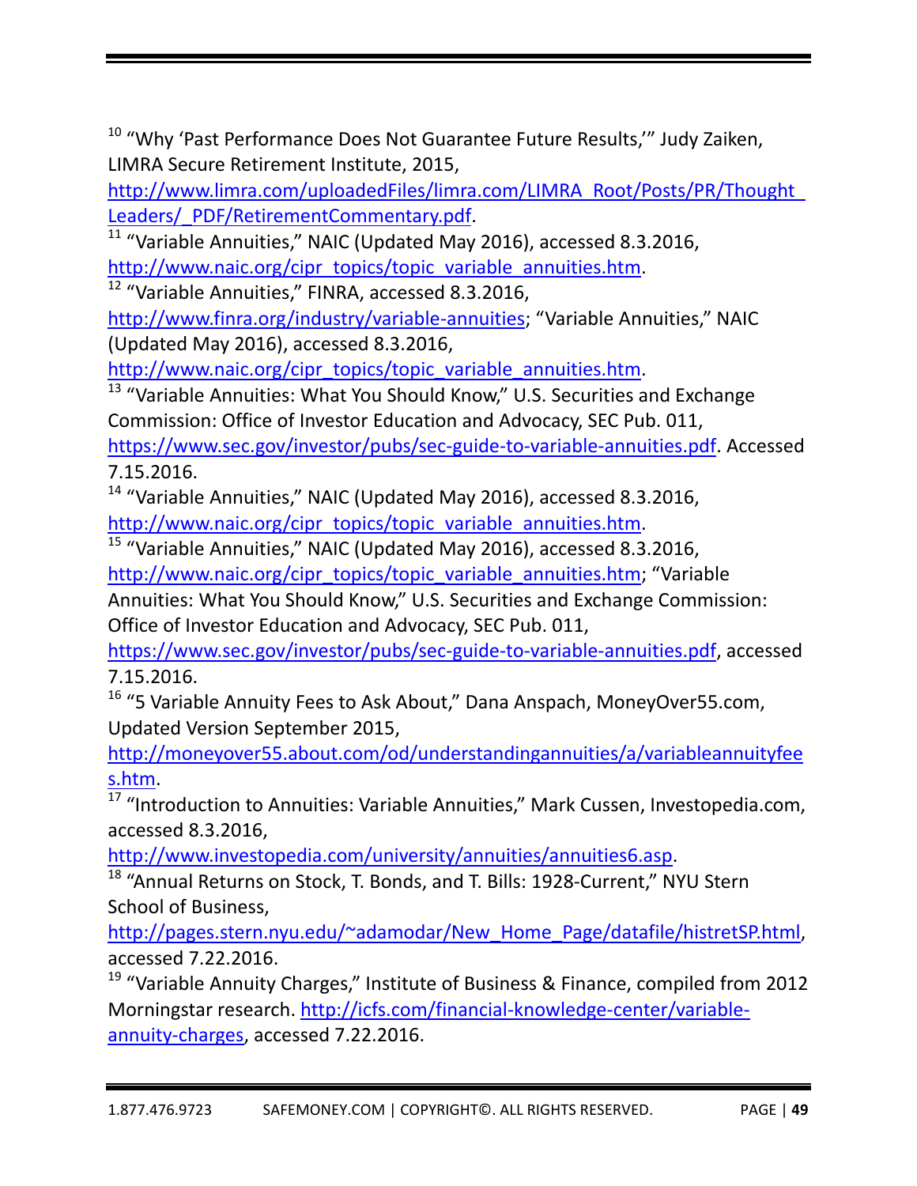[10] "Why 'Past Performance Does Not Guarantee Future Results,'" Judy Zaiken, LIMRA Secure Retirement Institute, 2015, http://www.limra.com/uploadedFiles/limra.com/LIMRA_Root/Posts/PR/Thought_Leaders/_PDF/RetirementCommentary.pdf.

[11] "Variable Annuities," NAIC (Updated May 2016), accessed 8.3.2016, http://www.naic.org/cipr_topics/topic_variable_annuities.htm.

[12] "Variable Annuities," FINRA, accessed 8.3.2016, http://www.finra.org/industry/variable-annuities; "Variable Annuities," NAIC (Updated May 2016), accessed 8.3.2016, http://www.naic.org/cipr_topics/topic_variable_annuities.htm.

[13] "Variable Annuities: What You Should Know," U.S. Securities and Exchange Commission: Office of Investor Education and Advocacy, SEC Pub. 011, https://www.sec.gov/investor/pubs/sec-guide-to-variable-annuities.pdf. Accessed 7.15.2016.

[14] "Variable Annuities," NAIC (Updated May 2016), accessed 8.3.2016, http://www.naic.org/cipr_topics/topic_variable_annuities.htm.

[15] "Variable Annuities," NAIC (Updated May 2016), accessed 8.3.2016, http://www.naic.org/cipr_topics/topic_variable_annuities.htm; "Variable Annuities: What You Should Know," U.S. Securities and Exchange Commission: Office of Investor Education and Advocacy, SEC Pub. 011, https://www.sec.gov/investor/pubs/sec-guide-to-variable-annuities.pdf, accessed 7.15.2016.

[16] "5 Variable Annuity Fees to Ask About," Dana Anspach, MoneyOver55.com, Updated Version September 2015, http://moneyover55.about.com/od/understandingannuities/a/variableannuityfees.htm.

[17] "Introduction to Annuities: Variable Annuities," Mark Cussen, Investopedia.com, accessed 8.3.2016, http://www.investopedia.com/university/annuities/annuities6.asp.

[18] "Annual Returns on Stock, T. Bonds, and T. Bills: 1928-Current," NYU Stern School of Business, http://pages.stern.nyu.edu/~adamodar/New_Home_Page/datafile/histretSP.html, accessed 7.22.2016.

[19] "Variable Annuity Charges," Institute of Business & Finance, compiled from 2012 Morningstar research. http://icfs.com/financial-knowledge-center/variable-annuity-charges, accessed 7.22.2016.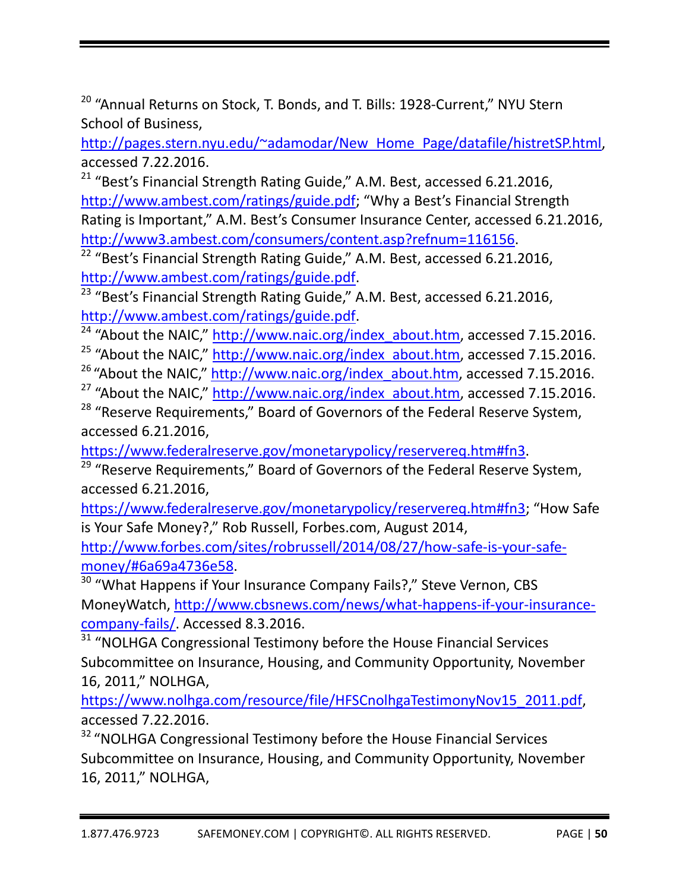[20] "Annual Returns on Stock, T. Bonds, and T. Bills: 1928-Current," NYU Stern School of Business, http://pages.stern.nyu.edu/~adamodar/New_Home_Page/datafile/histretSP.html, accessed 7.22.2016.

[21] "Best's Financial Strength Rating Guide," A.M. Best, accessed 6.21.2016, http://www.ambest.com/ratings/guide.pdf; "Why a Best's Financial Strength Rating is Important," A.M. Best's Consumer Insurance Center, accessed 6.21.2016, http://www3.ambest.com/consumers/content.asp?refnum=116156.

[22] "Best's Financial Strength Rating Guide," A.M. Best, accessed 6.21.2016, http://www.ambest.com/ratings/guide.pdf.

[23] "Best's Financial Strength Rating Guide," A.M. Best, accessed 6.21.2016, http://www.ambest.com/ratings/guide.pdf.

[24] "About the NAIC," http://www.naic.org/index_about.htm, accessed 7.15.2016.

[25] "About the NAIC," http://www.naic.org/index_about.htm, accessed 7.15.2016.

[26] "About the NAIC," http://www.naic.org/index_about.htm, accessed 7.15.2016.

[27] "About the NAIC," http://www.naic.org/index_about.htm, accessed 7.15.2016.

[28] "Reserve Requirements," Board of Governors of the Federal Reserve System, accessed 6.21.2016, https://www.federalreserve.gov/monetarypolicy/reservereq.htm#fn3.

[29] "Reserve Requirements," Board of Governors of the Federal Reserve System, accessed 6.21.2016, https://www.federalreserve.gov/monetarypolicy/reservereq.htm#fn3; "How Safe is Your Safe Money?," Rob Russell, Forbes.com, August 2014, http://www.forbes.com/sites/robrussell/2014/08/27/how-safe-is-your-safe-money/#6a69a4736e58.

[30] "What Happens if Your Insurance Company Fails?," Steve Vernon, CBS MoneyWatch, http://www.cbsnews.com/news/what-happens-if-your-insurance-company-fails/. Accessed 8.3.2016.

[31] "NOLHGA Congressional Testimony before the House Financial Services Subcommittee on Insurance, Housing, and Community Opportunity, November 16, 2011," NOLHGA, https://www.nolhga.com/resource/file/HFScnolhgaTestimonyNov15_2011.pdf, accessed 7.22.2016.

[32] "NOLHGA Congressional Testimony before the House Financial Services Subcommittee on Insurance, Housing, and Community Opportunity, November 16, 2011," NOLHGA,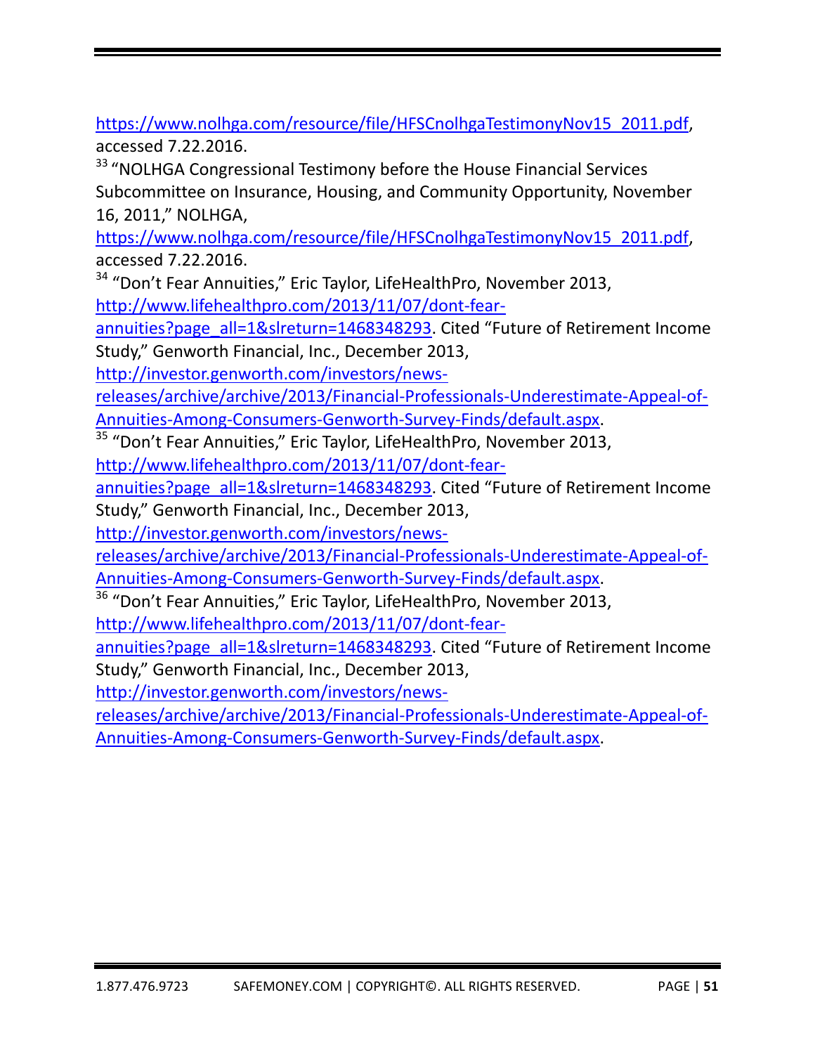https://www.nolhga.com/resource/file/HFSCnolhgaTestimonyNov15_2011.pdf, accessed 7.22.2016.

[33] "NOLHGA Congressional Testimony before the House Financial Services Subcommittee on Insurance, Housing, and Community Opportunity, November 16, 2011," NOLHGA, https://www.nolhga.com/resource/file/HFSCnolhgaTestimonyNov15_2011.pdf, accessed 7.22.2016.

[34] "Don't Fear Annuities," Eric Taylor, LifeHealthPro, November 2013, http://www.lifehealthpro.com/2013/11/07/dont-fear-annuities?page_all=1&slreturn=1468348293. Cited "Future of Retirement Income Study," Genworth Financial, Inc., December 2013, http://investor.genworth.com/investors/news-releases/archive/archive/2013/Financial-Professionals-Underestimate-Appeal-of-Annuities-Among-Consumers-Genworth-Survey-Finds/default.aspx.

[35] "Don't Fear Annuities," Eric Taylor, LifeHealthPro, November 2013, http://www.lifehealthpro.com/2013/11/07/dont-fear-annuities?page_all=1&slreturn=1468348293. Cited "Future of Retirement Income Study," Genworth Financial, Inc., December 2013, http://investor.genworth.com/investors/news-releases/archive/archive/2013/Financial-Professionals-Underestimate-Appeal-of-Annuities-Among-Consumers-Genworth-Survey-Finds/default.aspx.

[36] "Don't Fear Annuities," Eric Taylor, LifeHealthPro, November 2013, http://www.lifehealthpro.com/2013/11/07/dont-fear-annuities?page_all=1&slreturn=1468348293. Cited "Future of Retirement Income Study," Genworth Financial, Inc., December 2013, http://investor.genworth.com/investors/news-releases/archive/archive/2013/Financial-Professionals-Underestimate-Appeal-of-Annuities-Among-Consumers-Genworth-Survey-Finds/default.aspx.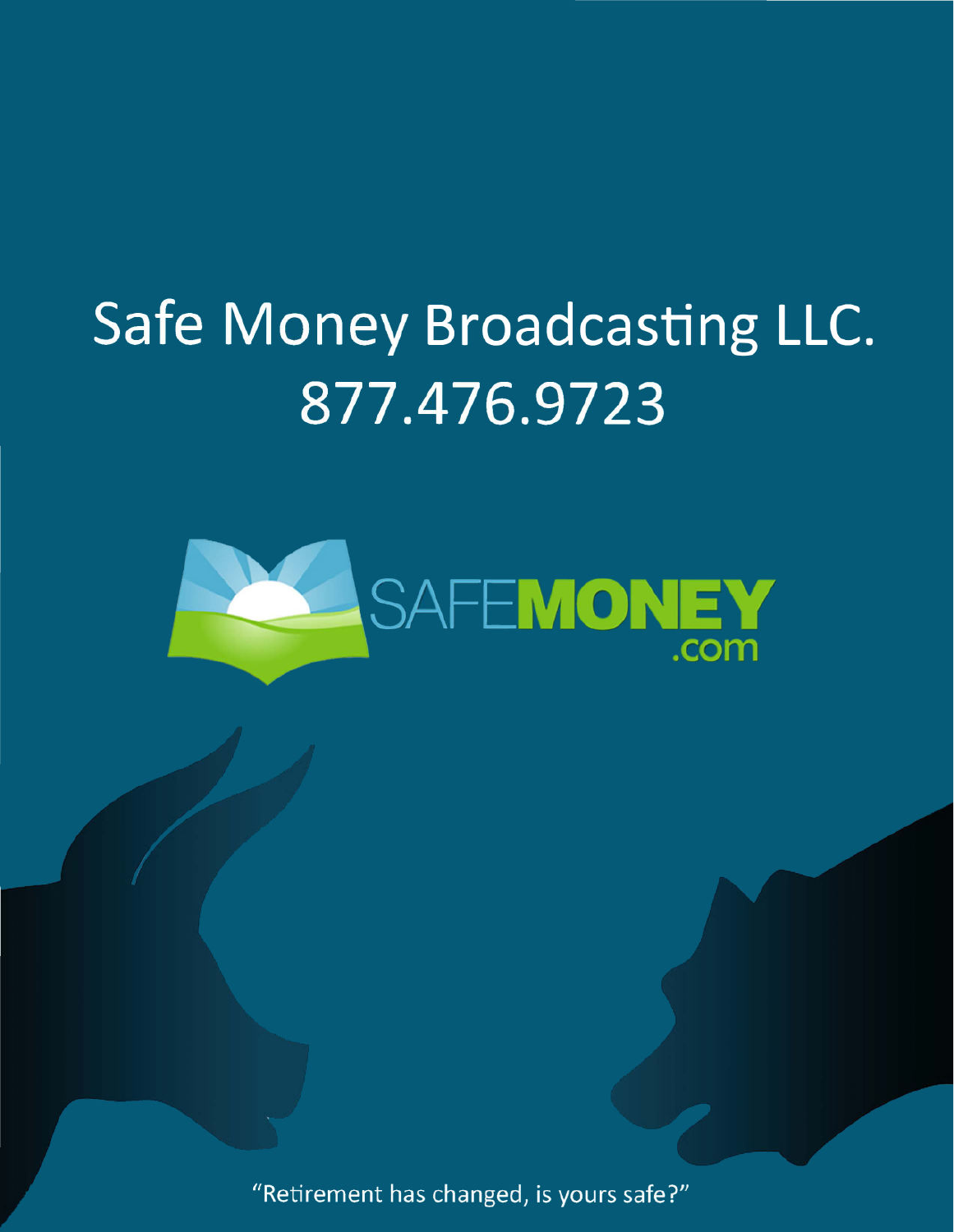# Safe Money Broadcasting LLC.
# 877.476.9723

SAFEMONEY.com

"Retirement has changed, is yours safe?"